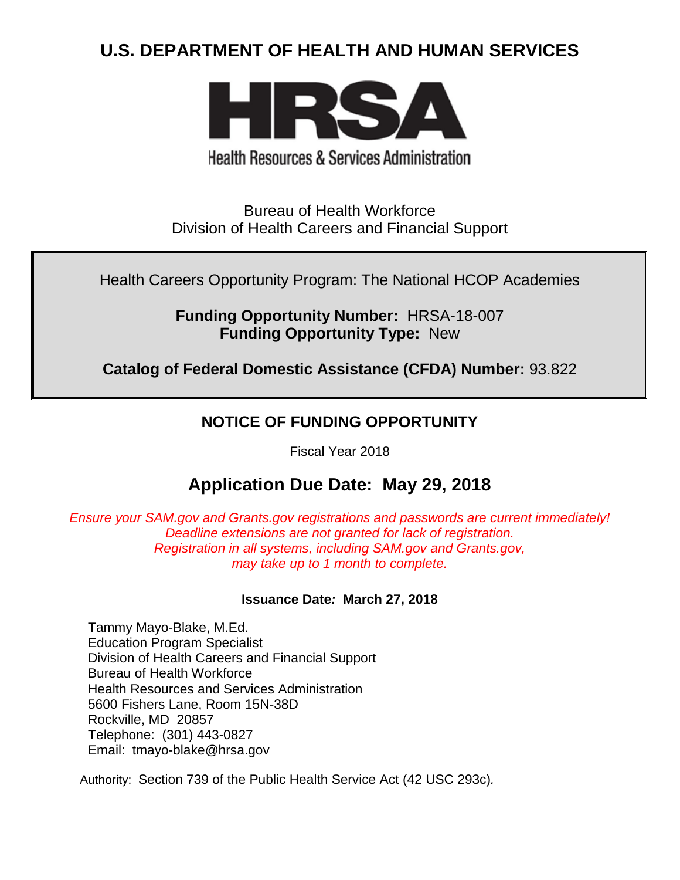# U.S. DEPARTMENT OF HEALTH AND HUMAN SERVICES

HRSA

Health Resources & Services Administration

Bureau of Health Workforce
Division of Health Careers and Financial Support

Health Careers Opportunity Program: The National HCOP Academies

**Funding Opportunity Number:** HRSA-18-007
**Funding Opportunity Type:** New

**Catalog of Federal Domestic Assistance (CFDA) Number:** 93.822

## NOTICE OF FUNDING OPPORTUNITY

Fiscal Year 2018

## Application Due Date: May 29, 2018

*Ensure your SAM.gov and Grants.gov registrations and passwords are current immediately! Deadline extensions are not granted for lack of registration. Registration in all systems, including SAM.gov and Grants.gov, may take up to 1 month to complete.*

**Issuance Date: March 27, 2018**

Tammy Mayo-Blake, M.Ed.
Education Program Specialist
Division of Health Careers and Financial Support
Bureau of Health Workforce
Health Resources and Services Administration
5600 Fishers Lane, Room 15N-38D
Rockville, MD 20857
Telephone: (301) 443-0827
Email: tmayo-blake@hrsa.gov

Authority: Section 739 of the Public Health Service Act (42 USC 293c).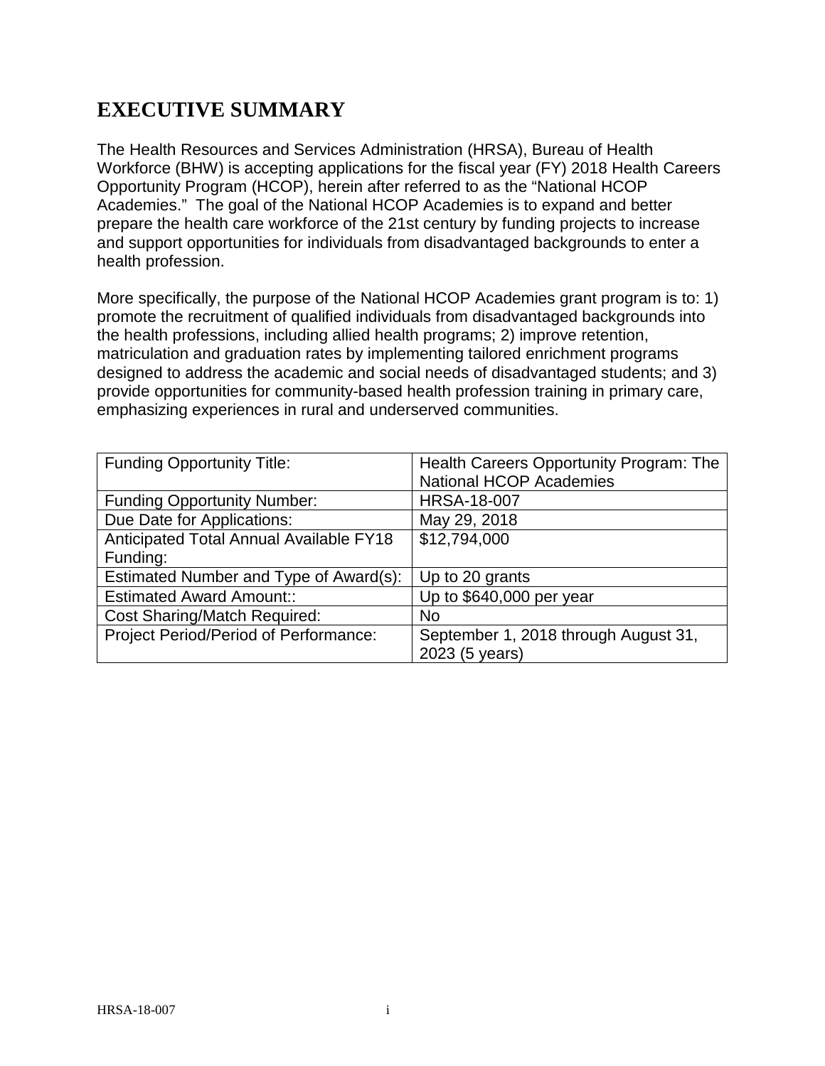# EXECUTIVE SUMMARY

The Health Resources and Services Administration (HRSA), Bureau of Health Workforce (BHW) is accepting applications for the fiscal year (FY) 2018 Health Careers Opportunity Program (HCOP), herein after referred to as the "National HCOP Academies." The goal of the National HCOP Academies is to expand and better prepare the health care workforce of the 21st century by funding projects to increase and support opportunities for individuals from disadvantaged backgrounds to enter a health profession.

More specifically, the purpose of the National HCOP Academies grant program is to: 1) promote the recruitment of qualified individuals from disadvantaged backgrounds into the health professions, including allied health programs; 2) improve retention, matriculation and graduation rates by implementing tailored enrichment programs designed to address the academic and social needs of disadvantaged students; and 3) provide opportunities for community-based health profession training in primary care, emphasizing experiences in rural and underserved communities.

| | |
|---|---|
| Funding Opportunity Title: | Health Careers Opportunity Program: The National HCOP Academies |
| Funding Opportunity Number: | HRSA-18-007 |
| Due Date for Applications: | May 29, 2018 |
| Anticipated Total Annual Available FY18 Funding: | $12,794,000 |
| Estimated Number and Type of Award(s): | Up to 20 grants |
| Estimated Award Amount:: | Up to $640,000 per year |
| Cost Sharing/Match Required: | No |
| Project Period/Period of Performance: | September 1, 2018 through August 31, 2023 (5 years) |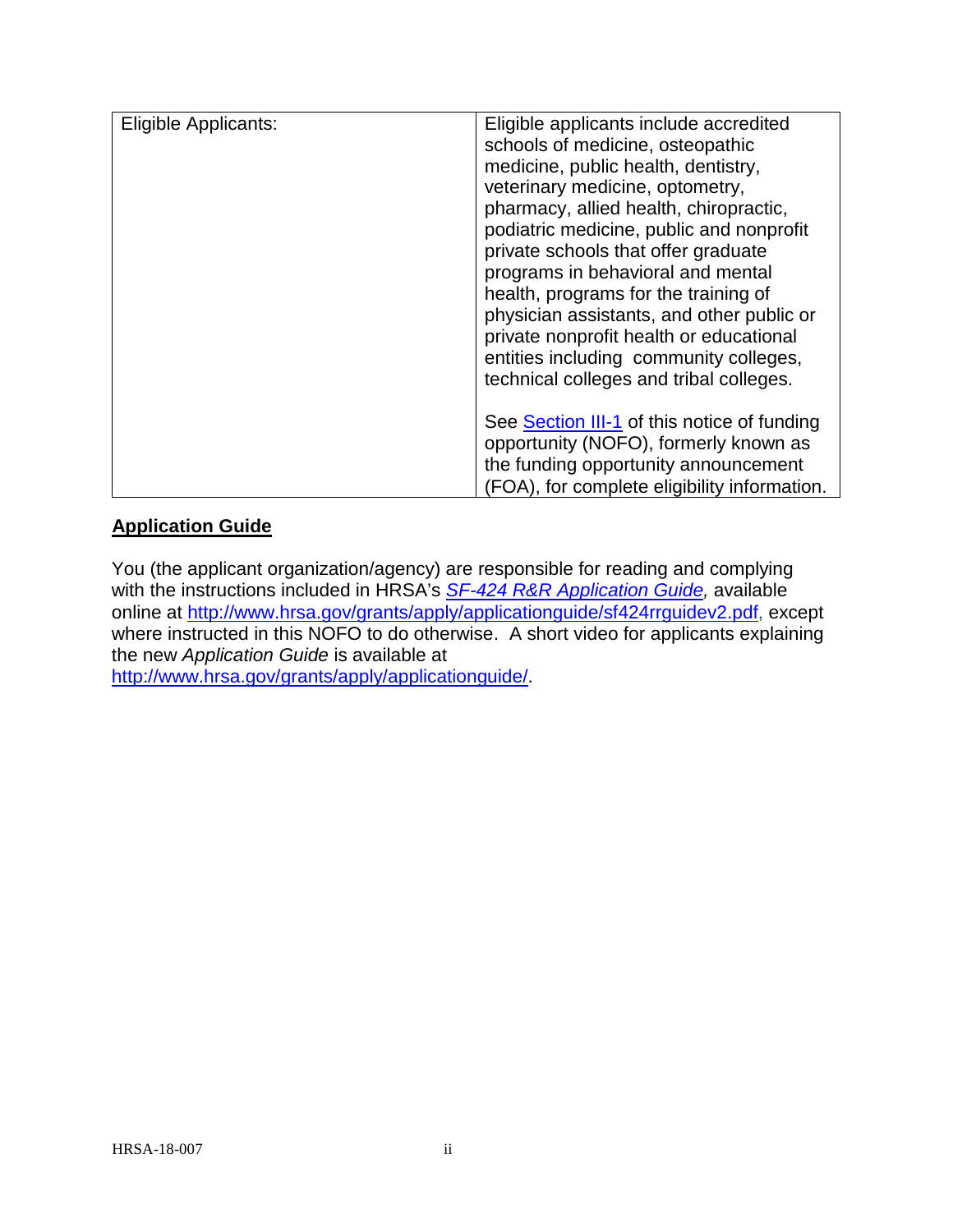| | |
|---|---|
| Eligible Applicants: | Eligible applicants include accredited schools of medicine, osteopathic medicine, public health, dentistry, veterinary medicine, optometry, pharmacy, allied health, chiropractic, podiatric medicine, public and nonprofit private schools that offer graduate programs in behavioral and mental health, programs for the training of physician assistants, and other public or private nonprofit health or educational entities including community colleges, technical colleges and tribal colleges.<br><br>See Section III-1 of this notice of funding opportunity (NOFO), formerly known as the funding opportunity announcement (FOA), for complete eligibility information. |

## Application Guide

You (the applicant organization/agency) are responsible for reading and complying with the instructions included in HRSA's *SF-424 R&R Application Guide,* available online at http://www.hrsa.gov/grants/apply/applicationguide/sf424rrguidev2.pdf, except where instructed in this NOFO to do otherwise. A short video for applicants explaining the new *Application Guide* is available at http://www.hrsa.gov/grants/apply/applicationguide/.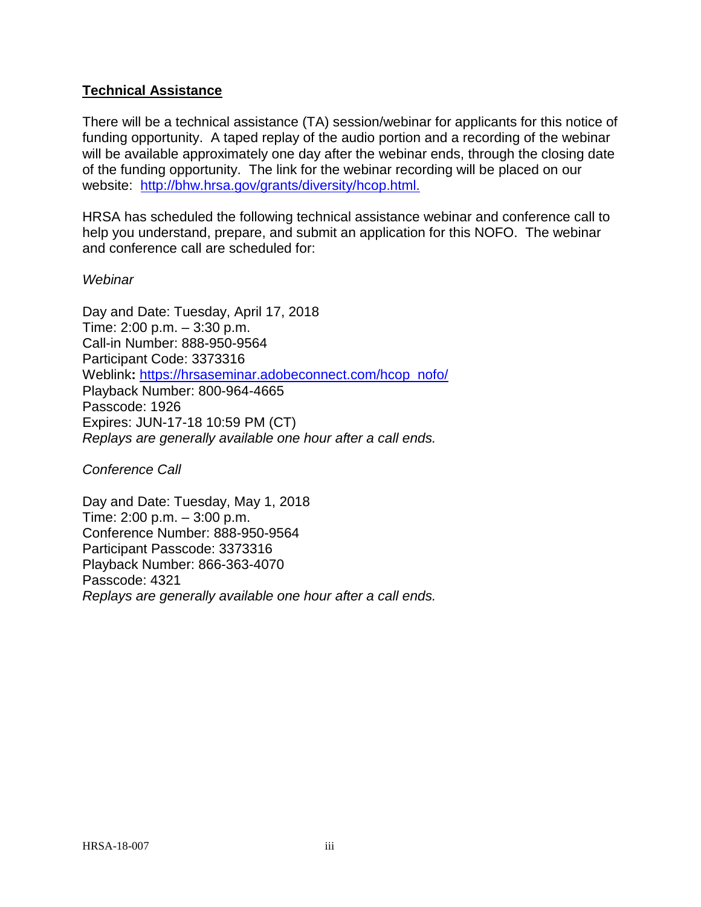## Technical Assistance

There will be a technical assistance (TA) session/webinar for applicants for this notice of funding opportunity. A taped replay of the audio portion and a recording of the webinar will be available approximately one day after the webinar ends, through the closing date of the funding opportunity. The link for the webinar recording will be placed on our website: http://bhw.hrsa.gov/grants/diversity/hcop.html.

HRSA has scheduled the following technical assistance webinar and conference call to help you understand, prepare, and submit an application for this NOFO. The webinar and conference call are scheduled for:

*Webinar*

Day and Date: Tuesday, April 17, 2018  
Time: 2:00 p.m. – 3:30 p.m.  
Call-in Number: 888-950-9564  
Participant Code: 3373316  
Weblink**:** https://hrsaseminar.adobeconnect.com/hcop_nofo/  
Playback Number: 800-964-4665  
Passcode: 1926  
Expires: JUN-17-18 10:59 PM (CT)  
*Replays are generally available one hour after a call ends.*

*Conference Call*

Day and Date: Tuesday, May 1, 2018  
Time: 2:00 p.m. – 3:00 p.m.  
Conference Number: 888-950-9564  
Participant Passcode: 3373316  
Playback Number: 866-363-4070  
Passcode: 4321  
*Replays are generally available one hour after a call ends.*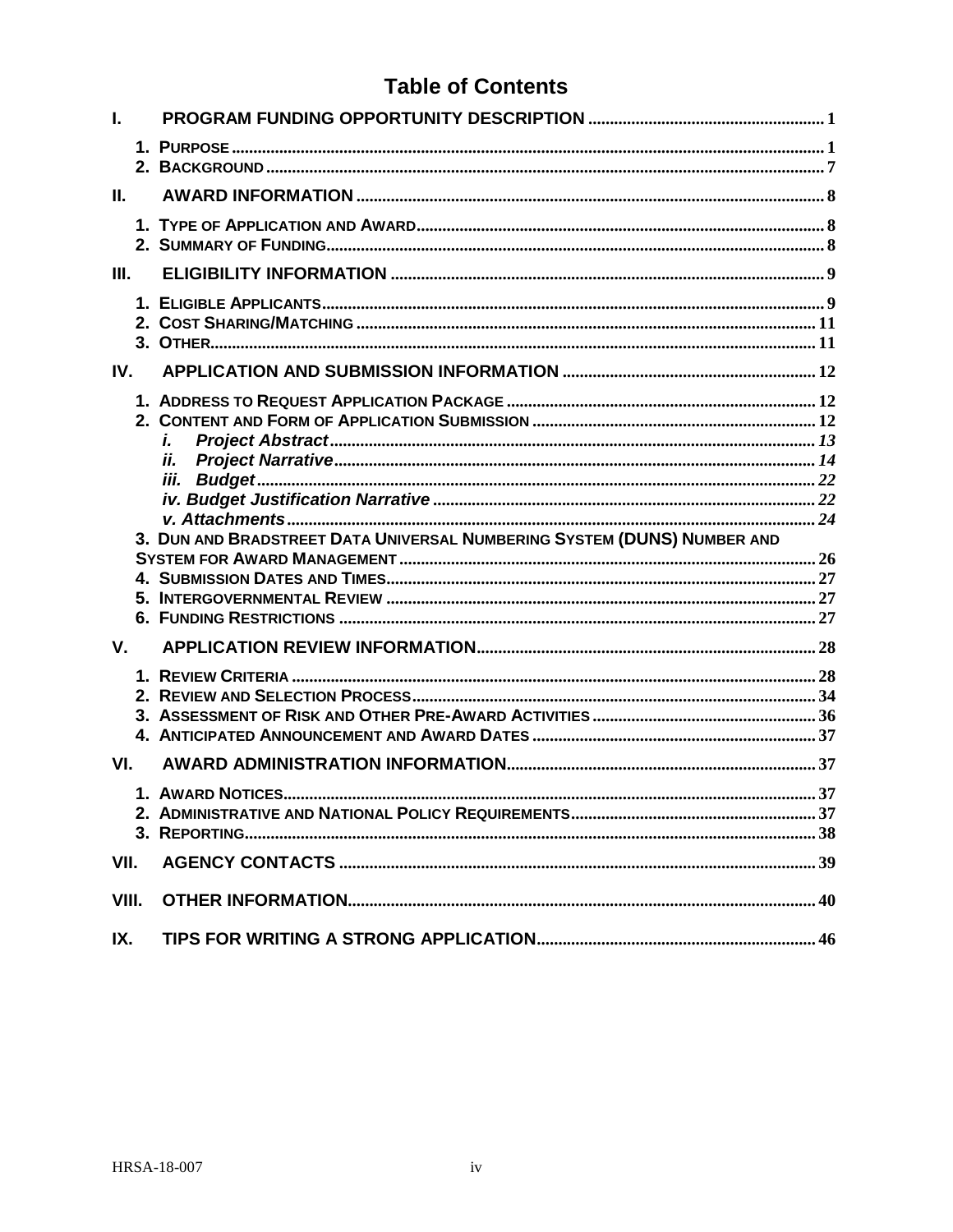# Table of Contents

**I. PROGRAM FUNDING OPPORTUNITY DESCRIPTION** ..... 1

- 1. PURPOSE ..... 1
- 2. BACKGROUND ..... 7

**II. AWARD INFORMATION** ..... 8

- 1. TYPE OF APPLICATION AND AWARD ..... 8
- 2. SUMMARY OF FUNDING ..... 8

**III. ELIGIBILITY INFORMATION** ..... 9

- 1. ELIGIBLE APPLICANTS ..... 9
- 2. COST SHARING/MATCHING ..... 11
- 3. OTHER ..... 11

**IV. APPLICATION AND SUBMISSION INFORMATION** ..... 12

- 1. ADDRESS TO REQUEST APPLICATION PACKAGE ..... 12
- 2. CONTENT AND FORM OF APPLICATION SUBMISSION ..... 12
  - *i. Project Abstract* ..... 13
  - *ii. Project Narrative* ..... 14
  - *iii. Budget* ..... 22
  - *iv. Budget Justification Narrative* ..... 22
  - *v. Attachments* ..... 24
- 3. DUN AND BRADSTREET DATA UNIVERSAL NUMBERING SYSTEM (DUNS) NUMBER AND SYSTEM FOR AWARD MANAGEMENT ..... 26
- 4. SUBMISSION DATES AND TIMES ..... 27
- 5. INTERGOVERNMENTAL REVIEW ..... 27
- 6. FUNDING RESTRICTIONS ..... 27

**V. APPLICATION REVIEW INFORMATION** ..... 28

- 1. REVIEW CRITERIA ..... 28
- 2. REVIEW AND SELECTION PROCESS ..... 34
- 3. ASSESSMENT OF RISK AND OTHER PRE-AWARD ACTIVITIES ..... 36
- 4. ANTICIPATED ANNOUNCEMENT AND AWARD DATES ..... 37

**VI. AWARD ADMINISTRATION INFORMATION** ..... 37

- 1. AWARD NOTICES ..... 37
- 2. ADMINISTRATIVE AND NATIONAL POLICY REQUIREMENTS ..... 37
- 3. REPORTING ..... 38

**VII. AGENCY CONTACTS** ..... 39

**VIII. OTHER INFORMATION** ..... 40

**IX. TIPS FOR WRITING A STRONG APPLICATION** ..... 46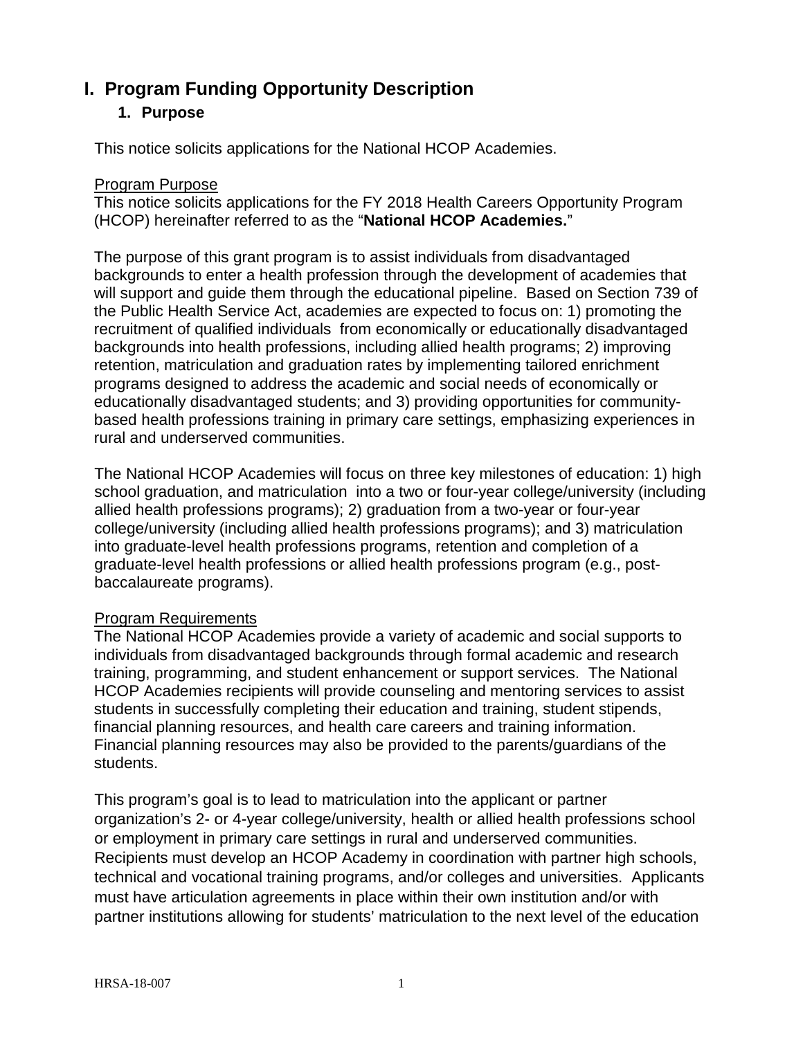# I. Program Funding Opportunity Description

## 1. Purpose

This notice solicits applications for the National HCOP Academies.

Program Purpose

This notice solicits applications for the FY 2018 Health Careers Opportunity Program (HCOP) hereinafter referred to as the "**National HCOP Academies.**"

The purpose of this grant program is to assist individuals from disadvantaged backgrounds to enter a health profession through the development of academies that will support and guide them through the educational pipeline. Based on Section 739 of the Public Health Service Act, academies are expected to focus on: 1) promoting the recruitment of qualified individuals from economically or educationally disadvantaged backgrounds into health professions, including allied health programs; 2) improving retention, matriculation and graduation rates by implementing tailored enrichment programs designed to address the academic and social needs of economically or educationally disadvantaged students; and 3) providing opportunities for community-based health professions training in primary care settings, emphasizing experiences in rural and underserved communities.

The National HCOP Academies will focus on three key milestones of education: 1) high school graduation, and matriculation into a two or four-year college/university (including allied health professions programs); 2) graduation from a two-year or four-year college/university (including allied health professions programs); and 3) matriculation into graduate-level health professions programs, retention and completion of a graduate-level health professions or allied health professions program (e.g., post-baccalaureate programs).

Program Requirements

The National HCOP Academies provide a variety of academic and social supports to individuals from disadvantaged backgrounds through formal academic and research training, programming, and student enhancement or support services. The National HCOP Academies recipients will provide counseling and mentoring services to assist students in successfully completing their education and training, student stipends, financial planning resources, and health care careers and training information. Financial planning resources may also be provided to the parents/guardians of the students.

This program's goal is to lead to matriculation into the applicant or partner organization's 2- or 4-year college/university, health or allied health professions school or employment in primary care settings in rural and underserved communities. Recipients must develop an HCOP Academy in coordination with partner high schools, technical and vocational training programs, and/or colleges and universities. Applicants must have articulation agreements in place within their own institution and/or with partner institutions allowing for students' matriculation to the next level of the education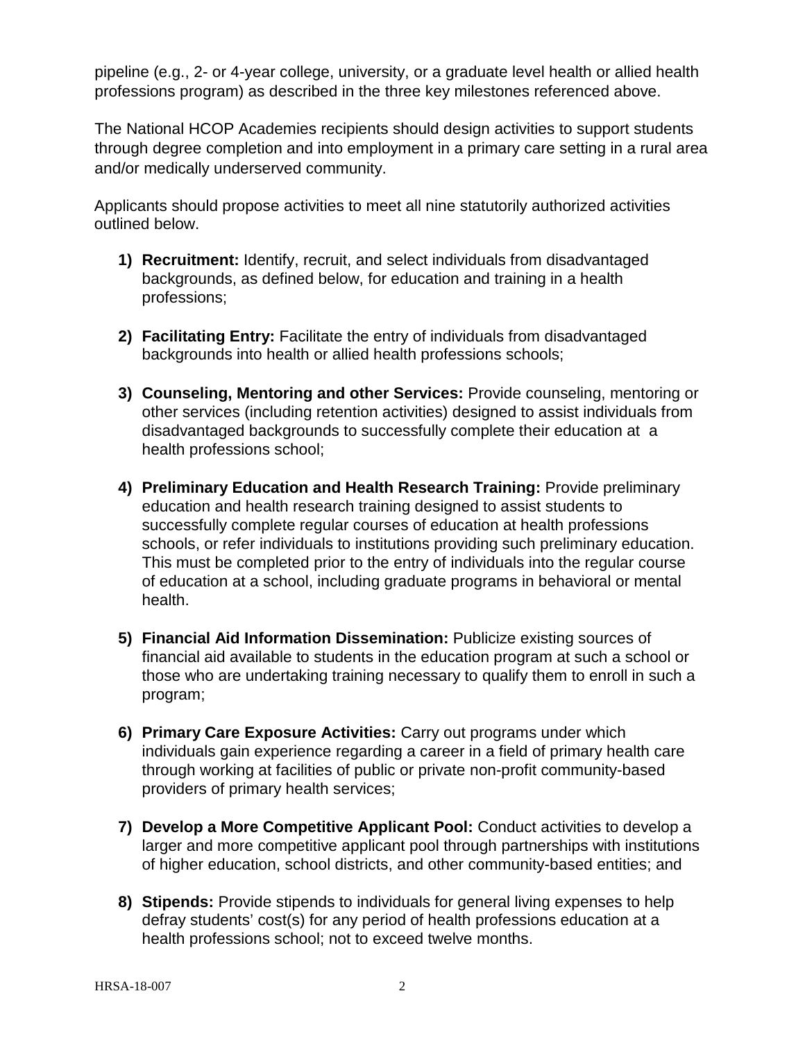pipeline (e.g., 2- or 4-year college, university, or a graduate level health or allied health professions program) as described in the three key milestones referenced above.

The National HCOP Academies recipients should design activities to support students through degree completion and into employment in a primary care setting in a rural area and/or medically underserved community.

Applicants should propose activities to meet all nine statutorily authorized activities outlined below.

1) **Recruitment:** Identify, recruit, and select individuals from disadvantaged backgrounds, as defined below, for education and training in a health professions;

2) **Facilitating Entry:** Facilitate the entry of individuals from disadvantaged backgrounds into health or allied health professions schools;

3) **Counseling, Mentoring and other Services:** Provide counseling, mentoring or other services (including retention activities) designed to assist individuals from disadvantaged backgrounds to successfully complete their education at a health professions school;

4) **Preliminary Education and Health Research Training:** Provide preliminary education and health research training designed to assist students to successfully complete regular courses of education at health professions schools, or refer individuals to institutions providing such preliminary education. This must be completed prior to the entry of individuals into the regular course of education at a school, including graduate programs in behavioral or mental health.

5) **Financial Aid Information Dissemination:** Publicize existing sources of financial aid available to students in the education program at such a school or those who are undertaking training necessary to qualify them to enroll in such a program;

6) **Primary Care Exposure Activities:** Carry out programs under which individuals gain experience regarding a career in a field of primary health care through working at facilities of public or private non-profit community-based providers of primary health services;

7) **Develop a More Competitive Applicant Pool:** Conduct activities to develop a larger and more competitive applicant pool through partnerships with institutions of higher education, school districts, and other community-based entities; and

8) **Stipends:** Provide stipends to individuals for general living expenses to help defray students' cost(s) for any period of health professions education at a health professions school; not to exceed twelve months.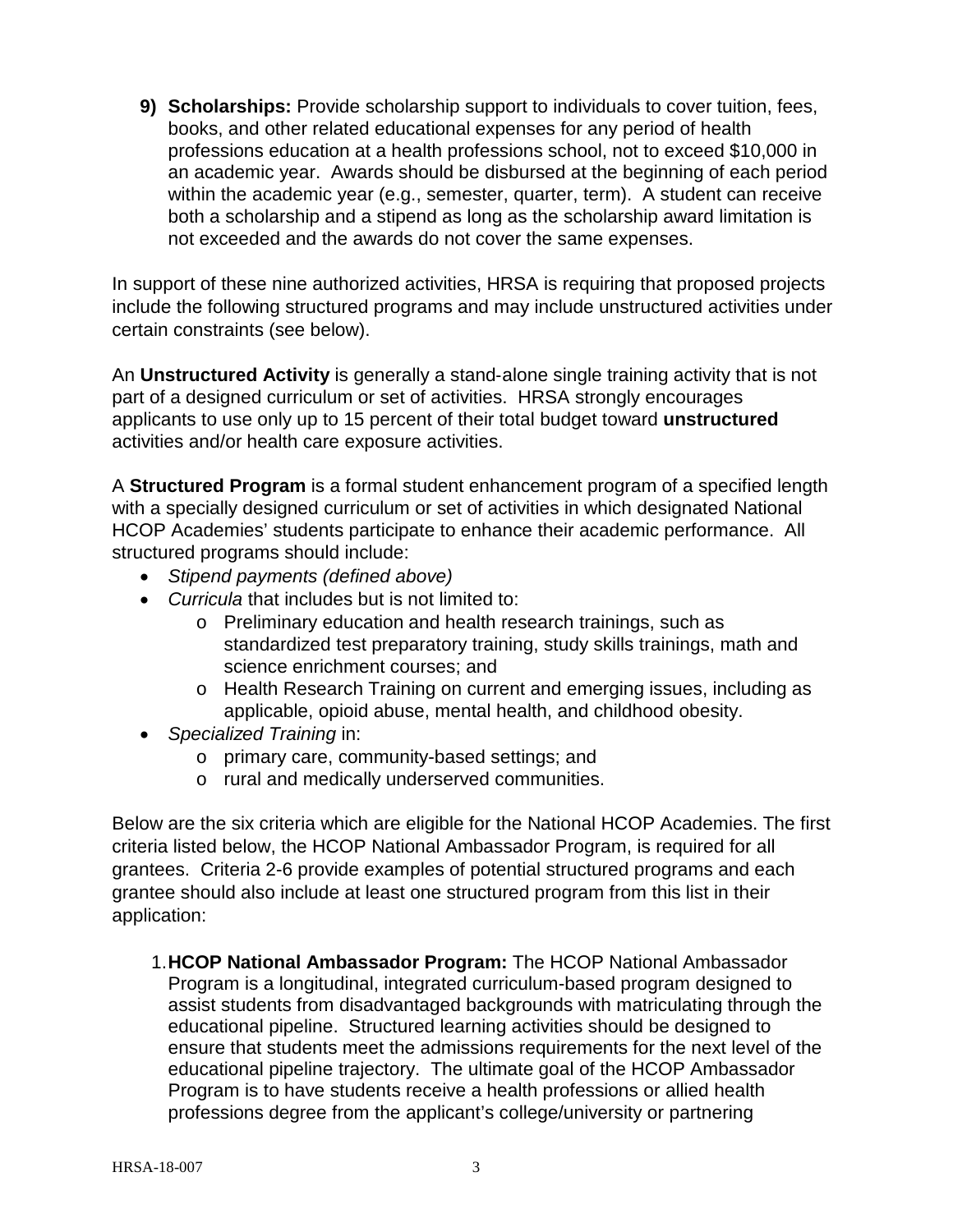9) **Scholarships:** Provide scholarship support to individuals to cover tuition, fees, books, and other related educational expenses for any period of health professions education at a health professions school, not to exceed $10,000 in an academic year. Awards should be disbursed at the beginning of each period within the academic year (e.g., semester, quarter, term). A student can receive both a scholarship and a stipend as long as the scholarship award limitation is not exceeded and the awards do not cover the same expenses.

In support of these nine authorized activities, HRSA is requiring that proposed projects include the following structured programs and may include unstructured activities under certain constraints (see below).

An **Unstructured Activity** is generally a stand-alone single training activity that is not part of a designed curriculum or set of activities. HRSA strongly encourages applicants to use only up to 15 percent of their total budget toward **unstructured** activities and/or health care exposure activities.

A **Structured Program** is a formal student enhancement program of a specified length with a specially designed curriculum or set of activities in which designated National HCOP Academies' students participate to enhance their academic performance. All structured programs should include:

- *Stipend payments (defined above)*
- *Curricula* that includes but is not limited to:
  - Preliminary education and health research trainings, such as standardized test preparatory training, study skills trainings, math and science enrichment courses; and
  - Health Research Training on current and emerging issues, including as applicable, opioid abuse, mental health, and childhood obesity.
- *Specialized Training* in:
  - primary care, community-based settings; and
  - rural and medically underserved communities.

Below are the six criteria which are eligible for the National HCOP Academies. The first criteria listed below, the HCOP National Ambassador Program, is required for all grantees. Criteria 2-6 provide examples of potential structured programs and each grantee should also include at least one structured program from this list in their application:

1. **HCOP National Ambassador Program:** The HCOP National Ambassador Program is a longitudinal, integrated curriculum-based program designed to assist students from disadvantaged backgrounds with matriculating through the educational pipeline. Structured learning activities should be designed to ensure that students meet the admissions requirements for the next level of the educational pipeline trajectory. The ultimate goal of the HCOP Ambassador Program is to have students receive a health professions or allied health professions degree from the applicant's college/university or partnering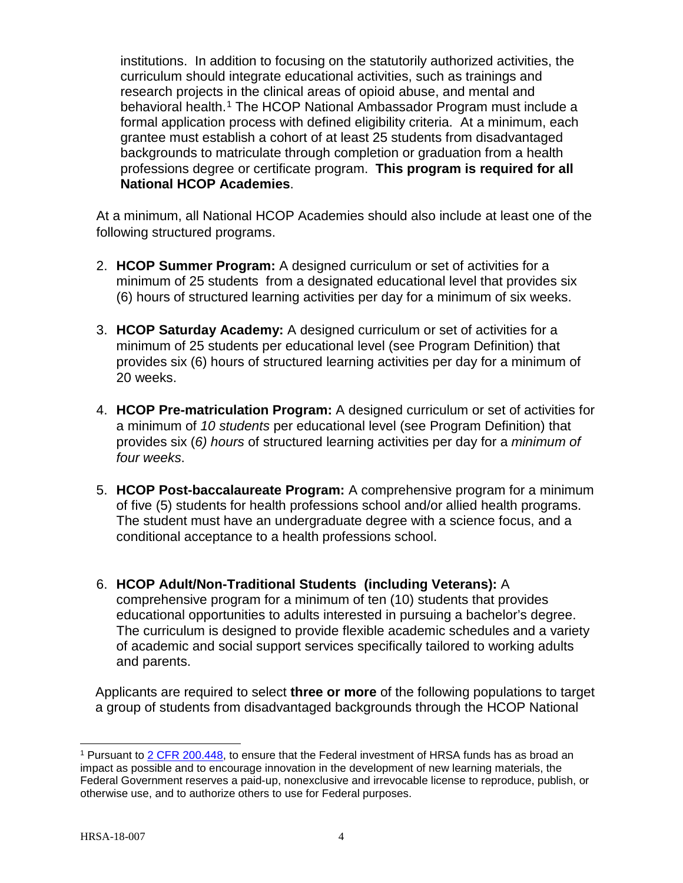institutions. In addition to focusing on the statutorily authorized activities, the curriculum should integrate educational activities, such as trainings and research projects in the clinical areas of opioid abuse, and mental and behavioral health.[1] The HCOP National Ambassador Program must include a formal application process with defined eligibility criteria. At a minimum, each grantee must establish a cohort of at least 25 students from disadvantaged backgrounds to matriculate through completion or graduation from a health professions degree or certificate program. **This program is required for all National HCOP Academies**.

At a minimum, all National HCOP Academies should also include at least one of the following structured programs.

2. **HCOP Summer Program:** A designed curriculum or set of activities for a minimum of 25 students from a designated educational level that provides six (6) hours of structured learning activities per day for a minimum of six weeks.

3. **HCOP Saturday Academy:** A designed curriculum or set of activities for a minimum of 25 students per educational level (see Program Definition) that provides six (6) hours of structured learning activities per day for a minimum of 20 weeks.

4. **HCOP Pre-matriculation Program:** A designed curriculum or set of activities for a minimum of *10 students* per educational level (see Program Definition) that provides six (*6) hours* of structured learning activities per day for a *minimum of four weeks*.

5. **HCOP Post-baccalaureate Program:** A comprehensive program for a minimum of five (5) students for health professions school and/or allied health programs. The student must have an undergraduate degree with a science focus, and a conditional acceptance to a health professions school.

6. **HCOP Adult/Non-Traditional Students (including Veterans):** A comprehensive program for a minimum of ten (10) students that provides educational opportunities to adults interested in pursuing a bachelor's degree. The curriculum is designed to provide flexible academic schedules and a variety of academic and social support services specifically tailored to working adults and parents.

Applicants are required to select **three or more** of the following populations to target a group of students from disadvantaged backgrounds through the HCOP National

[1] Pursuant to 2 CFR 200.448, to ensure that the Federal investment of HRSA funds has as broad an impact as possible and to encourage innovation in the development of new learning materials, the Federal Government reserves a paid-up, nonexclusive and irrevocable license to reproduce, publish, or otherwise use, and to authorize others to use for Federal purposes.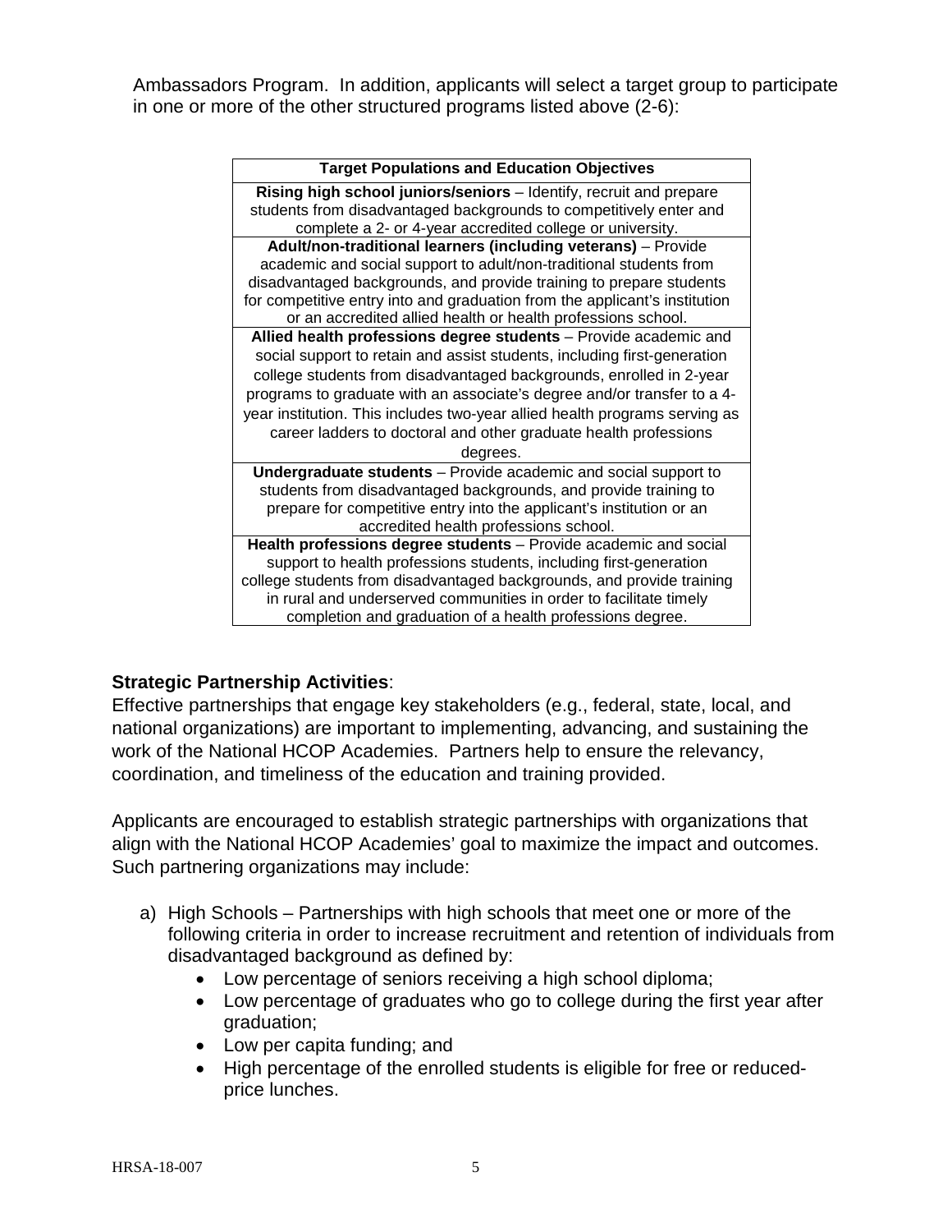Ambassadors Program. In addition, applicants will select a target group to participate in one or more of the other structured programs listed above (2-6):

| Target Populations and Education Objectives |
| --- |
| **Rising high school juniors/seniors** – Identify, recruit and prepare students from disadvantaged backgrounds to competitively enter and complete a 2- or 4-year accredited college or university. |
| **Adult/non-traditional learners (including veterans)** – Provide academic and social support to adult/non-traditional students from disadvantaged backgrounds, and provide training to prepare students for competitive entry into and graduation from the applicant's institution or an accredited allied health or health professions school. |
| **Allied health professions degree students** – Provide academic and social support to retain and assist students, including first-generation college students from disadvantaged backgrounds, enrolled in 2-year programs to graduate with an associate's degree and/or transfer to a 4-year institution. This includes two-year allied health programs serving as career ladders to doctoral and other graduate health professions degrees. |
| **Undergraduate students** – Provide academic and social support to students from disadvantaged backgrounds, and provide training to prepare for competitive entry into the applicant's institution or an accredited health professions school. |
| **Health professions degree students** – Provide academic and social support to health professions students, including first-generation college students from disadvantaged backgrounds, and provide training in rural and underserved communities in order to facilitate timely completion and graduation of a health professions degree. |

**Strategic Partnership Activities**:

Effective partnerships that engage key stakeholders (e.g., federal, state, local, and national organizations) are important to implementing, advancing, and sustaining the work of the National HCOP Academies. Partners help to ensure the relevancy, coordination, and timeliness of the education and training provided.

Applicants are encouraged to establish strategic partnerships with organizations that align with the National HCOP Academies' goal to maximize the impact and outcomes. Such partnering organizations may include:

a) High Schools – Partnerships with high schools that meet one or more of the following criteria in order to increase recruitment and retention of individuals from disadvantaged background as defined by:
   - Low percentage of seniors receiving a high school diploma;
   - Low percentage of graduates who go to college during the first year after graduation;
   - Low per capita funding; and
   - High percentage of the enrolled students is eligible for free or reduced-price lunches.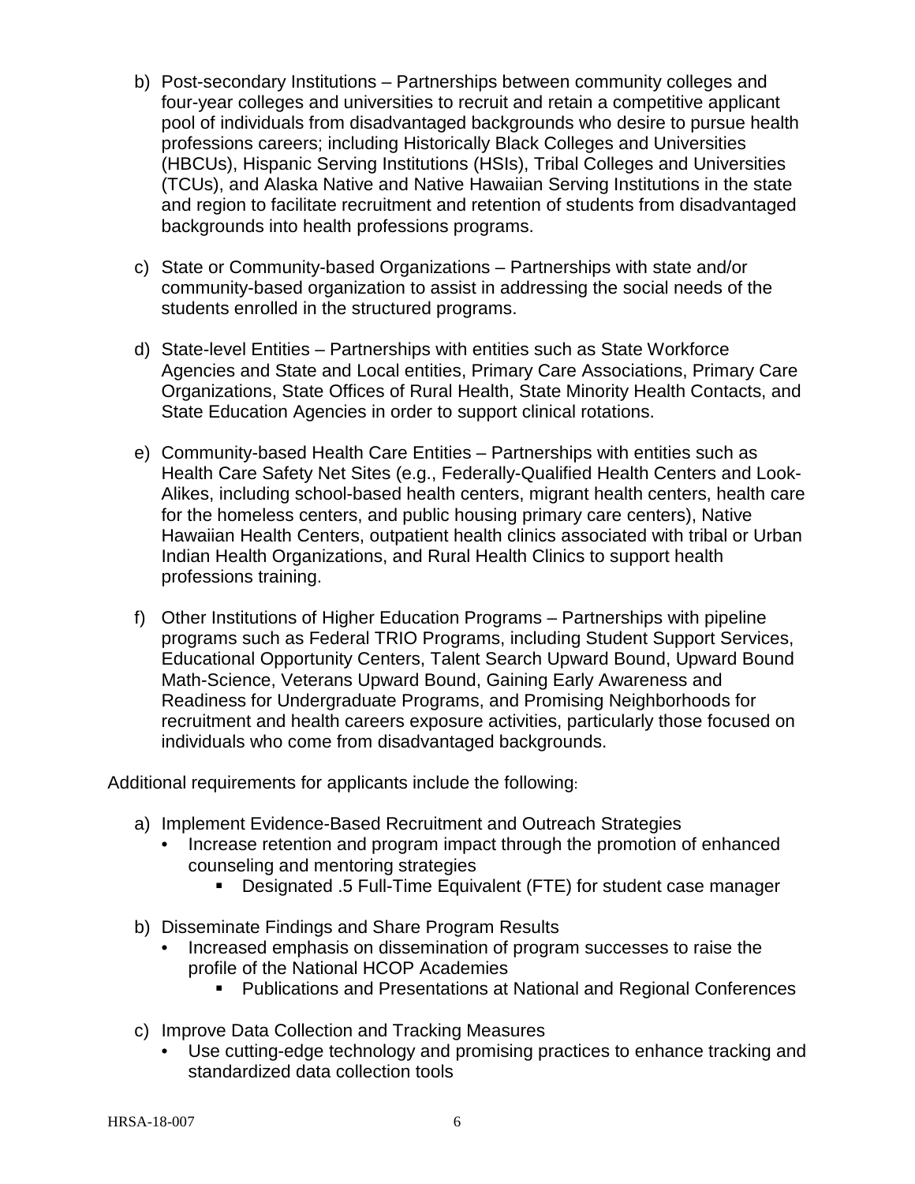b) Post-secondary Institutions – Partnerships between community colleges and four-year colleges and universities to recruit and retain a competitive applicant pool of individuals from disadvantaged backgrounds who desire to pursue health professions careers; including Historically Black Colleges and Universities (HBCUs), Hispanic Serving Institutions (HSIs), Tribal Colleges and Universities (TCUs), and Alaska Native and Native Hawaiian Serving Institutions in the state and region to facilitate recruitment and retention of students from disadvantaged backgrounds into health professions programs.

c) State or Community-based Organizations – Partnerships with state and/or community-based organization to assist in addressing the social needs of the students enrolled in the structured programs.

d) State-level Entities – Partnerships with entities such as State Workforce Agencies and State and Local entities, Primary Care Associations, Primary Care Organizations, State Offices of Rural Health, State Minority Health Contacts, and State Education Agencies in order to support clinical rotations.

e) Community-based Health Care Entities – Partnerships with entities such as Health Care Safety Net Sites (e.g., Federally-Qualified Health Centers and Look-Alikes, including school-based health centers, migrant health centers, health care for the homeless centers, and public housing primary care centers), Native Hawaiian Health Centers, outpatient health clinics associated with tribal or Urban Indian Health Organizations, and Rural Health Clinics to support health professions training.

f) Other Institutions of Higher Education Programs – Partnerships with pipeline programs such as Federal TRIO Programs, including Student Support Services, Educational Opportunity Centers, Talent Search Upward Bound, Upward Bound Math-Science, Veterans Upward Bound, Gaining Early Awareness and Readiness for Undergraduate Programs, and Promising Neighborhoods for recruitment and health careers exposure activities, particularly those focused on individuals who come from disadvantaged backgrounds.

Additional requirements for applicants include the following:

a) Implement Evidence-Based Recruitment and Outreach Strategies
   - Increase retention and program impact through the promotion of enhanced counseling and mentoring strategies
     - Designated .5 Full-Time Equivalent (FTE) for student case manager

b) Disseminate Findings and Share Program Results
   - Increased emphasis on dissemination of program successes to raise the profile of the National HCOP Academies
     - Publications and Presentations at National and Regional Conferences

c) Improve Data Collection and Tracking Measures
   - Use cutting-edge technology and promising practices to enhance tracking and standardized data collection tools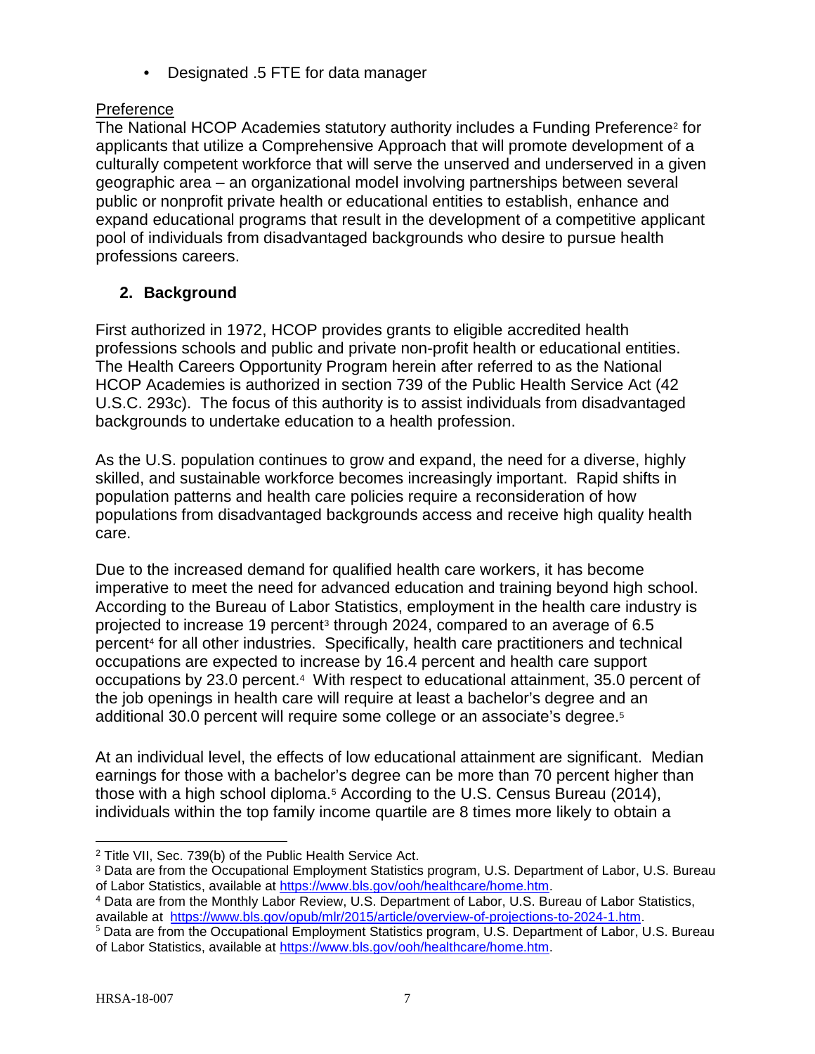- Designated .5 FTE for data manager

Preference

The National HCOP Academies statutory authority includes a Funding Preference[2] for applicants that utilize a Comprehensive Approach that will promote development of a culturally competent workforce that will serve the unserved and underserved in a given geographic area – an organizational model involving partnerships between several public or nonprofit private health or educational entities to establish, enhance and expand educational programs that result in the development of a competitive applicant pool of individuals from disadvantaged backgrounds who desire to pursue health professions careers.

## 2. Background

First authorized in 1972, HCOP provides grants to eligible accredited health professions schools and public and private non-profit health or educational entities. The Health Careers Opportunity Program herein after referred to as the National HCOP Academies is authorized in section 739 of the Public Health Service Act (42 U.S.C. 293c). The focus of this authority is to assist individuals from disadvantaged backgrounds to undertake education to a health profession.

As the U.S. population continues to grow and expand, the need for a diverse, highly skilled, and sustainable workforce becomes increasingly important. Rapid shifts in population patterns and health care policies require a reconsideration of how populations from disadvantaged backgrounds access and receive high quality health care.

Due to the increased demand for qualified health care workers, it has become imperative to meet the need for advanced education and training beyond high school. According to the Bureau of Labor Statistics, employment in the health care industry is projected to increase 19 percent[3] through 2024, compared to an average of 6.5 percent[4] for all other industries. Specifically, health care practitioners and technical occupations are expected to increase by 16.4 percent and health care support occupations by 23.0 percent.[4] With respect to educational attainment, 35.0 percent of the job openings in health care will require at least a bachelor's degree and an additional 30.0 percent will require some college or an associate's degree.[5]

At an individual level, the effects of low educational attainment are significant. Median earnings for those with a bachelor's degree can be more than 70 percent higher than those with a high school diploma.[5] According to the U.S. Census Bureau (2014), individuals within the top family income quartile are 8 times more likely to obtain a

---

[2] Title VII, Sec. 739(b) of the Public Health Service Act.

[3] Data are from the Occupational Employment Statistics program, U.S. Department of Labor, U.S. Bureau of Labor Statistics, available at https://www.bls.gov/ooh/healthcare/home.htm.

[4] Data are from the Monthly Labor Review, U.S. Department of Labor, U.S. Bureau of Labor Statistics, available at https://www.bls.gov/opub/mlr/2015/article/overview-of-projections-to-2024-1.htm.

[5] Data are from the Occupational Employment Statistics program, U.S. Department of Labor, U.S. Bureau of Labor Statistics, available at https://www.bls.gov/ooh/healthcare/home.htm.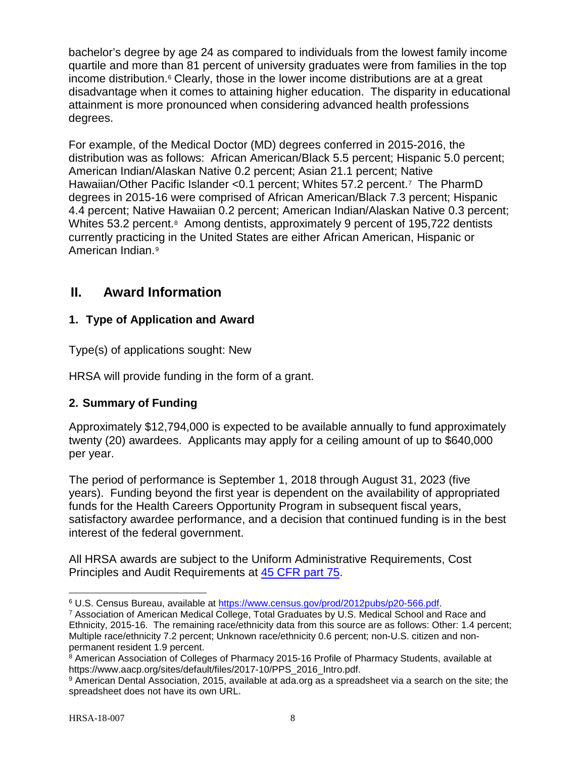bachelor's degree by age 24 as compared to individuals from the lowest family income quartile and more than 81 percent of university graduates were from families in the top income distribution.[6] Clearly, those in the lower income distributions are at a great disadvantage when it comes to attaining higher education. The disparity in educational attainment is more pronounced when considering advanced health professions degrees.

For example, of the Medical Doctor (MD) degrees conferred in 2015-2016, the distribution was as follows: African American/Black 5.5 percent; Hispanic 5.0 percent; American Indian/Alaskan Native 0.2 percent; Asian 21.1 percent; Native Hawaiian/Other Pacific Islander <0.1 percent; Whites 57.2 percent.[7] The PharmD degrees in 2015-16 were comprised of African American/Black 7.3 percent; Hispanic 4.4 percent; Native Hawaiian 0.2 percent; American Indian/Alaskan Native 0.3 percent; Whites 53.2 percent.[8] Among dentists, approximately 9 percent of 195,722 dentists currently practicing in the United States are either African American, Hispanic or American Indian.[9]

## II. Award Information

### 1. Type of Application and Award

Type(s) of applications sought: New

HRSA will provide funding in the form of a grant.

### 2. Summary of Funding

Approximately $12,794,000 is expected to be available annually to fund approximately twenty (20) awardees. Applicants may apply for a ceiling amount of up to $640,000 per year.

The period of performance is September 1, 2018 through August 31, 2023 (five years). Funding beyond the first year is dependent on the availability of appropriated funds for the Health Careers Opportunity Program in subsequent fiscal years, satisfactory awardee performance, and a decision that continued funding is in the best interest of the federal government.

All HRSA awards are subject to the Uniform Administrative Requirements, Cost Principles and Audit Requirements at 45 CFR part 75.

---

[6] U.S. Census Bureau, available at https://www.census.gov/prod/2012pubs/p20-566.pdf.

[7] Association of American Medical College, Total Graduates by U.S. Medical School and Race and Ethnicity, 2015-16. The remaining race/ethnicity data from this source are as follows: Other: 1.4 percent; Multiple race/ethnicity 7.2 percent; Unknown race/ethnicity 0.6 percent; non-U.S. citizen and non-permanent resident 1.9 percent.

[8] American Association of Colleges of Pharmacy 2015-16 Profile of Pharmacy Students, available at https://www.aacp.org/sites/default/files/2017-10/PPS_2016_Intro.pdf.

[9] American Dental Association, 2015, available at ada.org as a spreadsheet via a search on the site; the spreadsheet does not have its own URL.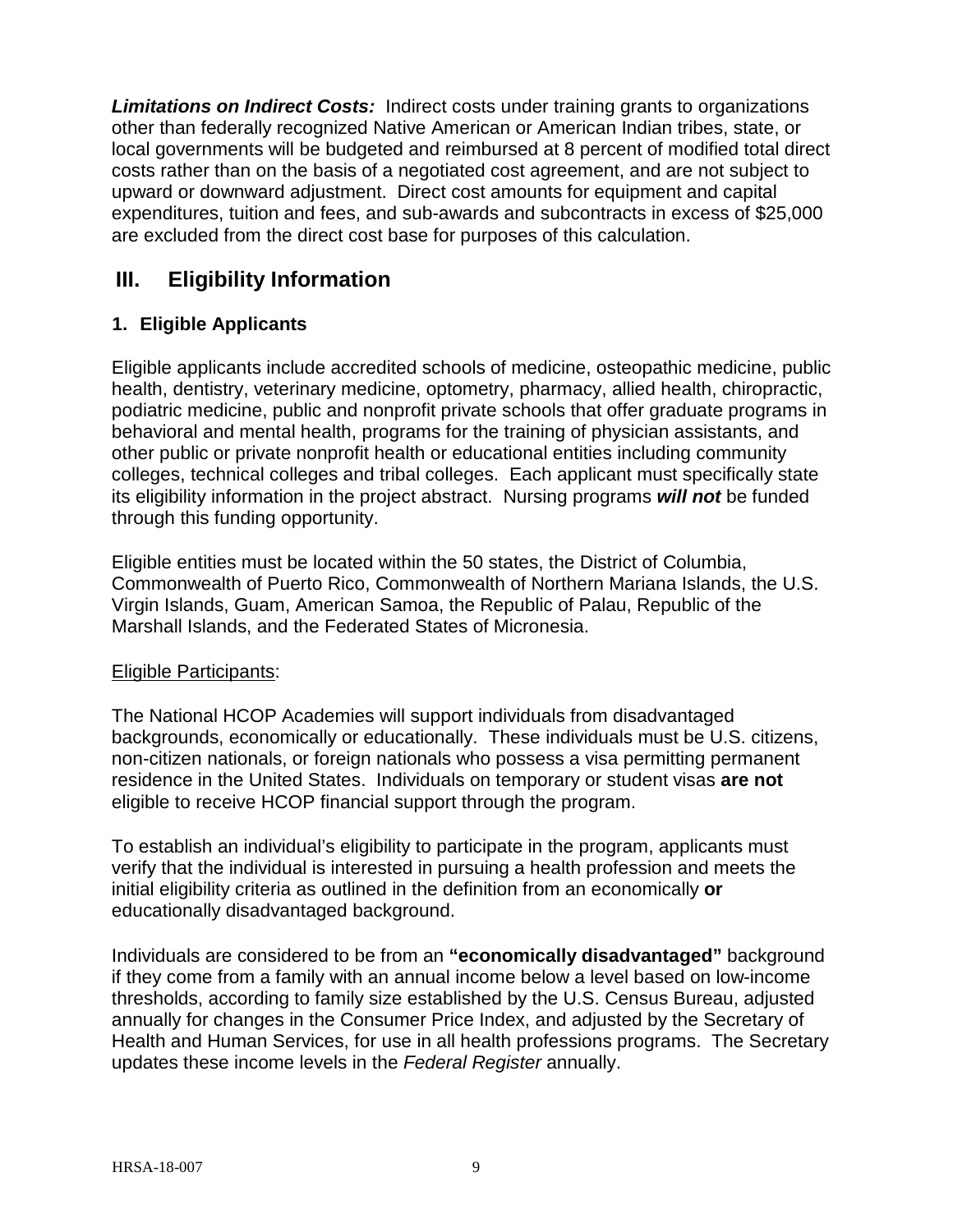***Limitations on Indirect Costs:*** Indirect costs under training grants to organizations other than federally recognized Native American or American Indian tribes, state, or local governments will be budgeted and reimbursed at 8 percent of modified total direct costs rather than on the basis of a negotiated cost agreement, and are not subject to upward or downward adjustment. Direct cost amounts for equipment and capital expenditures, tuition and fees, and sub-awards and subcontracts in excess of $25,000 are excluded from the direct cost base for purposes of this calculation.

## III. Eligibility Information

### 1. Eligible Applicants

Eligible applicants include accredited schools of medicine, osteopathic medicine, public health, dentistry, veterinary medicine, optometry, pharmacy, allied health, chiropractic, podiatric medicine, public and nonprofit private schools that offer graduate programs in behavioral and mental health, programs for the training of physician assistants, and other public or private nonprofit health or educational entities including community colleges, technical colleges and tribal colleges. Each applicant must specifically state its eligibility information in the project abstract. Nursing programs ***will not*** be funded through this funding opportunity.

Eligible entities must be located within the 50 states, the District of Columbia, Commonwealth of Puerto Rico, Commonwealth of Northern Mariana Islands, the U.S. Virgin Islands, Guam, American Samoa, the Republic of Palau, Republic of the Marshall Islands, and the Federated States of Micronesia.

Eligible Participants:

The National HCOP Academies will support individuals from disadvantaged backgrounds, economically or educationally. These individuals must be U.S. citizens, non-citizen nationals, or foreign nationals who possess a visa permitting permanent residence in the United States. Individuals on temporary or student visas **are not** eligible to receive HCOP financial support through the program.

To establish an individual's eligibility to participate in the program, applicants must verify that the individual is interested in pursuing a health profession and meets the initial eligibility criteria as outlined in the definition from an economically **or** educationally disadvantaged background.

Individuals are considered to be from an **"economically disadvantaged"** background if they come from a family with an annual income below a level based on low-income thresholds, according to family size established by the U.S. Census Bureau, adjusted annually for changes in the Consumer Price Index, and adjusted by the Secretary of Health and Human Services, for use in all health professions programs. The Secretary updates these income levels in the *Federal Register* annually.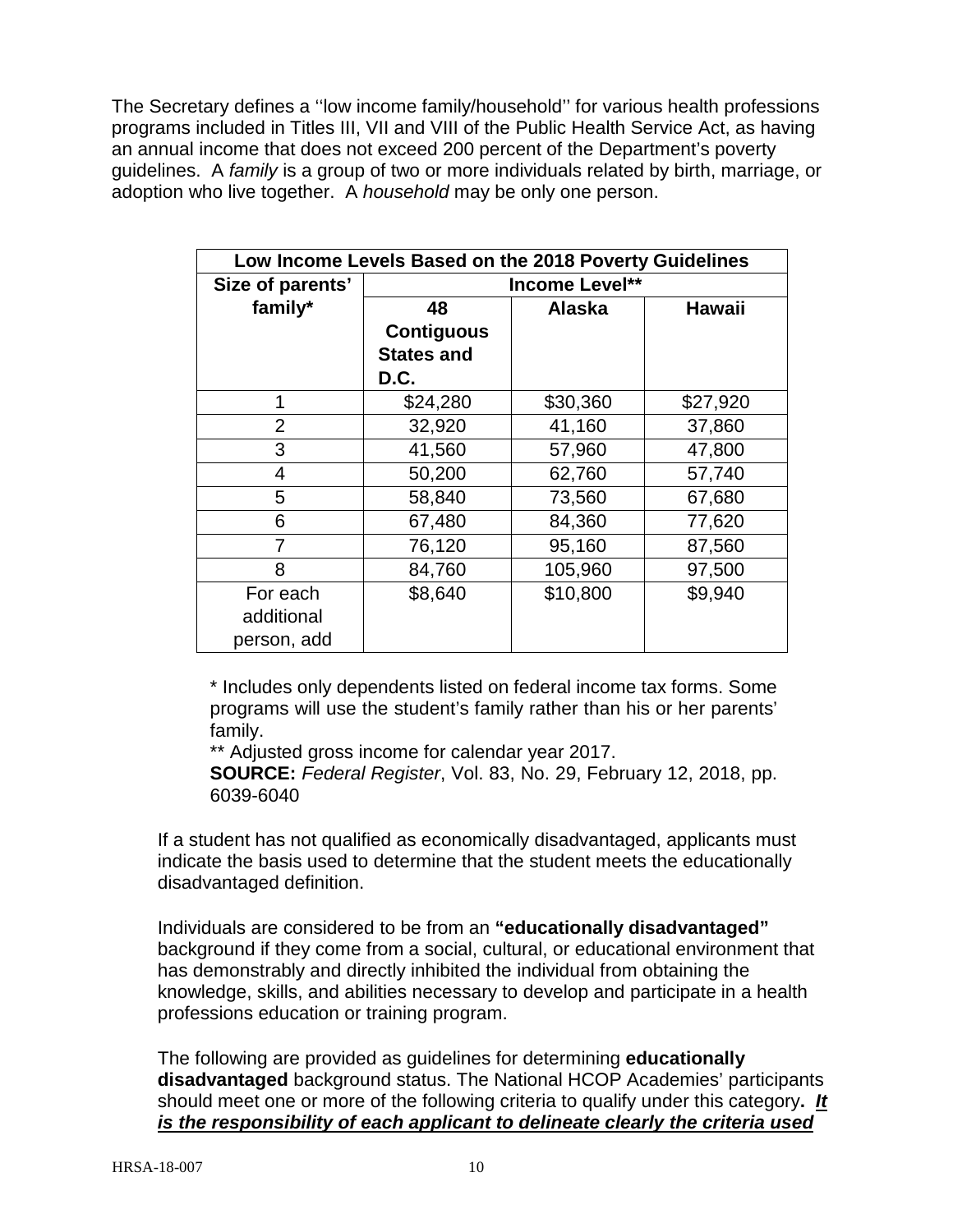The Secretary defines a ''low income family/household'' for various health professions programs included in Titles III, VII and VIII of the Public Health Service Act, as having an annual income that does not exceed 200 percent of the Department's poverty guidelines. A *family* is a group of two or more individuals related by birth, marriage, or adoption who live together. A *household* may be only one person.

| Low Income Levels Based on the 2018 Poverty Guidelines | | | |
|---|---|---|---|
| **Size of parents' family*** | **Income Level**** | | |
| | **48 Contiguous States and D.C.** | **Alaska** | **Hawaii** |
| 1 | $24,280 | $30,360 | $27,920 |
| 2 | 32,920 | 41,160 | 37,860 |
| 3 | 41,560 | 57,960 | 47,800 |
| 4 | 50,200 | 62,760 | 57,740 |
| 5 | 58,840 | 73,560 | 67,680 |
| 6 | 67,480 | 84,360 | 77,620 |
| 7 | 76,120 | 95,160 | 87,560 |
| 8 | 84,760 | 105,960 | 97,500 |
| For each additional person, add | $8,640 | $10,800 | $9,940 |

\* Includes only dependents listed on federal income tax forms. Some programs will use the student's family rather than his or her parents' family.

\*\* Adjusted gross income for calendar year 2017.

**SOURCE:** *Federal Register*, Vol. 83, No. 29, February 12, 2018, pp. 6039-6040

If a student has not qualified as economically disadvantaged, applicants must indicate the basis used to determine that the student meets the educationally disadvantaged definition.

Individuals are considered to be from an **"educationally disadvantaged"** background if they come from a social, cultural, or educational environment that has demonstrably and directly inhibited the individual from obtaining the knowledge, skills, and abilities necessary to develop and participate in a health professions education or training program.

The following are provided as guidelines for determining **educationally disadvantaged** background status. The National HCOP Academies' participants should meet one or more of the following criteria to qualify under this category**.** ***It is the responsibility of each applicant to delineate clearly the criteria used***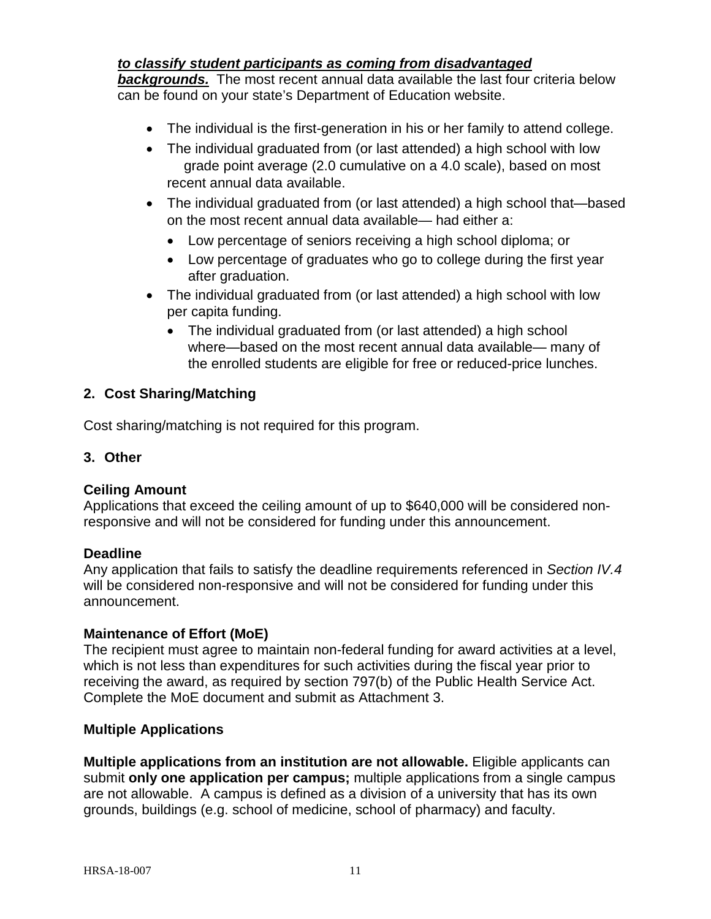***to classify student participants as coming from disadvantaged backgrounds.*** The most recent annual data available the last four criteria below can be found on your state's Department of Education website.

- The individual is the first-generation in his or her family to attend college.
- The individual graduated from (or last attended) a high school with low grade point average (2.0 cumulative on a 4.0 scale), based on most recent annual data available.
- The individual graduated from (or last attended) a high school that—based on the most recent annual data available— had either a:
  - Low percentage of seniors receiving a high school diploma; or
  - Low percentage of graduates who go to college during the first year after graduation.
- The individual graduated from (or last attended) a high school with low per capita funding.
  - The individual graduated from (or last attended) a high school where—based on the most recent annual data available— many of the enrolled students are eligible for free or reduced-price lunches.

## 2. Cost Sharing/Matching

Cost sharing/matching is not required for this program.

## 3. Other

**Ceiling Amount**
Applications that exceed the ceiling amount of up to $640,000 will be considered non-responsive and will not be considered for funding under this announcement.

**Deadline**
Any application that fails to satisfy the deadline requirements referenced in *Section IV.4* will be considered non-responsive and will not be considered for funding under this announcement.

**Maintenance of Effort (MoE)**
The recipient must agree to maintain non-federal funding for award activities at a level, which is not less than expenditures for such activities during the fiscal year prior to receiving the award, as required by section 797(b) of the Public Health Service Act. Complete the MoE document and submit as Attachment 3.

**Multiple Applications**

**Multiple applications from an institution are not allowable.** Eligible applicants can submit **only one application per campus;** multiple applications from a single campus are not allowable. A campus is defined as a division of a university that has its own grounds, buildings (e.g. school of medicine, school of pharmacy) and faculty.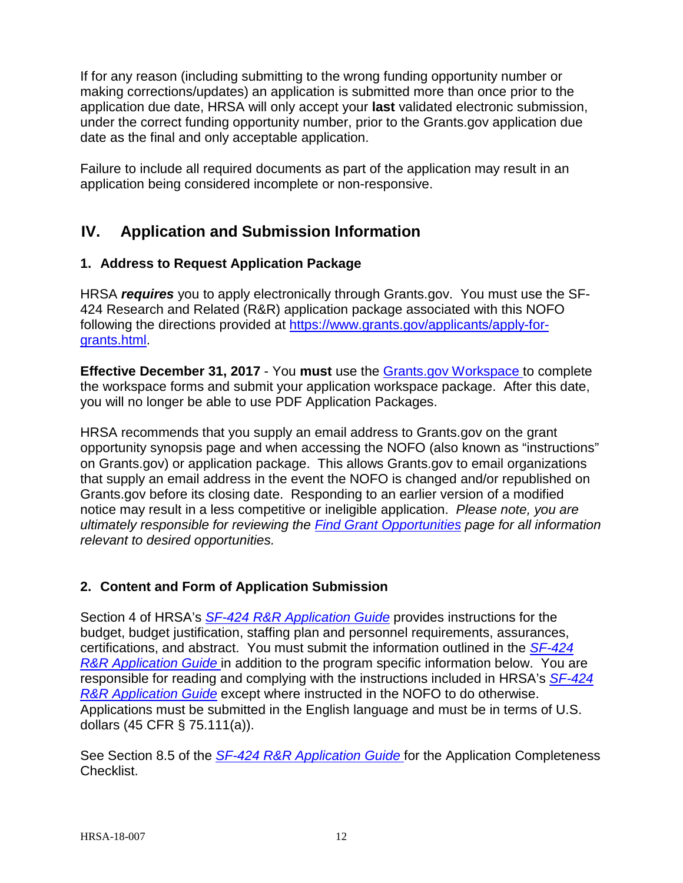If for any reason (including submitting to the wrong funding opportunity number or making corrections/updates) an application is submitted more than once prior to the application due date, HRSA will only accept your **last** validated electronic submission, under the correct funding opportunity number, prior to the Grants.gov application due date as the final and only acceptable application.

Failure to include all required documents as part of the application may result in an application being considered incomplete or non-responsive.

## IV. Application and Submission Information

### 1. Address to Request Application Package

HRSA ***requires*** you to apply electronically through Grants.gov. You must use the SF-424 Research and Related (R&R) application package associated with this NOFO following the directions provided at [https://www.grants.gov/applicants/apply-for-grants.html](https://www.grants.gov/applicants/apply-for-grants.html).

**Effective December 31, 2017** - You **must** use the [Grants.gov Workspace](Grants.gov Workspace) to complete the workspace forms and submit your application workspace package. After this date, you will no longer be able to use PDF Application Packages.

HRSA recommends that you supply an email address to Grants.gov on the grant opportunity synopsis page and when accessing the NOFO (also known as "instructions" on Grants.gov) or application package. This allows Grants.gov to email organizations that supply an email address in the event the NOFO is changed and/or republished on Grants.gov before its closing date. Responding to an earlier version of a modified notice may result in a less competitive or ineligible application. *Please note, you are ultimately responsible for reviewing the [Find Grant Opportunities](Find Grant Opportunities) page for all information relevant to desired opportunities.*

### 2. Content and Form of Application Submission

Section 4 of HRSA's *[SF-424 R&R Application Guide](SF-424 R&R Application Guide)* provides instructions for the budget, budget justification, staffing plan and personnel requirements, assurances, certifications, and abstract. You must submit the information outlined in the *[SF-424 R&R Application Guide](SF-424 R&R Application Guide)* in addition to the program specific information below. You are responsible for reading and complying with the instructions included in HRSA's *[SF-424 R&R Application Guide](SF-424 R&R Application Guide)* except where instructed in the NOFO to do otherwise. Applications must be submitted in the English language and must be in terms of U.S. dollars (45 CFR § 75.111(a)).

See Section 8.5 of the *[SF-424 R&R Application Guide](SF-424 R&R Application Guide)* for the Application Completeness Checklist.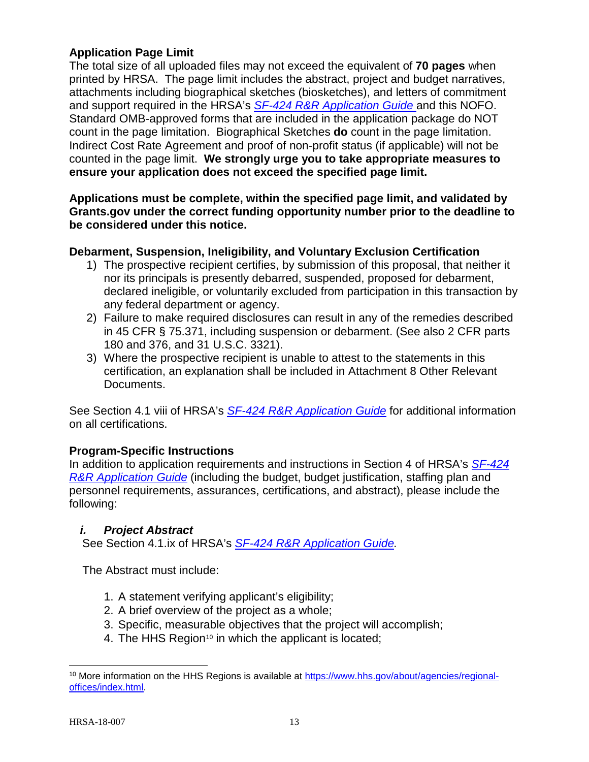**Application Page Limit**

The total size of all uploaded files may not exceed the equivalent of **70 pages** when printed by HRSA. The page limit includes the abstract, project and budget narratives, attachments including biographical sketches (biosketches), and letters of commitment and support required in the HRSA's *SF-424 R&R Application Guide* and this NOFO. Standard OMB-approved forms that are included in the application package do NOT count in the page limitation. Biographical Sketches **do** count in the page limitation. Indirect Cost Rate Agreement and proof of non-profit status (if applicable) will not be counted in the page limit. **We strongly urge you to take appropriate measures to ensure your application does not exceed the specified page limit.**

**Applications must be complete, within the specified page limit, and validated by Grants.gov under the correct funding opportunity number prior to the deadline to be considered under this notice.**

**Debarment, Suspension, Ineligibility, and Voluntary Exclusion Certification**

1) The prospective recipient certifies, by submission of this proposal, that neither it nor its principals is presently debarred, suspended, proposed for debarment, declared ineligible, or voluntarily excluded from participation in this transaction by any federal department or agency.
2) Failure to make required disclosures can result in any of the remedies described in 45 CFR § 75.371, including suspension or debarment. (See also 2 CFR parts 180 and 376, and 31 U.S.C. 3321).
3) Where the prospective recipient is unable to attest to the statements in this certification, an explanation shall be included in Attachment 8 Other Relevant Documents.

See Section 4.1 viii of HRSA's *SF-424 R&R Application Guide* for additional information on all certifications.

**Program-Specific Instructions**

In addition to application requirements and instructions in Section 4 of HRSA's *SF-424 R&R Application Guide* (including the budget, budget justification, staffing plan and personnel requirements, assurances, certifications, and abstract), please include the following:

***i. Project Abstract***

See Section 4.1.ix of HRSA's *SF-424 R&R Application Guide.*

The Abstract must include:

1. A statement verifying applicant's eligibility;
2. A brief overview of the project as a whole;
3. Specific, measurable objectives that the project will accomplish;
4. The HHS Region[10] in which the applicant is located;

[10] More information on the HHS Regions is available at https://www.hhs.gov/about/agencies/regional-offices/index.html.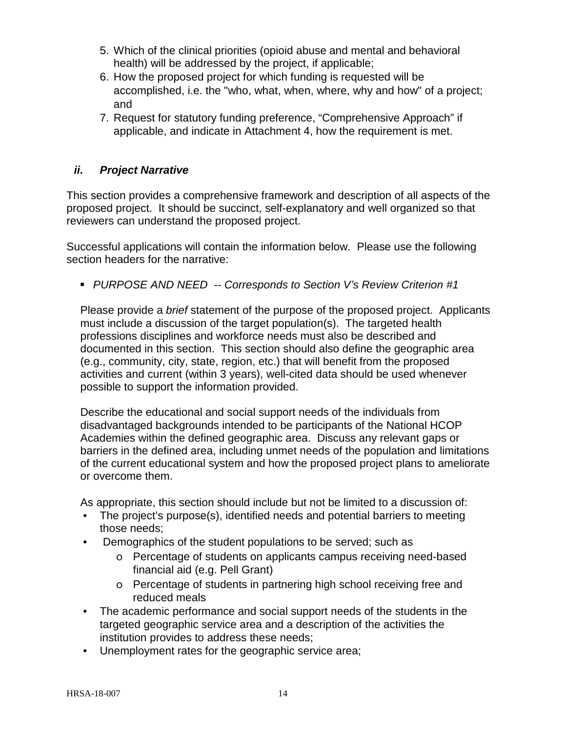5. Which of the clinical priorities (opioid abuse and mental and behavioral health) will be addressed by the project, if applicable;
6. How the proposed project for which funding is requested will be accomplished, i.e. the "who, what, when, where, why and how" of a project; and
7. Request for statutory funding preference, "Comprehensive Approach" if applicable, and indicate in Attachment 4, how the requirement is met.

### *ii. Project Narrative*

This section provides a comprehensive framework and description of all aspects of the proposed project. It should be succinct, self-explanatory and well organized so that reviewers can understand the proposed project.

Successful applications will contain the information below. Please use the following section headers for the narrative:

- *PURPOSE AND NEED -- Corresponds to Section V's Review Criterion #1*

  Please provide a *brief* statement of the purpose of the proposed project. Applicants must include a discussion of the target population(s). The targeted health professions disciplines and workforce needs must also be described and documented in this section. This section should also define the geographic area (e.g., community, city, state, region, etc.) that will benefit from the proposed activities and current (within 3 years), well-cited data should be used whenever possible to support the information provided.

  Describe the educational and social support needs of the individuals from disadvantaged backgrounds intended to be participants of the National HCOP Academies within the defined geographic area. Discuss any relevant gaps or barriers in the defined area, including unmet needs of the population and limitations of the current educational system and how the proposed project plans to ameliorate or overcome them.

  As appropriate, this section should include but not be limited to a discussion of:
  - The project's purpose(s), identified needs and potential barriers to meeting those needs;
  - Demographics of the student populations to be served; such as
    - Percentage of students on applicants campus receiving need-based financial aid (e.g. Pell Grant)
    - Percentage of students in partnering high school receiving free and reduced meals
  - The academic performance and social support needs of the students in the targeted geographic service area and a description of the activities the institution provides to address these needs;
  - Unemployment rates for the geographic service area;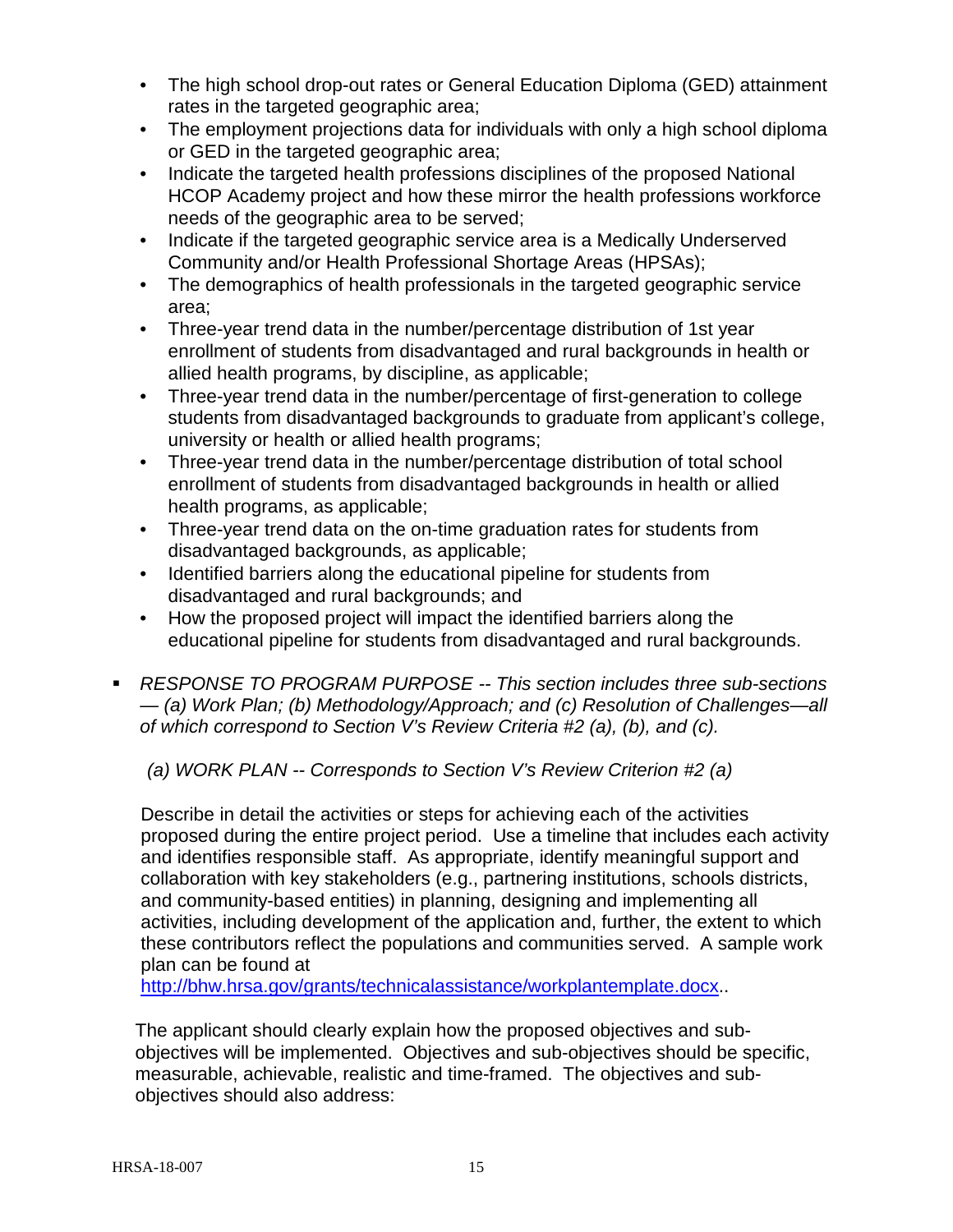- The high school drop-out rates or General Education Diploma (GED) attainment rates in the targeted geographic area;
- The employment projections data for individuals with only a high school diploma or GED in the targeted geographic area;
- Indicate the targeted health professions disciplines of the proposed National HCOP Academy project and how these mirror the health professions workforce needs of the geographic area to be served;
- Indicate if the targeted geographic service area is a Medically Underserved Community and/or Health Professional Shortage Areas (HPSAs);
- The demographics of health professionals in the targeted geographic service area;
- Three-year trend data in the number/percentage distribution of 1st year enrollment of students from disadvantaged and rural backgrounds in health or allied health programs, by discipline, as applicable;
- Three-year trend data in the number/percentage of first-generation to college students from disadvantaged backgrounds to graduate from applicant's college, university or health or allied health programs;
- Three-year trend data in the number/percentage distribution of total school enrollment of students from disadvantaged backgrounds in health or allied health programs, as applicable;
- Three-year trend data on the on-time graduation rates for students from disadvantaged backgrounds, as applicable;
- Identified barriers along the educational pipeline for students from disadvantaged and rural backgrounds; and
- How the proposed project will impact the identified barriers along the educational pipeline for students from disadvantaged and rural backgrounds.

- *RESPONSE TO PROGRAM PURPOSE -- This section includes three sub-sections — (a) Work Plan; (b) Methodology/Approach; and (c) Resolution of Challenges—all of which correspond to Section V's Review Criteria #2 (a), (b), and (c).*

  *(a) WORK PLAN -- Corresponds to Section V's Review Criterion #2 (a)*

  Describe in detail the activities or steps for achieving each of the activities proposed during the entire project period. Use a timeline that includes each activity and identifies responsible staff. As appropriate, identify meaningful support and collaboration with key stakeholders (e.g., partnering institutions, schools districts, and community-based entities) in planning, designing and implementing all activities, including development of the application and, further, the extent to which these contributors reflect the populations and communities served. A sample work plan can be found at [http://bhw.hrsa.gov/grants/technicalassistance/workplantemplate.docx](http://bhw.hrsa.gov/grants/technicalassistance/workplantemplate.docx)..

  The applicant should clearly explain how the proposed objectives and sub-objectives will be implemented. Objectives and sub-objectives should be specific, measurable, achievable, realistic and time-framed. The objectives and sub-objectives should also address: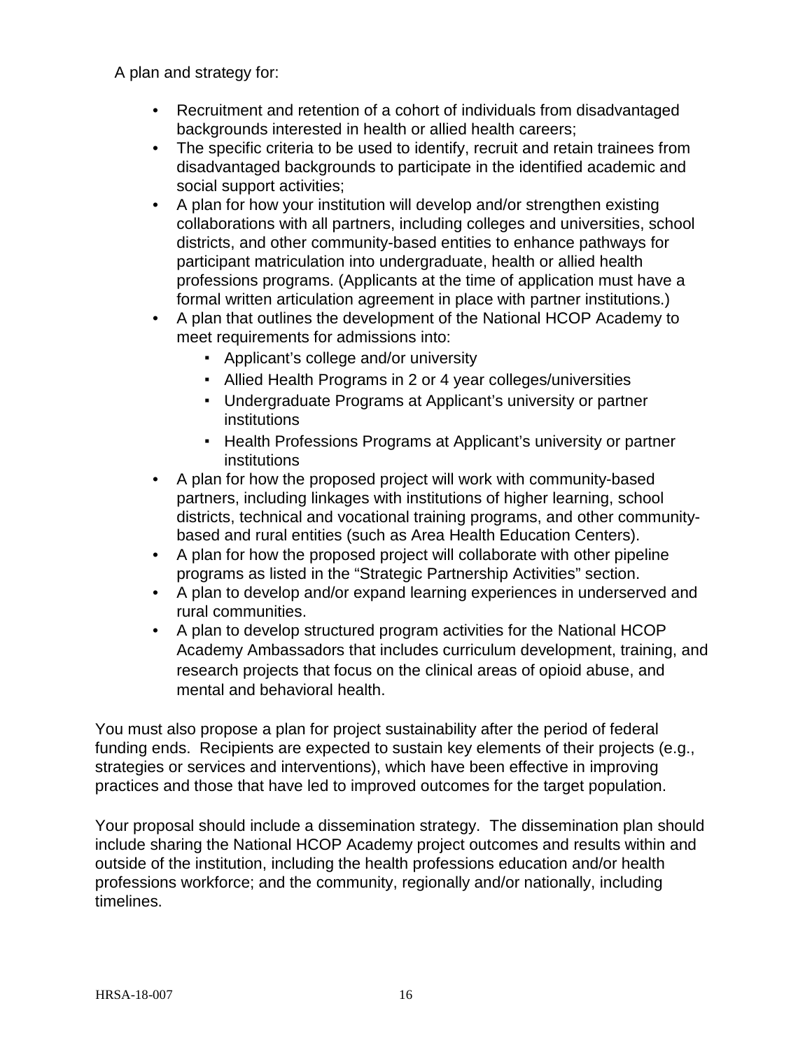A plan and strategy for:

- Recruitment and retention of a cohort of individuals from disadvantaged backgrounds interested in health or allied health careers;
- The specific criteria to be used to identify, recruit and retain trainees from disadvantaged backgrounds to participate in the identified academic and social support activities;
- A plan for how your institution will develop and/or strengthen existing collaborations with all partners, including colleges and universities, school districts, and other community-based entities to enhance pathways for participant matriculation into undergraduate, health or allied health professions programs. (Applicants at the time of application must have a formal written articulation agreement in place with partner institutions.)
- A plan that outlines the development of the National HCOP Academy to meet requirements for admissions into:
  - Applicant's college and/or university
  - Allied Health Programs in 2 or 4 year colleges/universities
  - Undergraduate Programs at Applicant's university or partner institutions
  - Health Professions Programs at Applicant's university or partner institutions
- A plan for how the proposed project will work with community-based partners, including linkages with institutions of higher learning, school districts, technical and vocational training programs, and other community-based and rural entities (such as Area Health Education Centers).
- A plan for how the proposed project will collaborate with other pipeline programs as listed in the "Strategic Partnership Activities" section.
- A plan to develop and/or expand learning experiences in underserved and rural communities.
- A plan to develop structured program activities for the National HCOP Academy Ambassadors that includes curriculum development, training, and research projects that focus on the clinical areas of opioid abuse, and mental and behavioral health.

You must also propose a plan for project sustainability after the period of federal funding ends. Recipients are expected to sustain key elements of their projects (e.g., strategies or services and interventions), which have been effective in improving practices and those that have led to improved outcomes for the target population.

Your proposal should include a dissemination strategy. The dissemination plan should include sharing the National HCOP Academy project outcomes and results within and outside of the institution, including the health professions education and/or health professions workforce; and the community, regionally and/or nationally, including timelines.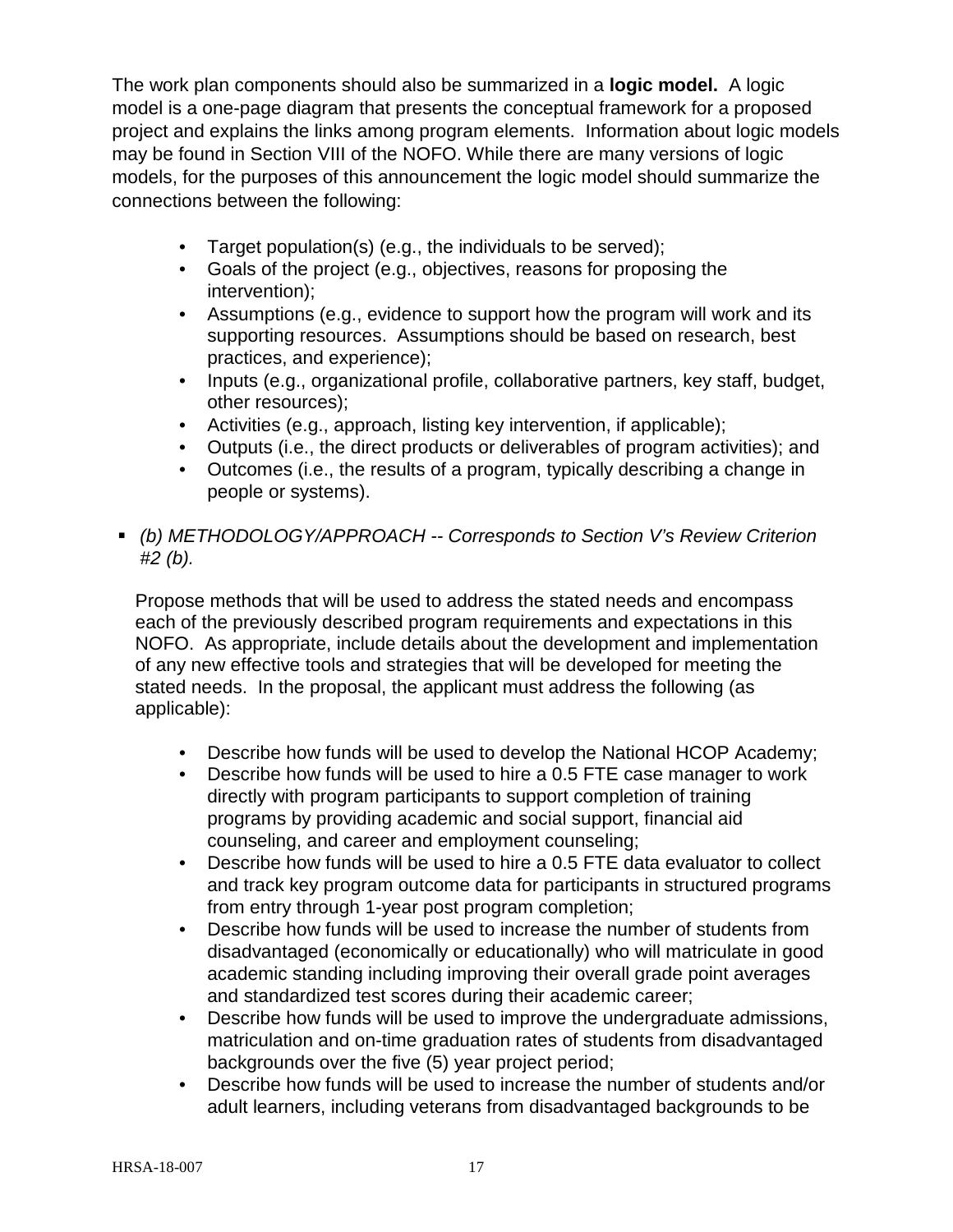The work plan components should also be summarized in a **logic model.** A logic model is a one-page diagram that presents the conceptual framework for a proposed project and explains the links among program elements. Information about logic models may be found in Section VIII of the NOFO. While there are many versions of logic models, for the purposes of this announcement the logic model should summarize the connections between the following:

- Target population(s) (e.g., the individuals to be served);
- Goals of the project (e.g., objectives, reasons for proposing the intervention);
- Assumptions (e.g., evidence to support how the program will work and its supporting resources. Assumptions should be based on research, best practices, and experience);
- Inputs (e.g., organizational profile, collaborative partners, key staff, budget, other resources);
- Activities (e.g., approach, listing key intervention, if applicable);
- Outputs (i.e., the direct products or deliverables of program activities); and
- Outcomes (i.e., the results of a program, typically describing a change in people or systems).

- *(b) METHODOLOGY/APPROACH -- Corresponds to Section V's Review Criterion #2 (b).*

  Propose methods that will be used to address the stated needs and encompass each of the previously described program requirements and expectations in this NOFO. As appropriate, include details about the development and implementation of any new effective tools and strategies that will be developed for meeting the stated needs. In the proposal, the applicant must address the following (as applicable):

  - Describe how funds will be used to develop the National HCOP Academy;
  - Describe how funds will be used to hire a 0.5 FTE case manager to work directly with program participants to support completion of training programs by providing academic and social support, financial aid counseling, and career and employment counseling;
  - Describe how funds will be used to hire a 0.5 FTE data evaluator to collect and track key program outcome data for participants in structured programs from entry through 1-year post program completion;
  - Describe how funds will be used to increase the number of students from disadvantaged (economically or educationally) who will matriculate in good academic standing including improving their overall grade point averages and standardized test scores during their academic career;
  - Describe how funds will be used to improve the undergraduate admissions, matriculation and on-time graduation rates of students from disadvantaged backgrounds over the five (5) year project period;
  - Describe how funds will be used to increase the number of students and/or adult learners, including veterans from disadvantaged backgrounds to be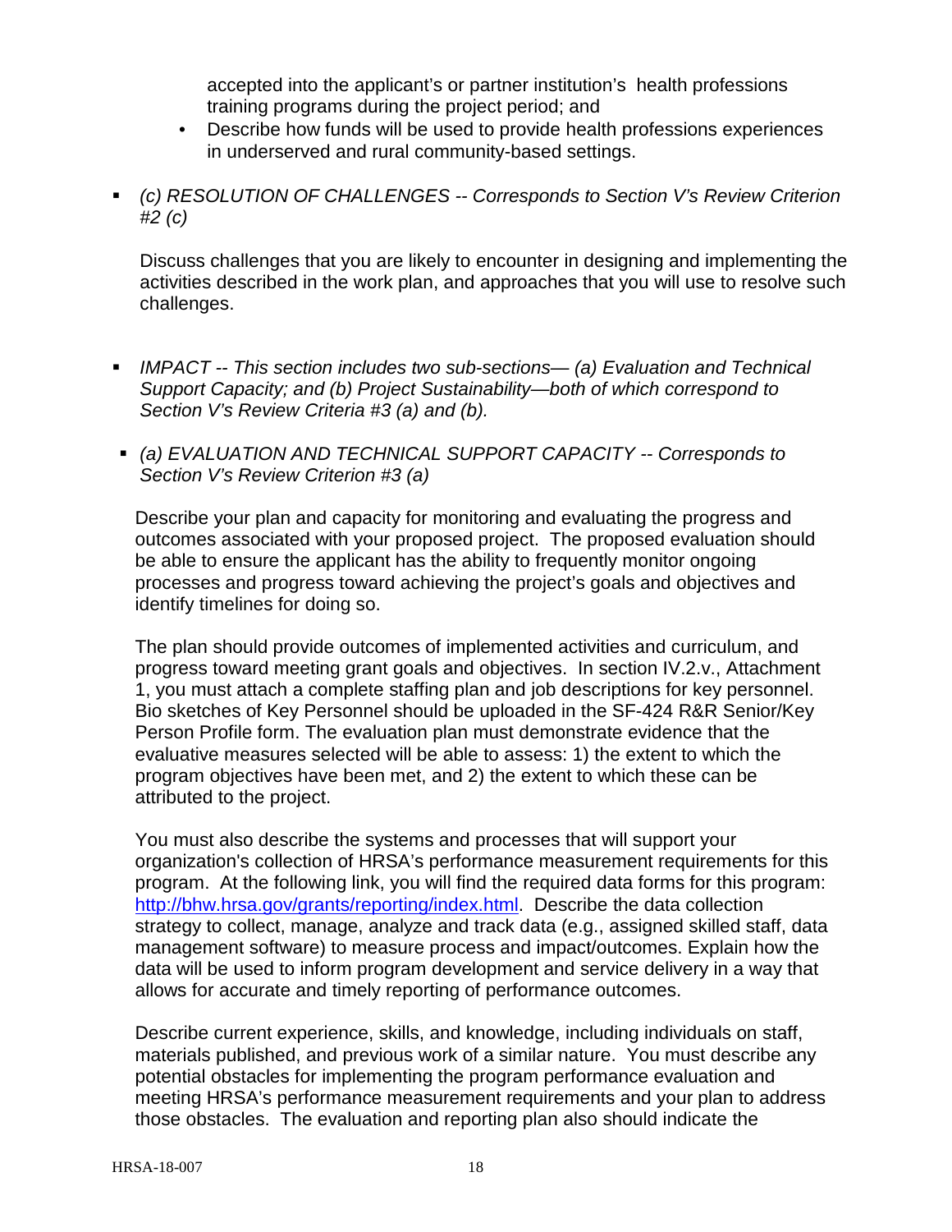accepted into the applicant's or partner institution's health professions training programs during the project period; and

- Describe how funds will be used to provide health professions experiences in underserved and rural community-based settings.

- *(c) RESOLUTION OF CHALLENGES -- Corresponds to Section V's Review Criterion #2 (c)*

  Discuss challenges that you are likely to encounter in designing and implementing the activities described in the work plan, and approaches that you will use to resolve such challenges.

- *IMPACT -- This section includes two sub-sections— (a) Evaluation and Technical Support Capacity; and (b) Project Sustainability—both of which correspond to Section V's Review Criteria #3 (a) and (b).*

- *(a) EVALUATION AND TECHNICAL SUPPORT CAPACITY -- Corresponds to Section V's Review Criterion #3 (a)*

  Describe your plan and capacity for monitoring and evaluating the progress and outcomes associated with your proposed project. The proposed evaluation should be able to ensure the applicant has the ability to frequently monitor ongoing processes and progress toward achieving the project's goals and objectives and identify timelines for doing so.

  The plan should provide outcomes of implemented activities and curriculum, and progress toward meeting grant goals and objectives. In section IV.2.v., Attachment 1, you must attach a complete staffing plan and job descriptions for key personnel. Bio sketches of Key Personnel should be uploaded in the SF-424 R&R Senior/Key Person Profile form. The evaluation plan must demonstrate evidence that the evaluative measures selected will be able to assess: 1) the extent to which the program objectives have been met, and 2) the extent to which these can be attributed to the project.

  You must also describe the systems and processes that will support your organization's collection of HRSA's performance measurement requirements for this program. At the following link, you will find the required data forms for this program: [http://bhw.hrsa.gov/grants/reporting/index.html](http://bhw.hrsa.gov/grants/reporting/index.html). Describe the data collection strategy to collect, manage, analyze and track data (e.g., assigned skilled staff, data management software) to measure process and impact/outcomes. Explain how the data will be used to inform program development and service delivery in a way that allows for accurate and timely reporting of performance outcomes.

  Describe current experience, skills, and knowledge, including individuals on staff, materials published, and previous work of a similar nature. You must describe any potential obstacles for implementing the program performance evaluation and meeting HRSA's performance measurement requirements and your plan to address those obstacles. The evaluation and reporting plan also should indicate the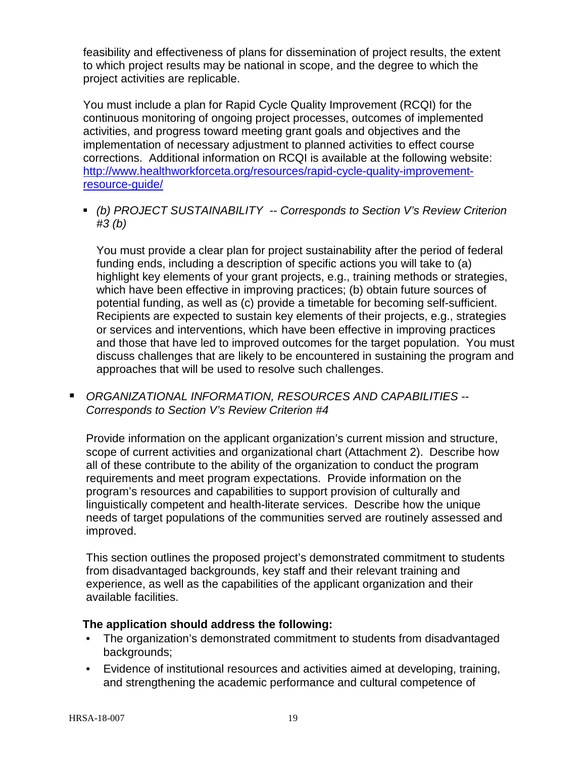feasibility and effectiveness of plans for dissemination of project results, the extent to which project results may be national in scope, and the degree to which the project activities are replicable.

You must include a plan for Rapid Cycle Quality Improvement (RCQI) for the continuous monitoring of ongoing project processes, outcomes of implemented activities, and progress toward meeting grant goals and objectives and the implementation of necessary adjustment to planned activities to effect course corrections. Additional information on RCQI is available at the following website: [http://www.healthworkforceta.org/resources/rapid-cycle-quality-improvement-resource-guide/](http://www.healthworkforceta.org/resources/rapid-cycle-quality-improvement-resource-guide/)

- *(b) PROJECT SUSTAINABILITY -- Corresponds to Section V's Review Criterion #3 (b)*

  You must provide a clear plan for project sustainability after the period of federal funding ends, including a description of specific actions you will take to (a) highlight key elements of your grant projects, e.g., training methods or strategies, which have been effective in improving practices; (b) obtain future sources of potential funding, as well as (c) provide a timetable for becoming self-sufficient. Recipients are expected to sustain key elements of their projects, e.g., strategies or services and interventions, which have been effective in improving practices and those that have led to improved outcomes for the target population. You must discuss challenges that are likely to be encountered in sustaining the program and approaches that will be used to resolve such challenges.

- *ORGANIZATIONAL INFORMATION, RESOURCES AND CAPABILITIES -- Corresponds to Section V's Review Criterion #4*

  Provide information on the applicant organization's current mission and structure, scope of current activities and organizational chart (Attachment 2). Describe how all of these contribute to the ability of the organization to conduct the program requirements and meet program expectations. Provide information on the program's resources and capabilities to support provision of culturally and linguistically competent and health-literate services. Describe how the unique needs of target populations of the communities served are routinely assessed and improved.

  This section outlines the proposed project's demonstrated commitment to students from disadvantaged backgrounds, key staff and their relevant training and experience, as well as the capabilities of the applicant organization and their available facilities.

**The application should address the following:**

- The organization's demonstrated commitment to students from disadvantaged backgrounds;
- Evidence of institutional resources and activities aimed at developing, training, and strengthening the academic performance and cultural competence of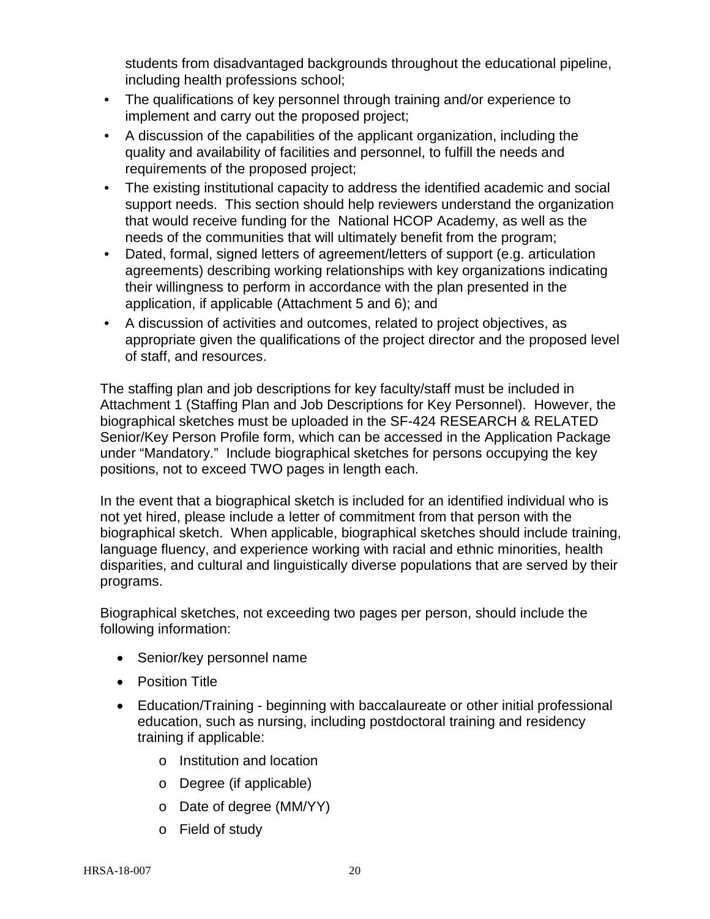students from disadvantaged backgrounds throughout the educational pipeline, including health professions school;

- The qualifications of key personnel through training and/or experience to implement and carry out the proposed project;
- A discussion of the capabilities of the applicant organization, including the quality and availability of facilities and personnel, to fulfill the needs and requirements of the proposed project;
- The existing institutional capacity to address the identified academic and social support needs. This section should help reviewers understand the organization that would receive funding for the National HCOP Academy, as well as the needs of the communities that will ultimately benefit from the program;
- Dated, formal, signed letters of agreement/letters of support (e.g. articulation agreements) describing working relationships with key organizations indicating their willingness to perform in accordance with the plan presented in the application, if applicable (Attachment 5 and 6); and
- A discussion of activities and outcomes, related to project objectives, as appropriate given the qualifications of the project director and the proposed level of staff, and resources.

The staffing plan and job descriptions for key faculty/staff must be included in Attachment 1 (Staffing Plan and Job Descriptions for Key Personnel). However, the biographical sketches must be uploaded in the SF-424 RESEARCH & RELATED Senior/Key Person Profile form, which can be accessed in the Application Package under "Mandatory." Include biographical sketches for persons occupying the key positions, not to exceed TWO pages in length each.

In the event that a biographical sketch is included for an identified individual who is not yet hired, please include a letter of commitment from that person with the biographical sketch. When applicable, biographical sketches should include training, language fluency, and experience working with racial and ethnic minorities, health disparities, and cultural and linguistically diverse populations that are served by their programs.

Biographical sketches, not exceeding two pages per person, should include the following information:

- Senior/key personnel name
- Position Title
- Education/Training - beginning with baccalaureate or other initial professional education, such as nursing, including postdoctoral training and residency training if applicable:
  - Institution and location
  - Degree (if applicable)
  - Date of degree (MM/YY)
  - Field of study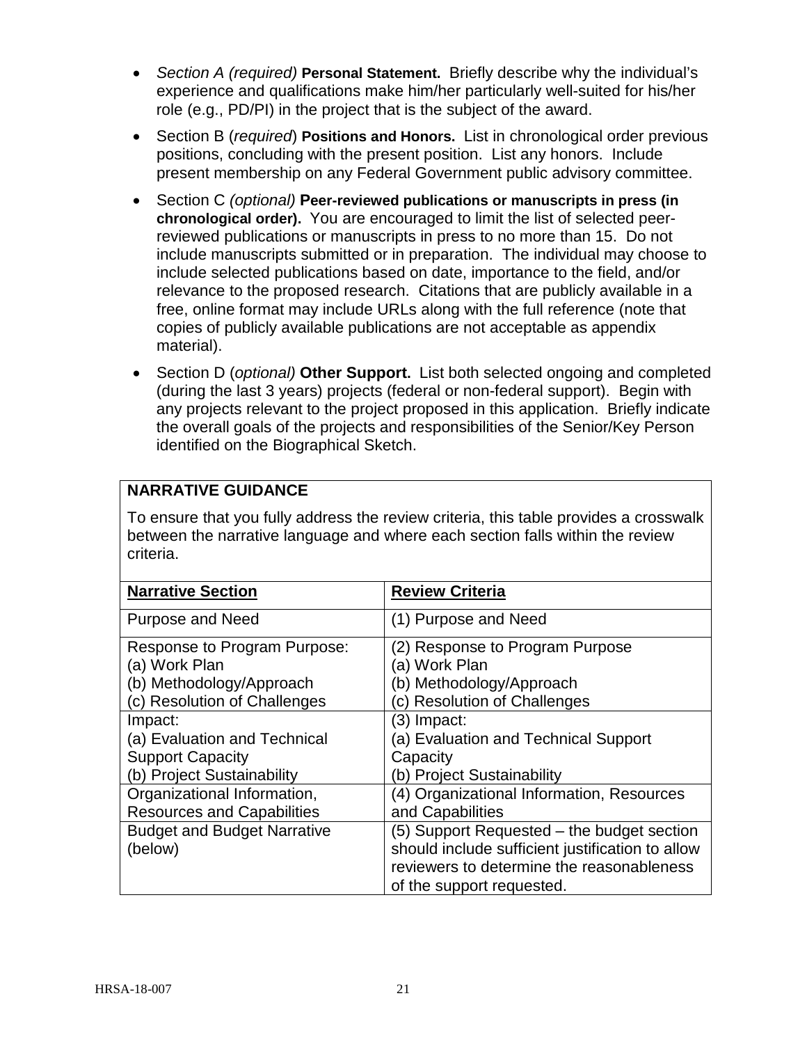- *Section A (required)* **Personal Statement.** Briefly describe why the individual's experience and qualifications make him/her particularly well-suited for his/her role (e.g., PD/PI) in the project that is the subject of the award.
- Section B (*required*) **Positions and Honors.** List in chronological order previous positions, concluding with the present position. List any honors. Include present membership on any Federal Government public advisory committee.
- Section C *(optional)* **Peer-reviewed publications or manuscripts in press (in chronological order).** You are encouraged to limit the list of selected peer-reviewed publications or manuscripts in press to no more than 15. Do not include manuscripts submitted or in preparation. The individual may choose to include selected publications based on date, importance to the field, and/or relevance to the proposed research. Citations that are publicly available in a free, online format may include URLs along with the full reference (note that copies of publicly available publications are not acceptable as appendix material).
- Section D (*optional)* **Other Support.** List both selected ongoing and completed (during the last 3 years) projects (federal or non-federal support). Begin with any projects relevant to the project proposed in this application. Briefly indicate the overall goals of the projects and responsibilities of the Senior/Key Person identified on the Biographical Sketch.

**NARRATIVE GUIDANCE**

To ensure that you fully address the review criteria, this table provides a crosswalk between the narrative language and where each section falls within the review criteria.

| **Narrative Section** | **Review Criteria** |
|---|---|
| Purpose and Need | (1) Purpose and Need |
| Response to Program Purpose:<br>(a) Work Plan<br>(b) Methodology/Approach<br>(c) Resolution of Challenges | (2) Response to Program Purpose<br>(a) Work Plan<br>(b) Methodology/Approach<br>(c) Resolution of Challenges |
| Impact:<br>(a) Evaluation and Technical Support Capacity<br>(b) Project Sustainability | (3) Impact:<br>(a) Evaluation and Technical Support Capacity<br>(b) Project Sustainability |
| Organizational Information, Resources and Capabilities | (4) Organizational Information, Resources and Capabilities |
| Budget and Budget Narrative (below) | (5) Support Requested – the budget section should include sufficient justification to allow reviewers to determine the reasonableness of the support requested. |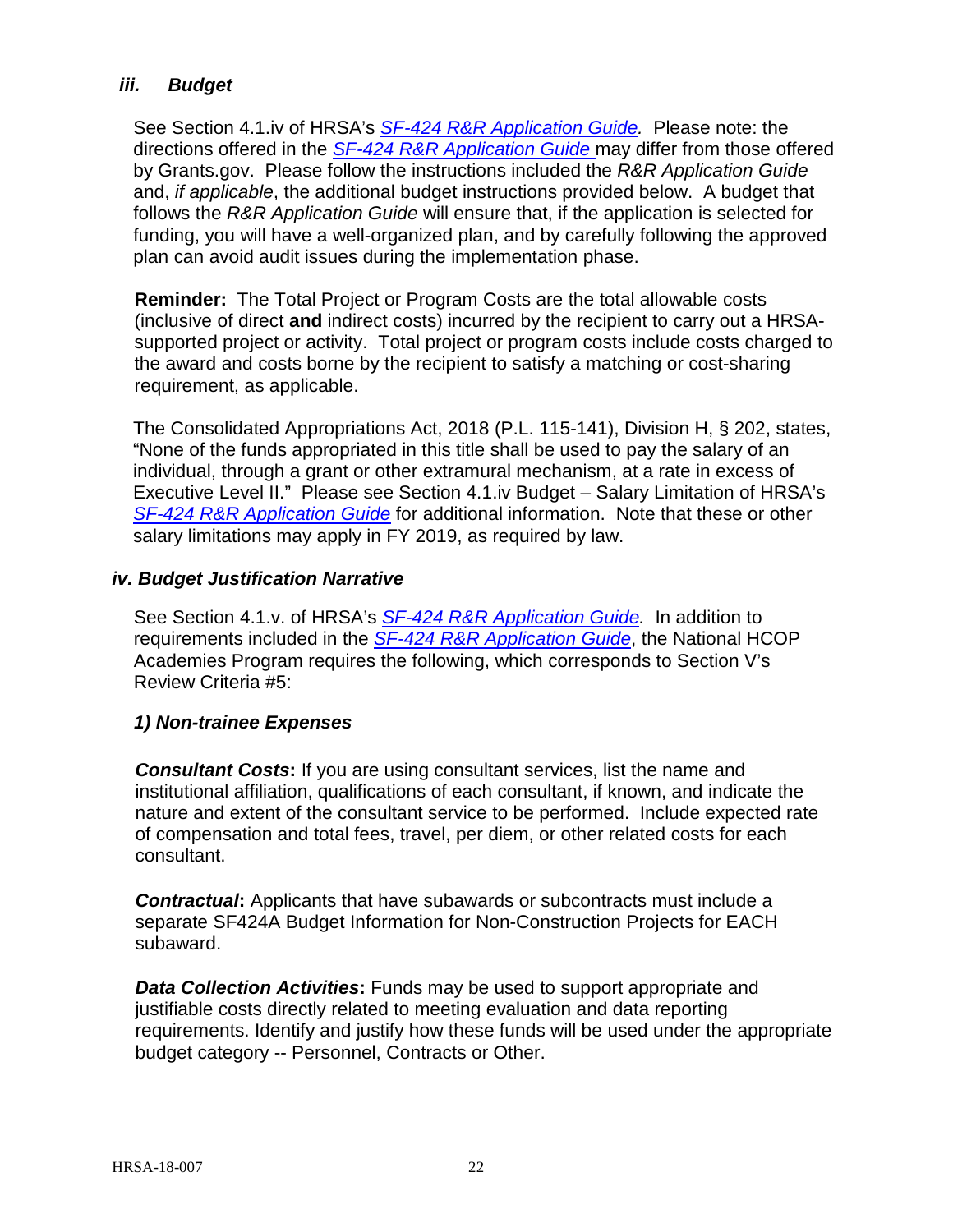### *iii. Budget*

See Section 4.1.iv of HRSA's *[SF-424 R&R Application Guide](#).* Please note: the directions offered in the [SF-424 R&R Application Guide](#) may differ from those offered by Grants.gov. Please follow the instructions included the *R&R Application Guide* and, *if applicable*, the additional budget instructions provided below. A budget that follows the *R&R Application Guide* will ensure that, if the application is selected for funding, you will have a well-organized plan, and by carefully following the approved plan can avoid audit issues during the implementation phase.

**Reminder:** The Total Project or Program Costs are the total allowable costs (inclusive of direct **and** indirect costs) incurred by the recipient to carry out a HRSA-supported project or activity. Total project or program costs include costs charged to the award and costs borne by the recipient to satisfy a matching or cost-sharing requirement, as applicable.

The Consolidated Appropriations Act, 2018 (P.L. 115-141), Division H, § 202, states, "None of the funds appropriated in this title shall be used to pay the salary of an individual, through a grant or other extramural mechanism, at a rate in excess of Executive Level II." Please see Section 4.1.iv Budget – Salary Limitation of HRSA's [SF-424 R&R Application Guide](#) for additional information. Note that these or other salary limitations may apply in FY 2019, as required by law.

### *iv. Budget Justification Narrative*

See Section 4.1.v. of HRSA's *[SF-424 R&R Application Guide](#).* In addition to requirements included in the [SF-424 R&R Application Guide](#), the National HCOP Academies Program requires the following, which corresponds to Section V's Review Criteria #5:

#### *1) Non-trainee Expenses*

***Consultant Costs*:** If you are using consultant services, list the name and institutional affiliation, qualifications of each consultant, if known, and indicate the nature and extent of the consultant service to be performed. Include expected rate of compensation and total fees, travel, per diem, or other related costs for each consultant.

***Contractual*:** Applicants that have subawards or subcontracts must include a separate SF424A Budget Information for Non-Construction Projects for EACH subaward.

***Data Collection Activities*:** Funds may be used to support appropriate and justifiable costs directly related to meeting evaluation and data reporting requirements. Identify and justify how these funds will be used under the appropriate budget category -- Personnel, Contracts or Other.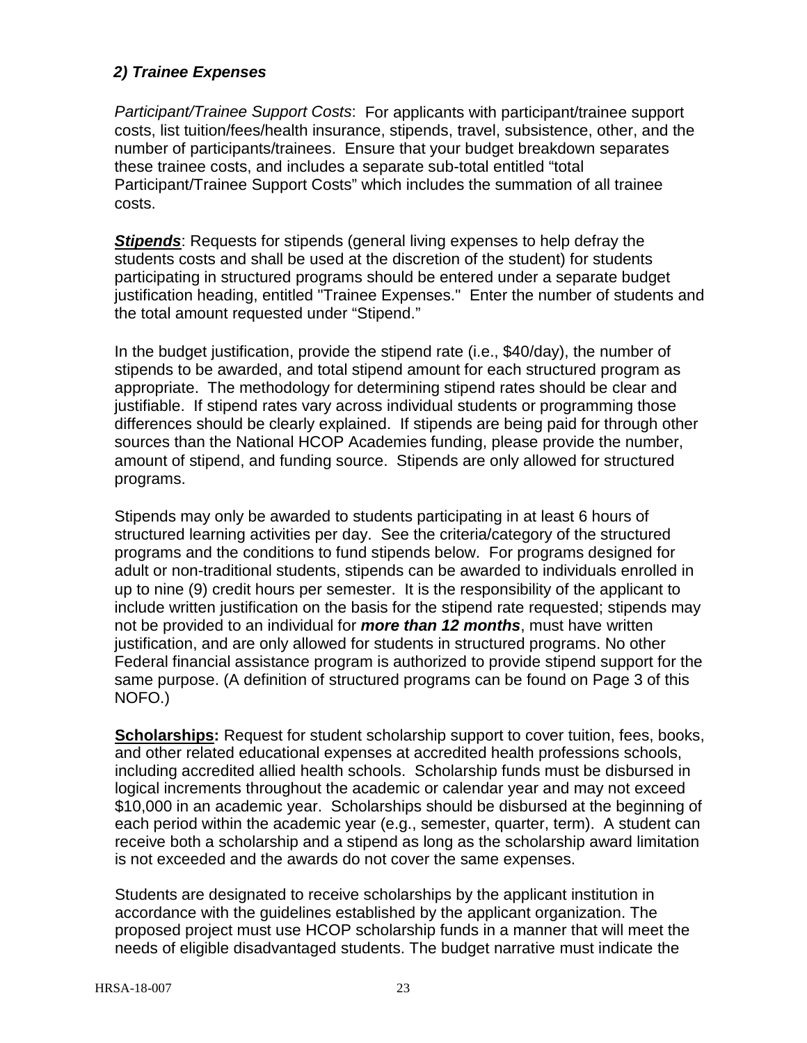### *2) Trainee Expenses*

*Participant/Trainee Support Costs*: For applicants with participant/trainee support costs, list tuition/fees/health insurance, stipends, travel, subsistence, other, and the number of participants/trainees. Ensure that your budget breakdown separates these trainee costs, and includes a separate sub-total entitled “total Participant/Trainee Support Costs” which includes the summation of all trainee costs.

***Stipends***: Requests for stipends (general living expenses to help defray the students costs and shall be used at the discretion of the student) for students participating in structured programs should be entered under a separate budget justification heading, entitled "Trainee Expenses." Enter the number of students and the total amount requested under “Stipend.”

In the budget justification, provide the stipend rate (i.e., $40/day), the number of stipends to be awarded, and total stipend amount for each structured program as appropriate. The methodology for determining stipend rates should be clear and justifiable. If stipend rates vary across individual students or programming those differences should be clearly explained. If stipends are being paid for through other sources than the National HCOP Academies funding, please provide the number, amount of stipend, and funding source. Stipends are only allowed for structured programs.

Stipends may only be awarded to students participating in at least 6 hours of structured learning activities per day. See the criteria/category of the structured programs and the conditions to fund stipends below. For programs designed for adult or non-traditional students, stipends can be awarded to individuals enrolled in up to nine (9) credit hours per semester. It is the responsibility of the applicant to include written justification on the basis for the stipend rate requested; stipends may not be provided to an individual for ***more than 12 months***, must have written justification, and are only allowed for students in structured programs. No other Federal financial assistance program is authorized to provide stipend support for the same purpose. (A definition of structured programs can be found on Page 3 of this NOFO.)

**Scholarships:** Request for student scholarship support to cover tuition, fees, books, and other related educational expenses at accredited health professions schools, including accredited allied health schools. Scholarship funds must be disbursed in logical increments throughout the academic or calendar year and may not exceed $10,000 in an academic year. Scholarships should be disbursed at the beginning of each period within the academic year (e.g., semester, quarter, term). A student can receive both a scholarship and a stipend as long as the scholarship award limitation is not exceeded and the awards do not cover the same expenses.

Students are designated to receive scholarships by the applicant institution in accordance with the guidelines established by the applicant organization. The proposed project must use HCOP scholarship funds in a manner that will meet the needs of eligible disadvantaged students. The budget narrative must indicate the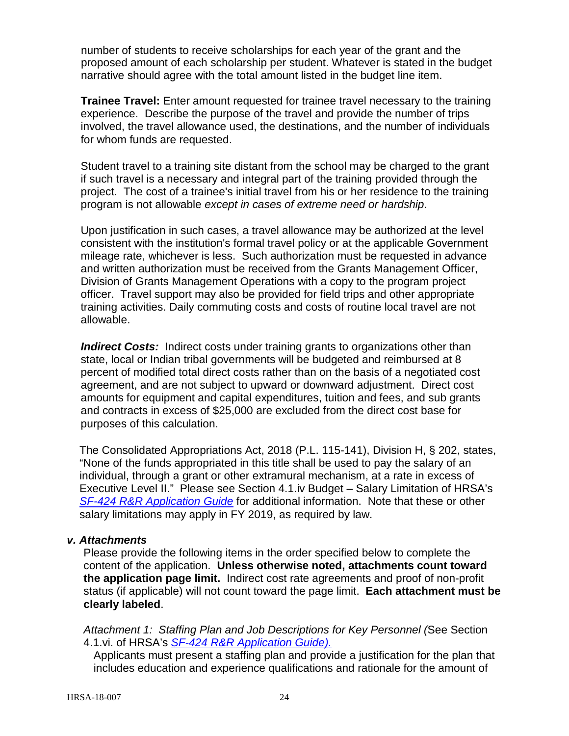number of students to receive scholarships for each year of the grant and the proposed amount of each scholarship per student. Whatever is stated in the budget narrative should agree with the total amount listed in the budget line item.

**Trainee Travel:** Enter amount requested for trainee travel necessary to the training experience. Describe the purpose of the travel and provide the number of trips involved, the travel allowance used, the destinations, and the number of individuals for whom funds are requested.

Student travel to a training site distant from the school may be charged to the grant if such travel is a necessary and integral part of the training provided through the project. The cost of a trainee's initial travel from his or her residence to the training program is not allowable *except in cases of extreme need or hardship*.

Upon justification in such cases, a travel allowance may be authorized at the level consistent with the institution's formal travel policy or at the applicable Government mileage rate, whichever is less. Such authorization must be requested in advance and written authorization must be received from the Grants Management Officer, Division of Grants Management Operations with a copy to the program project officer. Travel support may also be provided for field trips and other appropriate training activities. Daily commuting costs and costs of routine local travel are not allowable.

***Indirect Costs:*** Indirect costs under training grants to organizations other than state, local or Indian tribal governments will be budgeted and reimbursed at 8 percent of modified total direct costs rather than on the basis of a negotiated cost agreement, and are not subject to upward or downward adjustment. Direct cost amounts for equipment and capital expenditures, tuition and fees, and sub grants and contracts in excess of $25,000 are excluded from the direct cost base for purposes of this calculation.

The Consolidated Appropriations Act, 2018 (P.L. 115-141), Division H, § 202, states, "None of the funds appropriated in this title shall be used to pay the salary of an individual, through a grant or other extramural mechanism, at a rate in excess of Executive Level II." Please see Section 4.1.iv Budget – Salary Limitation of HRSA's *SF-424 R&R Application Guide* for additional information. Note that these or other salary limitations may apply in FY 2019, as required by law.

### *v. Attachments*

Please provide the following items in the order specified below to complete the content of the application. **Unless otherwise noted, attachments count toward the application page limit.** Indirect cost rate agreements and proof of non-profit status (if applicable) will not count toward the page limit. **Each attachment must be clearly labeled**.

*Attachment 1: Staffing Plan and Job Descriptions for Key Personnel (*See Section 4.1.vi. of HRSA's *SF-424 R&R Application Guide).*

Applicants must present a staffing plan and provide a justification for the plan that includes education and experience qualifications and rationale for the amount of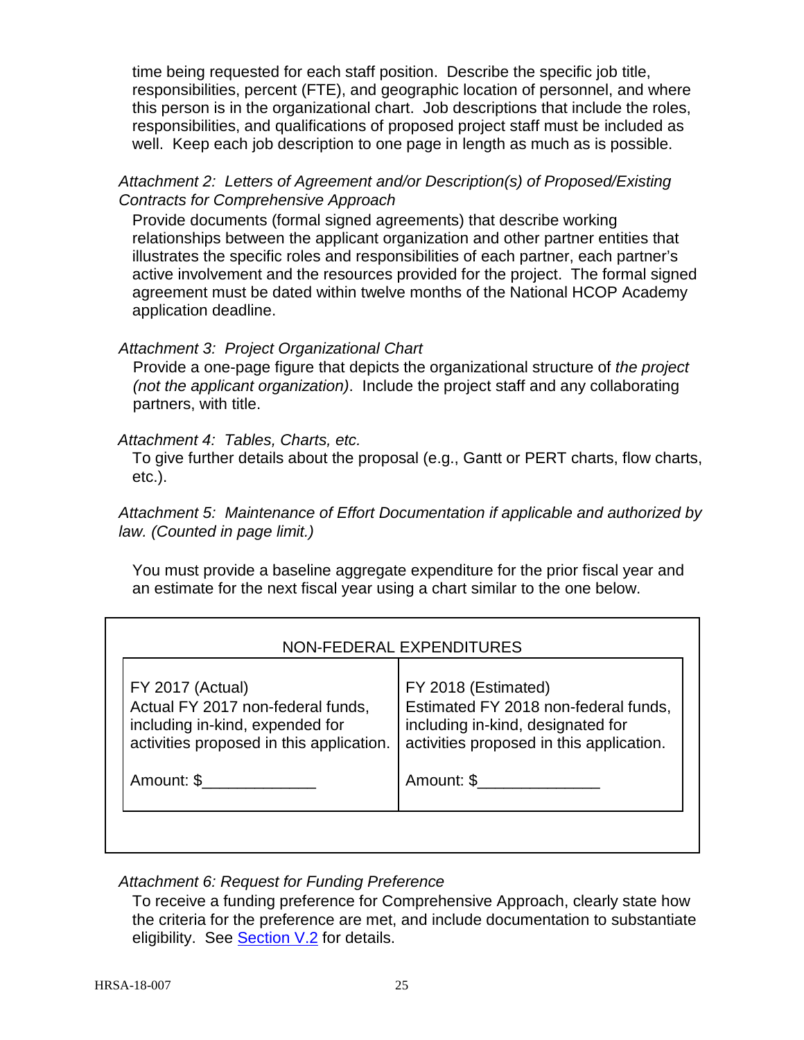time being requested for each staff position. Describe the specific job title, responsibilities, percent (FTE), and geographic location of personnel, and where this person is in the organizational chart. Job descriptions that include the roles, responsibilities, and qualifications of proposed project staff must be included as well. Keep each job description to one page in length as much as is possible.

*Attachment 2: Letters of Agreement and/or Description(s) of Proposed/Existing Contracts for Comprehensive Approach*

Provide documents (formal signed agreements) that describe working relationships between the applicant organization and other partner entities that illustrates the specific roles and responsibilities of each partner, each partner's active involvement and the resources provided for the project. The formal signed agreement must be dated within twelve months of the National HCOP Academy application deadline.

*Attachment 3: Project Organizational Chart*

Provide a one-page figure that depicts the organizational structure of *the project (not the applicant organization)*. Include the project staff and any collaborating partners, with title.

*Attachment 4: Tables, Charts, etc.*

To give further details about the proposal (e.g., Gantt or PERT charts, flow charts, etc.).

*Attachment 5: Maintenance of Effort Documentation if applicable and authorized by law. (Counted in page limit.)*

You must provide a baseline aggregate expenditure for the prior fiscal year and an estimate for the next fiscal year using a chart similar to the one below.

| NON-FEDERAL EXPENDITURES | |
|---|---|
| FY 2017 (Actual)<br>Actual FY 2017 non-federal funds, including in-kind, expended for activities proposed in this application.<br><br>Amount: $_____________ | FY 2018 (Estimated)<br>Estimated FY 2018 non-federal funds, including in-kind, designated for activities proposed in this application.<br><br>Amount: $_____________ |

*Attachment 6: Request for Funding Preference*

To receive a funding preference for Comprehensive Approach, clearly state how the criteria for the preference are met, and include documentation to substantiate eligibility. See Section V.2 for details.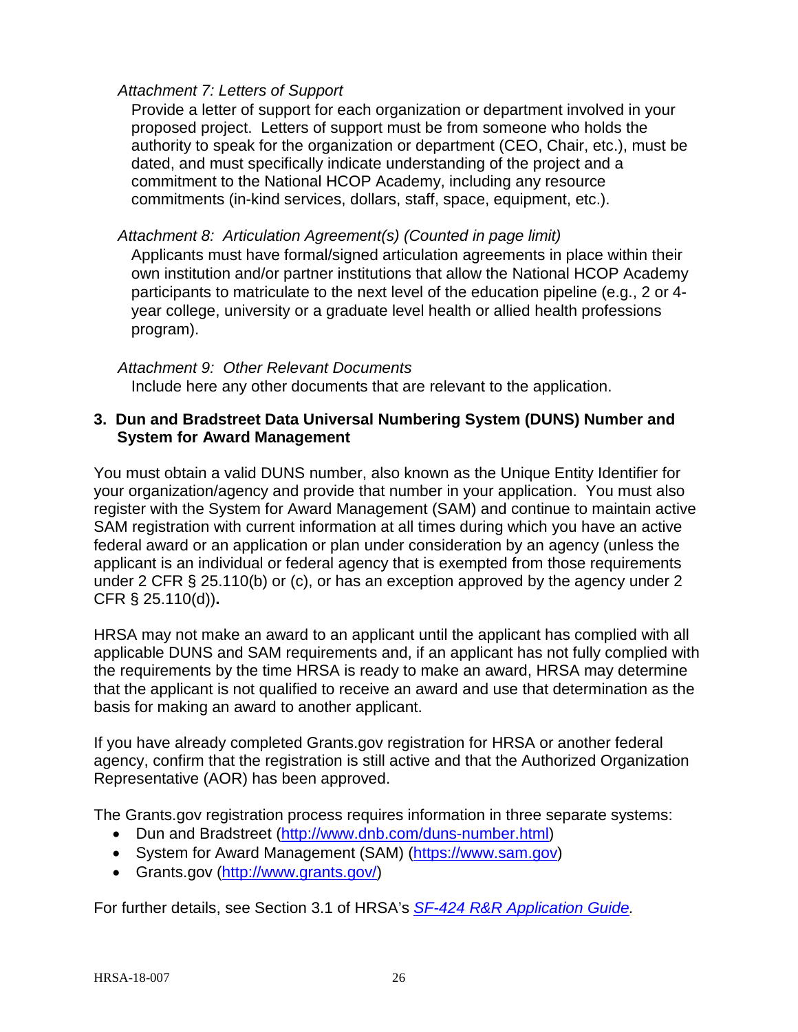*Attachment 7: Letters of Support*

Provide a letter of support for each organization or department involved in your proposed project. Letters of support must be from someone who holds the authority to speak for the organization or department (CEO, Chair, etc.), must be dated, and must specifically indicate understanding of the project and a commitment to the National HCOP Academy, including any resource commitments (in-kind services, dollars, staff, space, equipment, etc.).

*Attachment 8: Articulation Agreement(s) (Counted in page limit)*

Applicants must have formal/signed articulation agreements in place within their own institution and/or partner institutions that allow the National HCOP Academy participants to matriculate to the next level of the education pipeline (e.g., 2 or 4-year college, university or a graduate level health or allied health professions program).

*Attachment 9: Other Relevant Documents*

Include here any other documents that are relevant to the application.

### 3. Dun and Bradstreet Data Universal Numbering System (DUNS) Number and System for Award Management

You must obtain a valid DUNS number, also known as the Unique Entity Identifier for your organization/agency and provide that number in your application. You must also register with the System for Award Management (SAM) and continue to maintain active SAM registration with current information at all times during which you have an active federal award or an application or plan under consideration by an agency (unless the applicant is an individual or federal agency that is exempted from those requirements under 2 CFR § 25.110(b) or (c), or has an exception approved by the agency under 2 CFR § 25.110(d))**.**

HRSA may not make an award to an applicant until the applicant has complied with all applicable DUNS and SAM requirements and, if an applicant has not fully complied with the requirements by the time HRSA is ready to make an award, HRSA may determine that the applicant is not qualified to receive an award and use that determination as the basis for making an award to another applicant.

If you have already completed Grants.gov registration for HRSA or another federal agency, confirm that the registration is still active and that the Authorized Organization Representative (AOR) has been approved.

The Grants.gov registration process requires information in three separate systems:

- Dun and Bradstreet (http://www.dnb.com/duns-number.html)
- System for Award Management (SAM) (https://www.sam.gov)
- Grants.gov (http://www.grants.gov/)

For further details, see Section 3.1 of HRSA's *SF-424 R&R Application Guide.*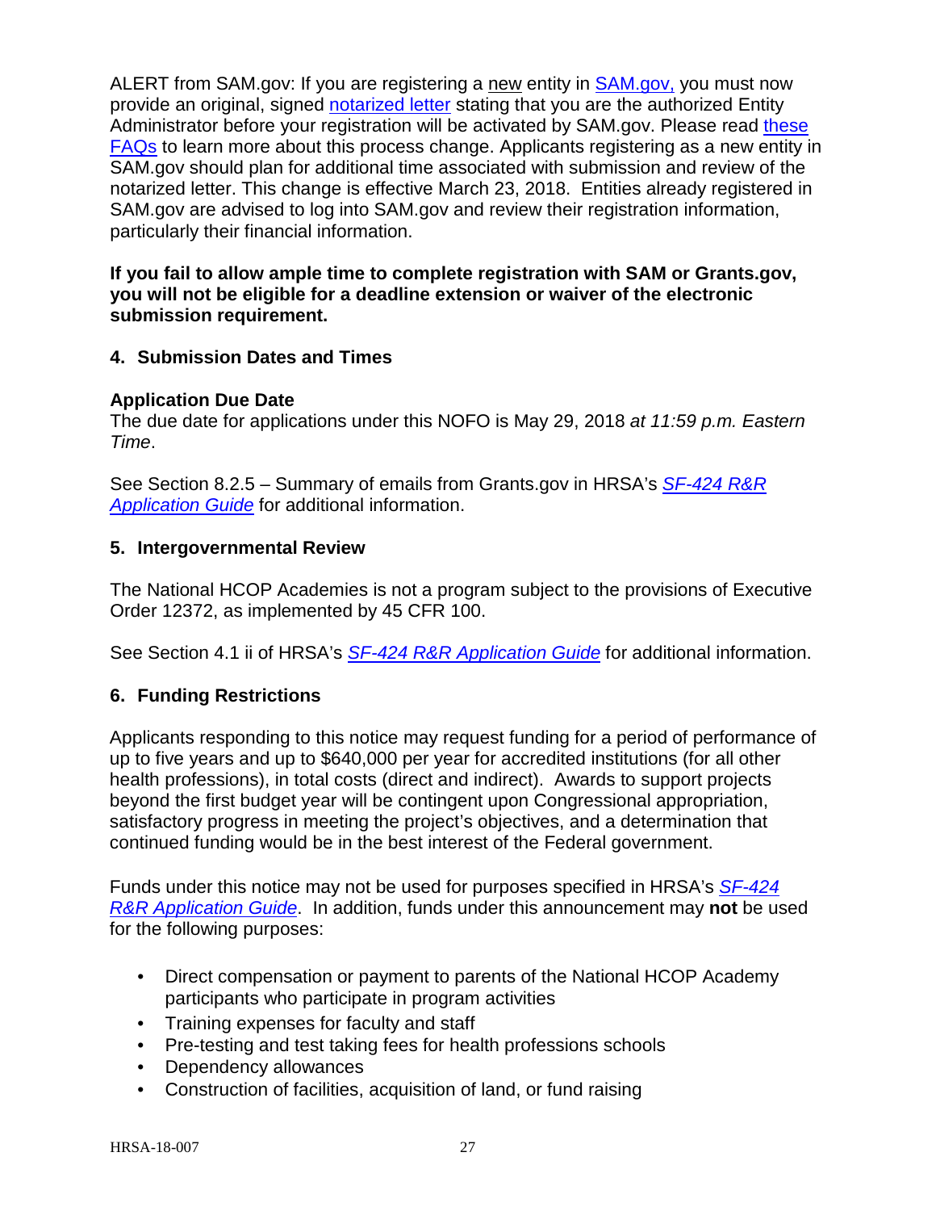ALERT from SAM.gov: If you are registering a new entity in SAM.gov, you must now provide an original, signed notarized letter stating that you are the authorized Entity Administrator before your registration will be activated by SAM.gov. Please read these FAQs to learn more about this process change. Applicants registering as a new entity in SAM.gov should plan for additional time associated with submission and review of the notarized letter. This change is effective March 23, 2018. Entities already registered in SAM.gov are advised to log into SAM.gov and review their registration information, particularly their financial information.

**If you fail to allow ample time to complete registration with SAM or Grants.gov, you will not be eligible for a deadline extension or waiver of the electronic submission requirement.**

### 4. Submission Dates and Times

**Application Due Date**
The due date for applications under this NOFO is May 29, 2018 *at 11:59 p.m. Eastern Time*.

See Section 8.2.5 – Summary of emails from Grants.gov in HRSA's *SF-424 R&R Application Guide* for additional information.

### 5. Intergovernmental Review

The National HCOP Academies is not a program subject to the provisions of Executive Order 12372, as implemented by 45 CFR 100.

See Section 4.1 ii of HRSA's *SF-424 R&R Application Guide* for additional information.

### 6. Funding Restrictions

Applicants responding to this notice may request funding for a period of performance of up to five years and up to $640,000 per year for accredited institutions (for all other health professions), in total costs (direct and indirect). Awards to support projects beyond the first budget year will be contingent upon Congressional appropriation, satisfactory progress in meeting the project's objectives, and a determination that continued funding would be in the best interest of the Federal government.

Funds under this notice may not be used for purposes specified in HRSA's *SF-424 R&R Application Guide*. In addition, funds under this announcement may **not** be used for the following purposes:

- Direct compensation or payment to parents of the National HCOP Academy participants who participate in program activities
- Training expenses for faculty and staff
- Pre-testing and test taking fees for health professions schools
- Dependency allowances
- Construction of facilities, acquisition of land, or fund raising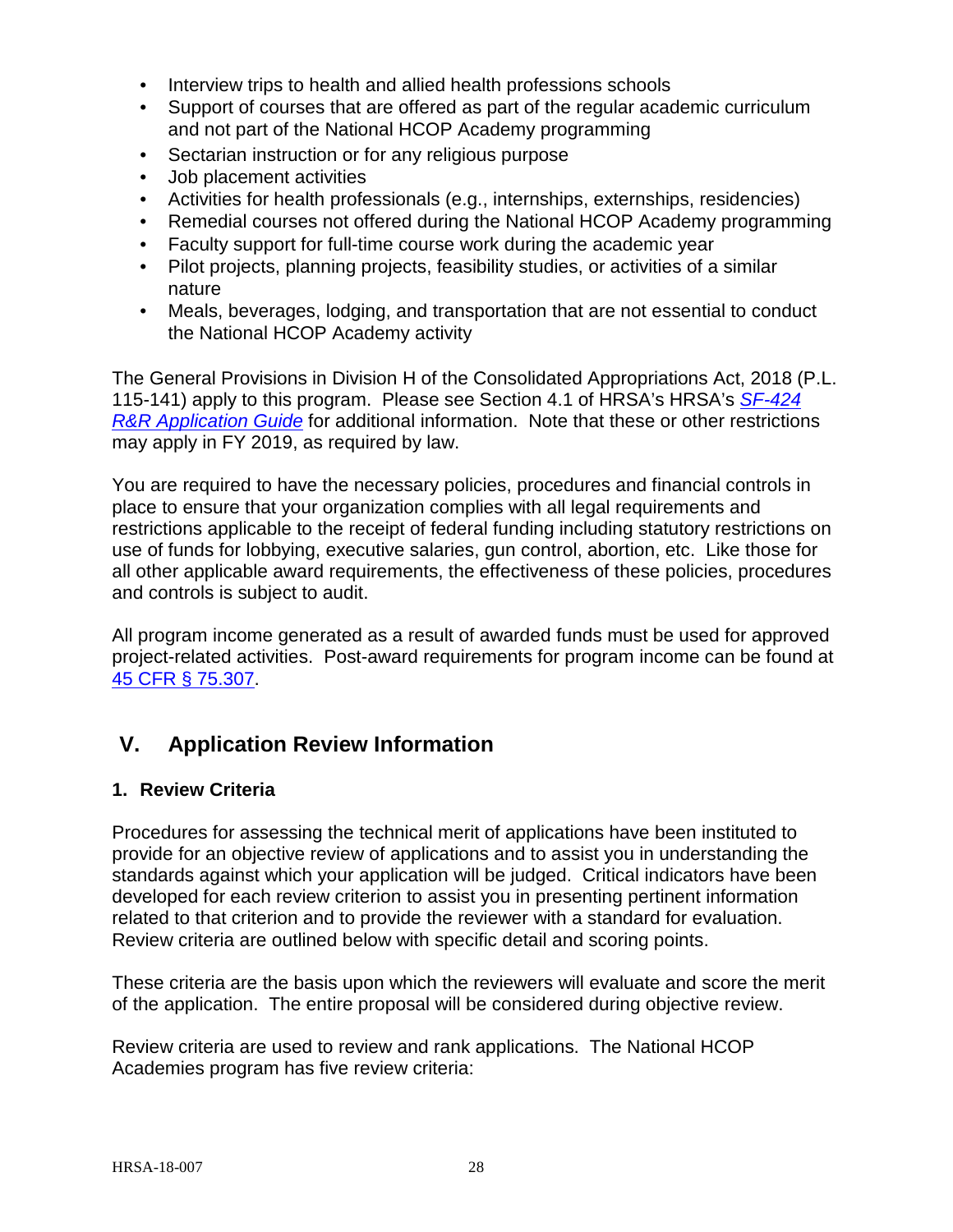- Interview trips to health and allied health professions schools
- Support of courses that are offered as part of the regular academic curriculum and not part of the National HCOP Academy programming
- Sectarian instruction or for any religious purpose
- Job placement activities
- Activities for health professionals (e.g., internships, externships, residencies)
- Remedial courses not offered during the National HCOP Academy programming
- Faculty support for full-time course work during the academic year
- Pilot projects, planning projects, feasibility studies, or activities of a similar nature
- Meals, beverages, lodging, and transportation that are not essential to conduct the National HCOP Academy activity

The General Provisions in Division H of the Consolidated Appropriations Act, 2018 (P.L. 115-141) apply to this program. Please see Section 4.1 of HRSA's HRSA's *[SF-424 R&R Application Guide](#)* for additional information. Note that these or other restrictions may apply in FY 2019, as required by law.

You are required to have the necessary policies, procedures and financial controls in place to ensure that your organization complies with all legal requirements and restrictions applicable to the receipt of federal funding including statutory restrictions on use of funds for lobbying, executive salaries, gun control, abortion, etc. Like those for all other applicable award requirements, the effectiveness of these policies, procedures and controls is subject to audit.

All program income generated as a result of awarded funds must be used for approved project-related activities. Post-award requirements for program income can be found at [45 CFR § 75.307](#).

## V. Application Review Information

### 1. Review Criteria

Procedures for assessing the technical merit of applications have been instituted to provide for an objective review of applications and to assist you in understanding the standards against which your application will be judged. Critical indicators have been developed for each review criterion to assist you in presenting pertinent information related to that criterion and to provide the reviewer with a standard for evaluation. Review criteria are outlined below with specific detail and scoring points.

These criteria are the basis upon which the reviewers will evaluate and score the merit of the application. The entire proposal will be considered during objective review.

Review criteria are used to review and rank applications. The National HCOP Academies program has five review criteria: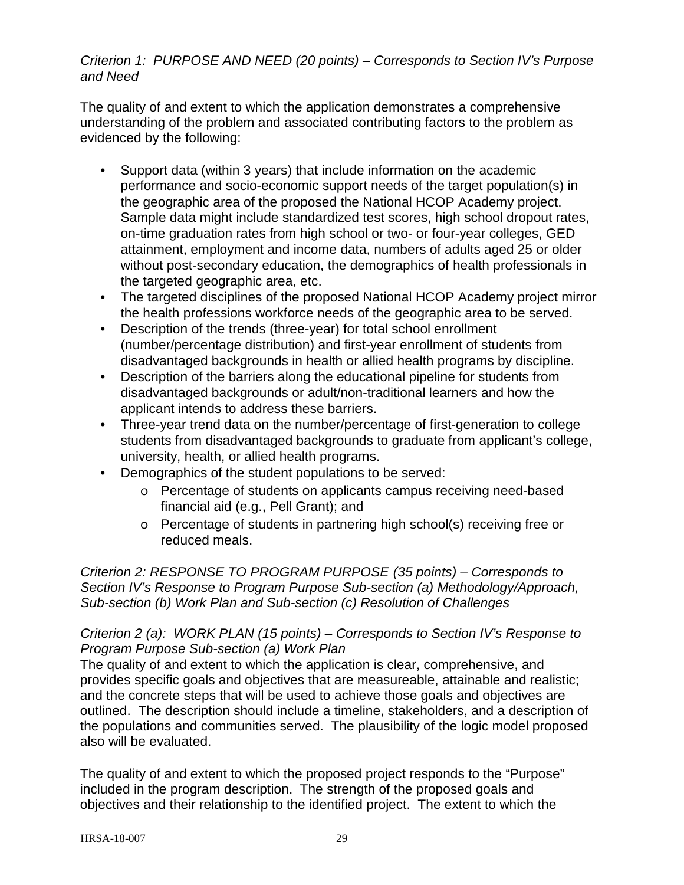*Criterion 1: PURPOSE AND NEED (20 points) – Corresponds to Section IV's Purpose and Need*

The quality of and extent to which the application demonstrates a comprehensive understanding of the problem and associated contributing factors to the problem as evidenced by the following:

- Support data (within 3 years) that include information on the academic performance and socio-economic support needs of the target population(s) in the geographic area of the proposed the National HCOP Academy project. Sample data might include standardized test scores, high school dropout rates, on-time graduation rates from high school or two- or four-year colleges, GED attainment, employment and income data, numbers of adults aged 25 or older without post-secondary education, the demographics of health professionals in the targeted geographic area, etc.
- The targeted disciplines of the proposed National HCOP Academy project mirror the health professions workforce needs of the geographic area to be served.
- Description of the trends (three-year) for total school enrollment (number/percentage distribution) and first-year enrollment of students from disadvantaged backgrounds in health or allied health programs by discipline.
- Description of the barriers along the educational pipeline for students from disadvantaged backgrounds or adult/non-traditional learners and how the applicant intends to address these barriers.
- Three-year trend data on the number/percentage of first-generation to college students from disadvantaged backgrounds to graduate from applicant's college, university, health, or allied health programs.
- Demographics of the student populations to be served:
  - Percentage of students on applicants campus receiving need-based financial aid (e.g., Pell Grant); and
  - Percentage of students in partnering high school(s) receiving free or reduced meals.

*Criterion 2: RESPONSE TO PROGRAM PURPOSE (35 points) – Corresponds to Section IV's Response to Program Purpose Sub-section (a) Methodology/Approach, Sub-section (b) Work Plan and Sub-section (c) Resolution of Challenges*

*Criterion 2 (a): WORK PLAN (15 points) – Corresponds to Section IV's Response to Program Purpose Sub-section (a) Work Plan*

The quality of and extent to which the application is clear, comprehensive, and provides specific goals and objectives that are measureable, attainable and realistic; and the concrete steps that will be used to achieve those goals and objectives are outlined. The description should include a timeline, stakeholders, and a description of the populations and communities served. The plausibility of the logic model proposed also will be evaluated.

The quality of and extent to which the proposed project responds to the "Purpose" included in the program description. The strength of the proposed goals and objectives and their relationship to the identified project. The extent to which the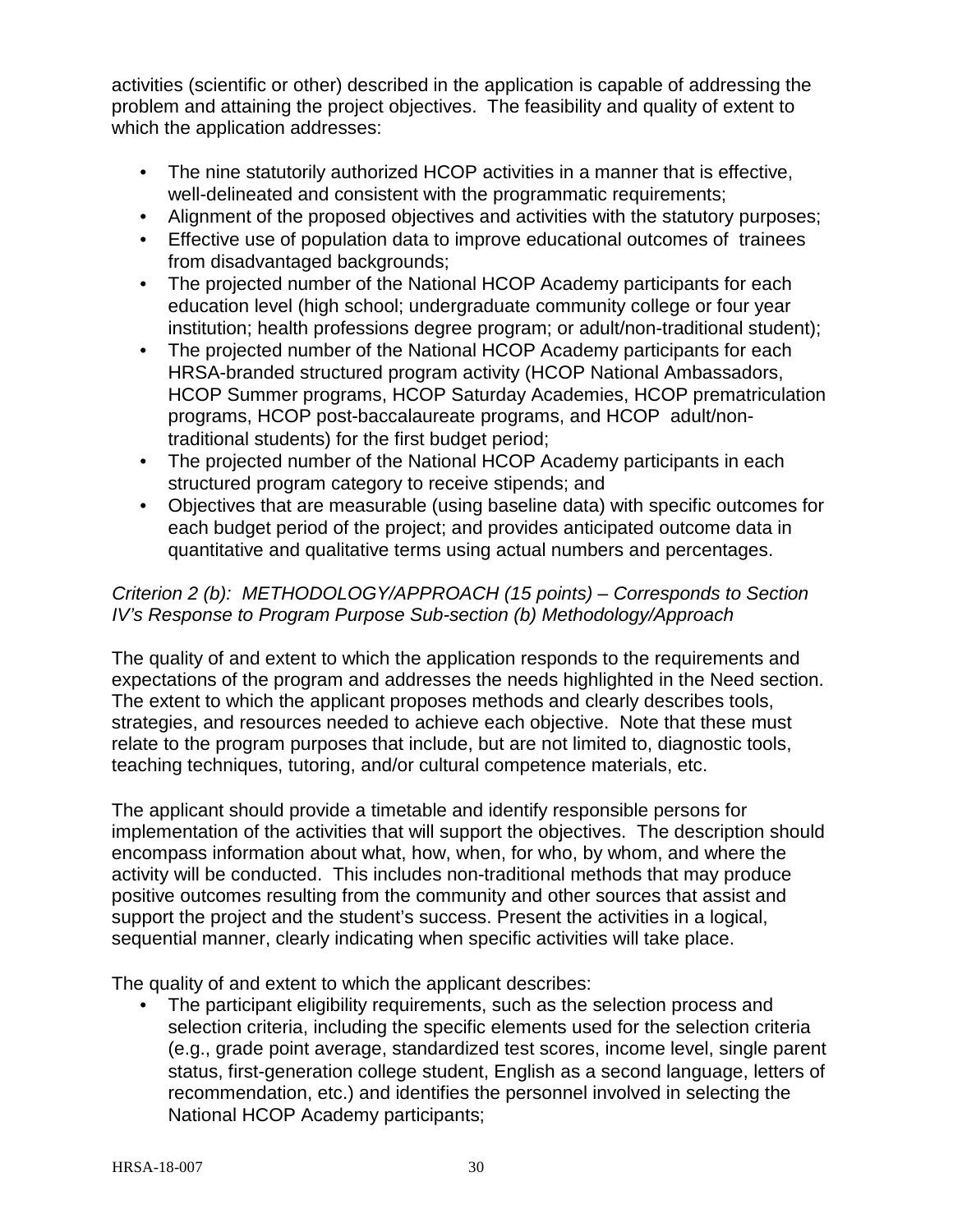activities (scientific or other) described in the application is capable of addressing the problem and attaining the project objectives. The feasibility and quality of extent to which the application addresses:

- The nine statutorily authorized HCOP activities in a manner that is effective, well-delineated and consistent with the programmatic requirements;
- Alignment of the proposed objectives and activities with the statutory purposes;
- Effective use of population data to improve educational outcomes of trainees from disadvantaged backgrounds;
- The projected number of the National HCOP Academy participants for each education level (high school; undergraduate community college or four year institution; health professions degree program; or adult/non-traditional student);
- The projected number of the National HCOP Academy participants for each HRSA-branded structured program activity (HCOP National Ambassadors, HCOP Summer programs, HCOP Saturday Academies, HCOP prematriculation programs, HCOP post-baccalaureate programs, and HCOP adult/non-traditional students) for the first budget period;
- The projected number of the National HCOP Academy participants in each structured program category to receive stipends; and
- Objectives that are measurable (using baseline data) with specific outcomes for each budget period of the project; and provides anticipated outcome data in quantitative and qualitative terms using actual numbers and percentages.

*Criterion 2 (b): METHODOLOGY/APPROACH (15 points) – Corresponds to Section IV's Response to Program Purpose Sub-section (b) Methodology/Approach*

The quality of and extent to which the application responds to the requirements and expectations of the program and addresses the needs highlighted in the Need section. The extent to which the applicant proposes methods and clearly describes tools, strategies, and resources needed to achieve each objective. Note that these must relate to the program purposes that include, but are not limited to, diagnostic tools, teaching techniques, tutoring, and/or cultural competence materials, etc.

The applicant should provide a timetable and identify responsible persons for implementation of the activities that will support the objectives. The description should encompass information about what, how, when, for who, by whom, and where the activity will be conducted. This includes non-traditional methods that may produce positive outcomes resulting from the community and other sources that assist and support the project and the student's success. Present the activities in a logical, sequential manner, clearly indicating when specific activities will take place.

The quality of and extent to which the applicant describes:

- The participant eligibility requirements, such as the selection process and selection criteria, including the specific elements used for the selection criteria (e.g., grade point average, standardized test scores, income level, single parent status, first-generation college student, English as a second language, letters of recommendation, etc.) and identifies the personnel involved in selecting the National HCOP Academy participants;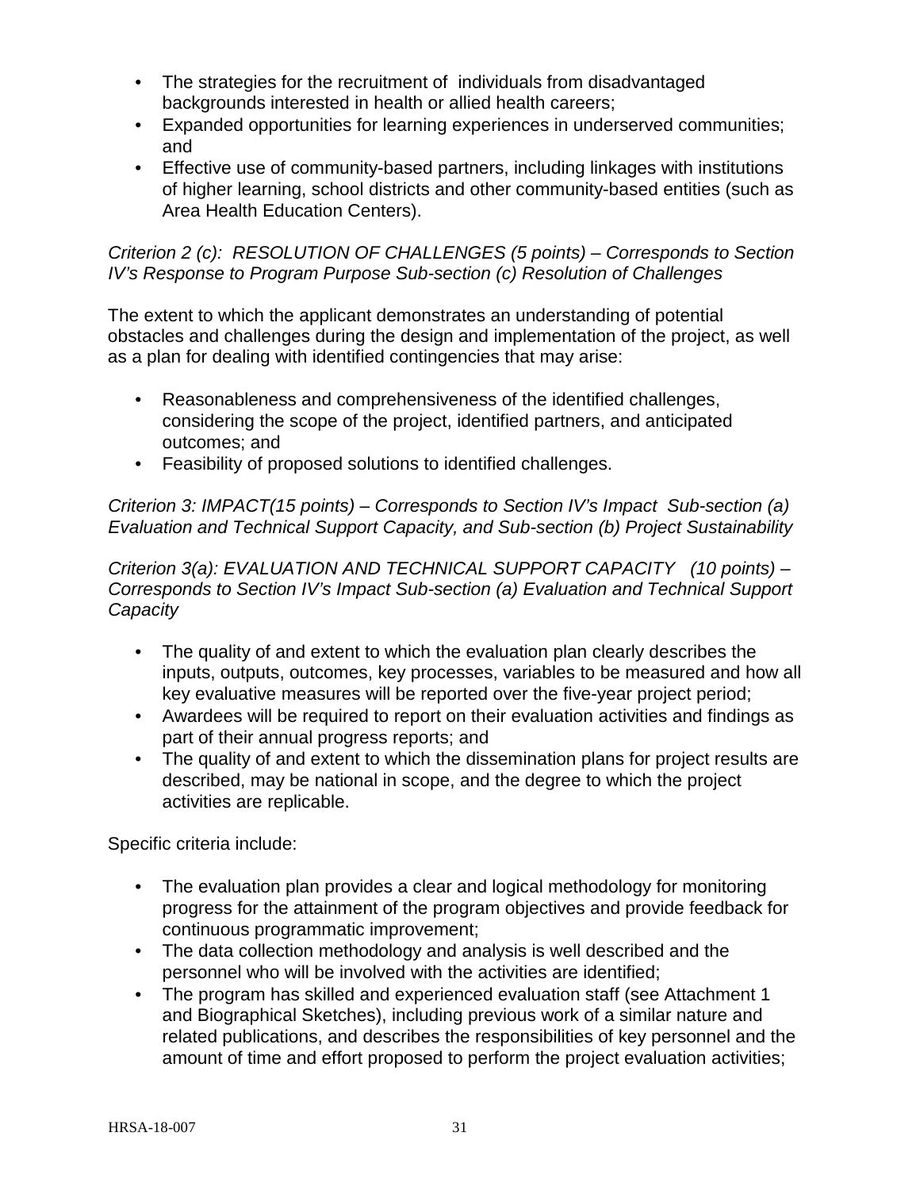- The strategies for the recruitment of individuals from disadvantaged backgrounds interested in health or allied health careers;
- Expanded opportunities for learning experiences in underserved communities; and
- Effective use of community-based partners, including linkages with institutions of higher learning, school districts and other community-based entities (such as Area Health Education Centers).

*Criterion 2 (c): RESOLUTION OF CHALLENGES (5 points) – Corresponds to Section IV's Response to Program Purpose Sub-section (c) Resolution of Challenges*

The extent to which the applicant demonstrates an understanding of potential obstacles and challenges during the design and implementation of the project, as well as a plan for dealing with identified contingencies that may arise:

- Reasonableness and comprehensiveness of the identified challenges, considering the scope of the project, identified partners, and anticipated outcomes; and
- Feasibility of proposed solutions to identified challenges.

*Criterion 3: IMPACT(15 points) – Corresponds to Section IV's Impact Sub-section (a) Evaluation and Technical Support Capacity, and Sub-section (b) Project Sustainability*

*Criterion 3(a): EVALUATION AND TECHNICAL SUPPORT CAPACITY (10 points) – Corresponds to Section IV's Impact Sub-section (a) Evaluation and Technical Support Capacity*

- The quality of and extent to which the evaluation plan clearly describes the inputs, outputs, outcomes, key processes, variables to be measured and how all key evaluative measures will be reported over the five-year project period;
- Awardees will be required to report on their evaluation activities and findings as part of their annual progress reports; and
- The quality of and extent to which the dissemination plans for project results are described, may be national in scope, and the degree to which the project activities are replicable.

Specific criteria include:

- The evaluation plan provides a clear and logical methodology for monitoring progress for the attainment of the program objectives and provide feedback for continuous programmatic improvement;
- The data collection methodology and analysis is well described and the personnel who will be involved with the activities are identified;
- The program has skilled and experienced evaluation staff (see Attachment 1 and Biographical Sketches), including previous work of a similar nature and related publications, and describes the responsibilities of key personnel and the amount of time and effort proposed to perform the project evaluation activities;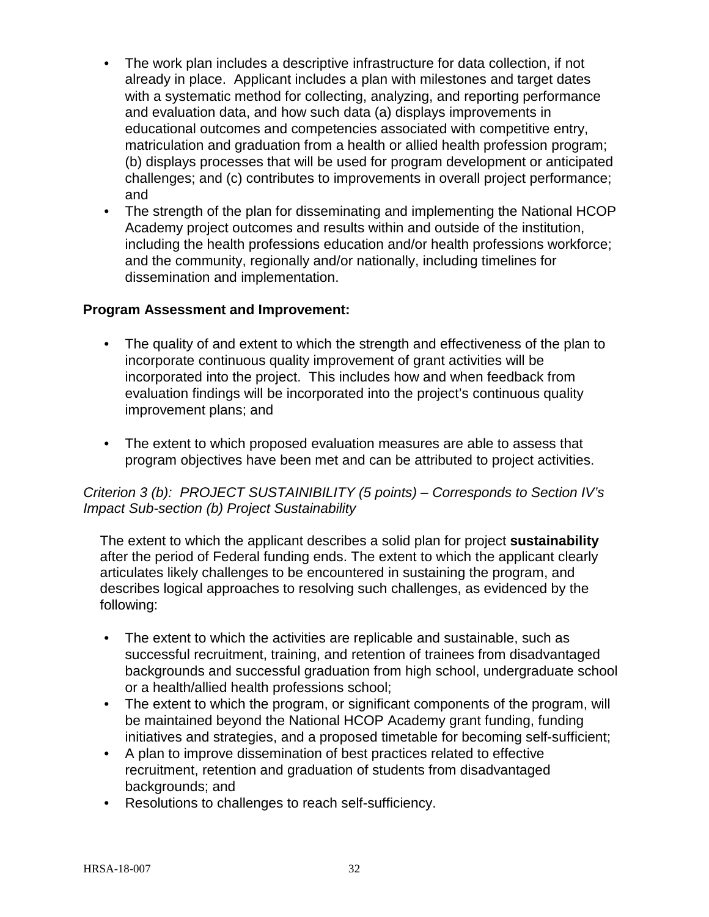- The work plan includes a descriptive infrastructure for data collection, if not already in place. Applicant includes a plan with milestones and target dates with a systematic method for collecting, analyzing, and reporting performance and evaluation data, and how such data (a) displays improvements in educational outcomes and competencies associated with competitive entry, matriculation and graduation from a health or allied health profession program; (b) displays processes that will be used for program development or anticipated challenges; and (c) contributes to improvements in overall project performance; and
- The strength of the plan for disseminating and implementing the National HCOP Academy project outcomes and results within and outside of the institution, including the health professions education and/or health professions workforce; and the community, regionally and/or nationally, including timelines for dissemination and implementation.

**Program Assessment and Improvement:**

- The quality of and extent to which the strength and effectiveness of the plan to incorporate continuous quality improvement of grant activities will be incorporated into the project. This includes how and when feedback from evaluation findings will be incorporated into the project's continuous quality improvement plans; and

- The extent to which proposed evaluation measures are able to assess that program objectives have been met and can be attributed to project activities.

*Criterion 3 (b): PROJECT SUSTAINIBILITY (5 points) – Corresponds to Section IV's Impact Sub-section (b) Project Sustainability*

The extent to which the applicant describes a solid plan for project **sustainability** after the period of Federal funding ends. The extent to which the applicant clearly articulates likely challenges to be encountered in sustaining the program, and describes logical approaches to resolving such challenges, as evidenced by the following:

- The extent to which the activities are replicable and sustainable, such as successful recruitment, training, and retention of trainees from disadvantaged backgrounds and successful graduation from high school, undergraduate school or a health/allied health professions school;
- The extent to which the program, or significant components of the program, will be maintained beyond the National HCOP Academy grant funding, funding initiatives and strategies, and a proposed timetable for becoming self-sufficient;
- A plan to improve dissemination of best practices related to effective recruitment, retention and graduation of students from disadvantaged backgrounds; and
- Resolutions to challenges to reach self-sufficiency.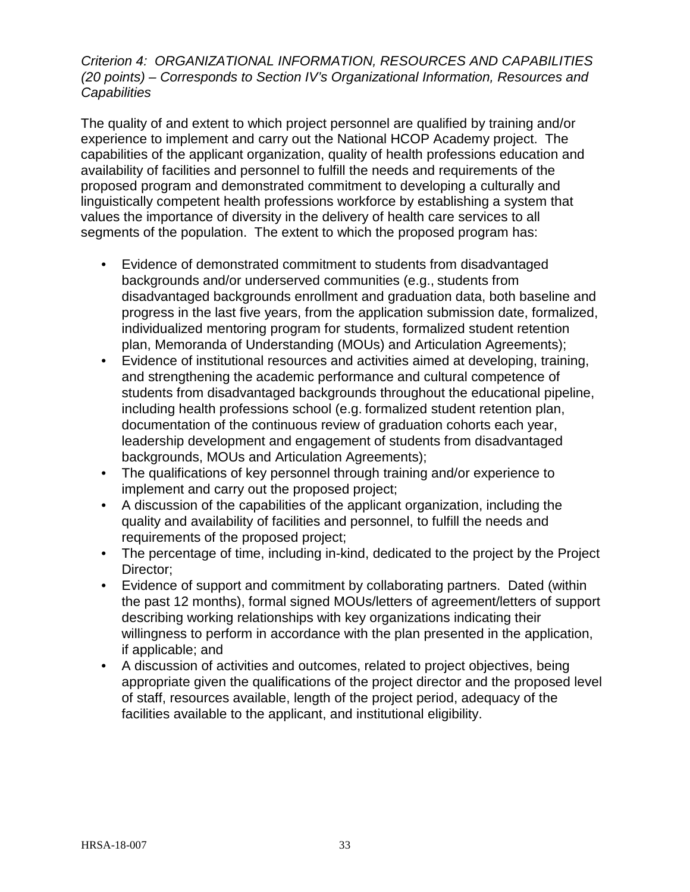*Criterion 4: ORGANIZATIONAL INFORMATION, RESOURCES AND CAPABILITIES (20 points) – Corresponds to Section IV's Organizational Information, Resources and Capabilities*

The quality of and extent to which project personnel are qualified by training and/or experience to implement and carry out the National HCOP Academy project. The capabilities of the applicant organization, quality of health professions education and availability of facilities and personnel to fulfill the needs and requirements of the proposed program and demonstrated commitment to developing a culturally and linguistically competent health professions workforce by establishing a system that values the importance of diversity in the delivery of health care services to all segments of the population. The extent to which the proposed program has:

- Evidence of demonstrated commitment to students from disadvantaged backgrounds and/or underserved communities (e.g., students from disadvantaged backgrounds enrollment and graduation data, both baseline and progress in the last five years, from the application submission date, formalized, individualized mentoring program for students, formalized student retention plan, Memoranda of Understanding (MOUs) and Articulation Agreements);
- Evidence of institutional resources and activities aimed at developing, training, and strengthening the academic performance and cultural competence of students from disadvantaged backgrounds throughout the educational pipeline, including health professions school (e.g. formalized student retention plan, documentation of the continuous review of graduation cohorts each year, leadership development and engagement of students from disadvantaged backgrounds, MOUs and Articulation Agreements);
- The qualifications of key personnel through training and/or experience to implement and carry out the proposed project;
- A discussion of the capabilities of the applicant organization, including the quality and availability of facilities and personnel, to fulfill the needs and requirements of the proposed project;
- The percentage of time, including in-kind, dedicated to the project by the Project Director;
- Evidence of support and commitment by collaborating partners. Dated (within the past 12 months), formal signed MOUs/letters of agreement/letters of support describing working relationships with key organizations indicating their willingness to perform in accordance with the plan presented in the application, if applicable; and
- A discussion of activities and outcomes, related to project objectives, being appropriate given the qualifications of the project director and the proposed level of staff, resources available, length of the project period, adequacy of the facilities available to the applicant, and institutional eligibility.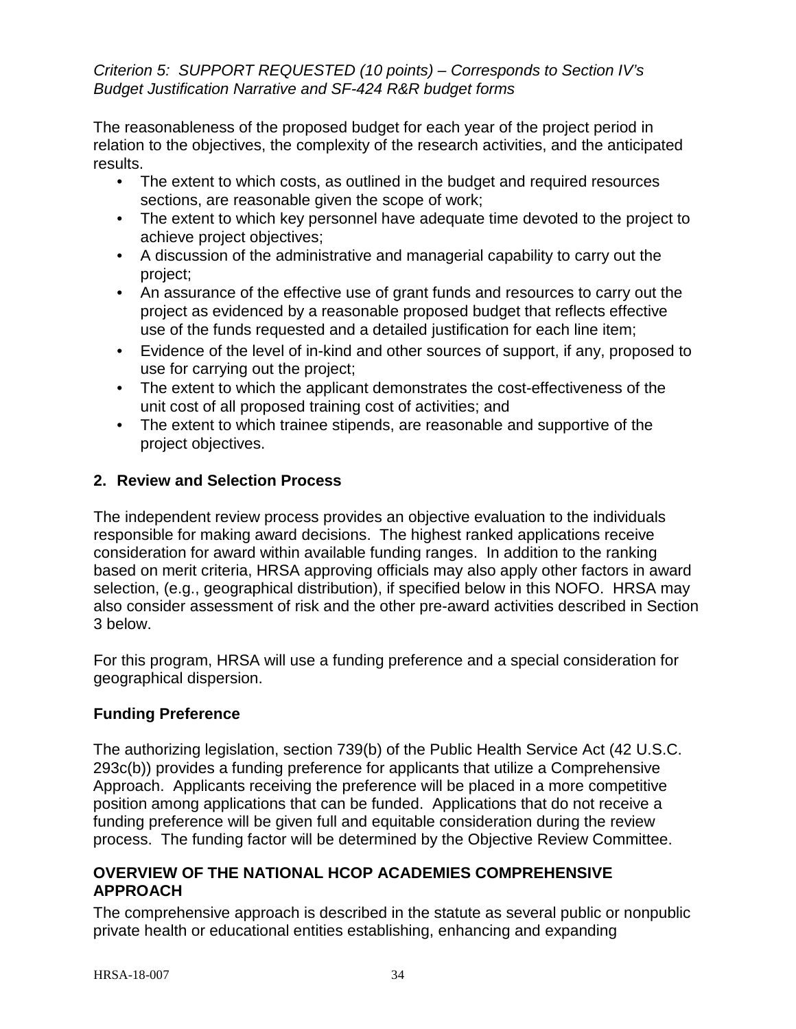*Criterion 5: SUPPORT REQUESTED (10 points) – Corresponds to Section IV's Budget Justification Narrative and SF-424 R&R budget forms*

The reasonableness of the proposed budget for each year of the project period in relation to the objectives, the complexity of the research activities, and the anticipated results.

- The extent to which costs, as outlined in the budget and required resources sections, are reasonable given the scope of work;
- The extent to which key personnel have adequate time devoted to the project to achieve project objectives;
- A discussion of the administrative and managerial capability to carry out the project;
- An assurance of the effective use of grant funds and resources to carry out the project as evidenced by a reasonable proposed budget that reflects effective use of the funds requested and a detailed justification for each line item;
- Evidence of the level of in-kind and other sources of support, if any, proposed to use for carrying out the project;
- The extent to which the applicant demonstrates the cost-effectiveness of the unit cost of all proposed training cost of activities; and
- The extent to which trainee stipends, are reasonable and supportive of the project objectives.

## 2. Review and Selection Process

The independent review process provides an objective evaluation to the individuals responsible for making award decisions. The highest ranked applications receive consideration for award within available funding ranges. In addition to the ranking based on merit criteria, HRSA approving officials may also apply other factors in award selection, (e.g., geographical distribution), if specified below in this NOFO. HRSA may also consider assessment of risk and the other pre-award activities described in Section 3 below.

For this program, HRSA will use a funding preference and a special consideration for geographical dispersion.

### Funding Preference

The authorizing legislation, section 739(b) of the Public Health Service Act (42 U.S.C. 293c(b)) provides a funding preference for applicants that utilize a Comprehensive Approach. Applicants receiving the preference will be placed in a more competitive position among applications that can be funded. Applications that do not receive a funding preference will be given full and equitable consideration during the review process. The funding factor will be determined by the Objective Review Committee.

### OVERVIEW OF THE NATIONAL HCOP ACADEMIES COMPREHENSIVE APPROACH

The comprehensive approach is described in the statute as several public or nonpublic private health or educational entities establishing, enhancing and expanding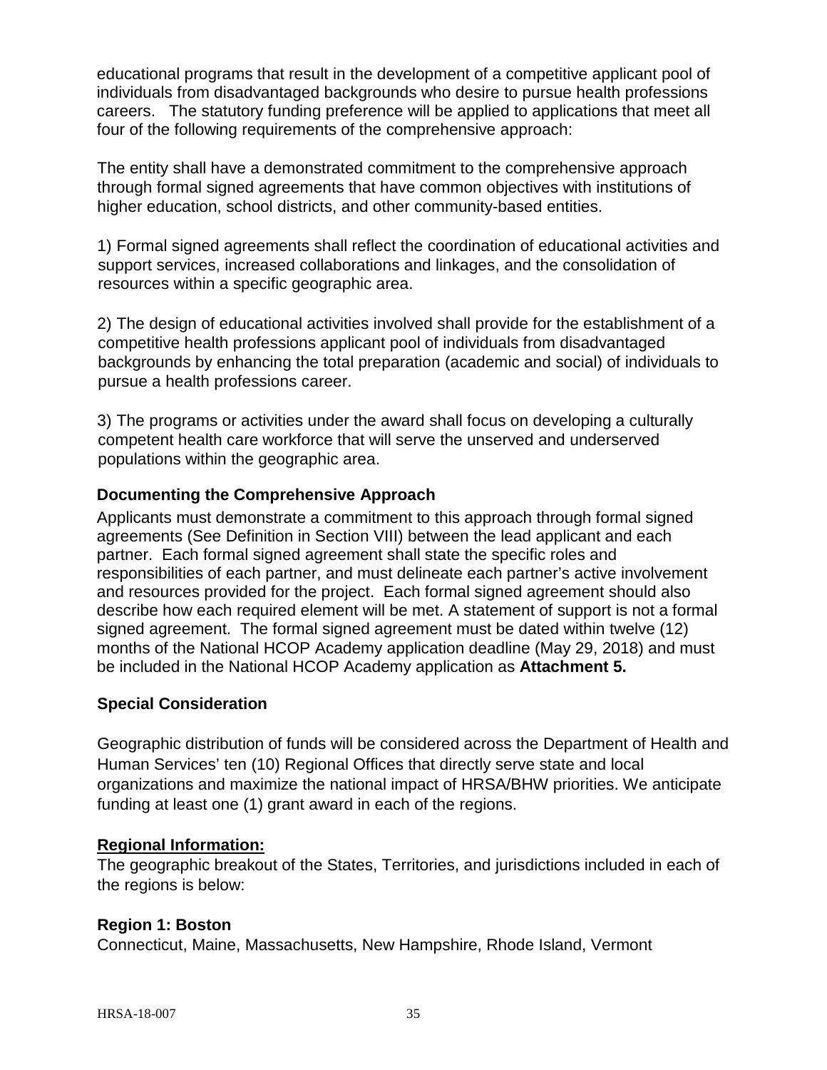educational programs that result in the development of a competitive applicant pool of individuals from disadvantaged backgrounds who desire to pursue health professions careers. The statutory funding preference will be applied to applications that meet all four of the following requirements of the comprehensive approach:

The entity shall have a demonstrated commitment to the comprehensive approach through formal signed agreements that have common objectives with institutions of higher education, school districts, and other community-based entities.

1) Formal signed agreements shall reflect the coordination of educational activities and support services, increased collaborations and linkages, and the consolidation of resources within a specific geographic area.

2) The design of educational activities involved shall provide for the establishment of a competitive health professions applicant pool of individuals from disadvantaged backgrounds by enhancing the total preparation (academic and social) of individuals to pursue a health professions career.

3) The programs or activities under the award shall focus on developing a culturally competent health care workforce that will serve the unserved and underserved populations within the geographic area.

**Documenting the Comprehensive Approach**

Applicants must demonstrate a commitment to this approach through formal signed agreements (See Definition in Section VIII) between the lead applicant and each partner. Each formal signed agreement shall state the specific roles and responsibilities of each partner, and must delineate each partner's active involvement and resources provided for the project. Each formal signed agreement should also describe how each required element will be met. A statement of support is not a formal signed agreement. The formal signed agreement must be dated within twelve (12) months of the National HCOP Academy application deadline (May 29, 2018) and must be included in the National HCOP Academy application as **Attachment 5.**

**Special Consideration**

Geographic distribution of funds will be considered across the Department of Health and Human Services' ten (10) Regional Offices that directly serve state and local organizations and maximize the national impact of HRSA/BHW priorities. We anticipate funding at least one (1) grant award in each of the regions.

**Regional Information:**

The geographic breakout of the States, Territories, and jurisdictions included in each of the regions is below:

**Region 1: Boston**

Connecticut, Maine, Massachusetts, New Hampshire, Rhode Island, Vermont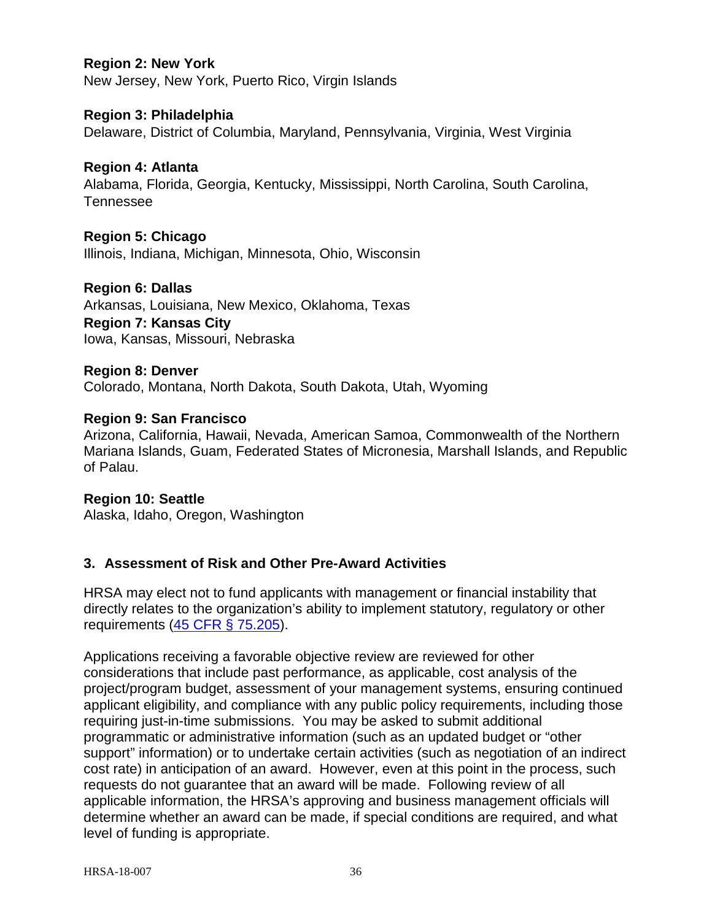**Region 2: New York**
New Jersey, New York, Puerto Rico, Virgin Islands

**Region 3: Philadelphia**
Delaware, District of Columbia, Maryland, Pennsylvania, Virginia, West Virginia

**Region 4: Atlanta**
Alabama, Florida, Georgia, Kentucky, Mississippi, North Carolina, South Carolina, Tennessee

**Region 5: Chicago**
Illinois, Indiana, Michigan, Minnesota, Ohio, Wisconsin

**Region 6: Dallas**
Arkansas, Louisiana, New Mexico, Oklahoma, Texas

**Region 7: Kansas City**
Iowa, Kansas, Missouri, Nebraska

**Region 8: Denver**
Colorado, Montana, North Dakota, South Dakota, Utah, Wyoming

**Region 9: San Francisco**
Arizona, California, Hawaii, Nevada, American Samoa, Commonwealth of the Northern Mariana Islands, Guam, Federated States of Micronesia, Marshall Islands, and Republic of Palau.

**Region 10: Seattle**
Alaska, Idaho, Oregon, Washington

### 3. Assessment of Risk and Other Pre-Award Activities

HRSA may elect not to fund applicants with management or financial instability that directly relates to the organization's ability to implement statutory, regulatory or other requirements (45 CFR § 75.205).

Applications receiving a favorable objective review are reviewed for other considerations that include past performance, as applicable, cost analysis of the project/program budget, assessment of your management systems, ensuring continued applicant eligibility, and compliance with any public policy requirements, including those requiring just-in-time submissions. You may be asked to submit additional programmatic or administrative information (such as an updated budget or "other support" information) or to undertake certain activities (such as negotiation of an indirect cost rate) in anticipation of an award. However, even at this point in the process, such requests do not guarantee that an award will be made. Following review of all applicable information, the HRSA's approving and business management officials will determine whether an award can be made, if special conditions are required, and what level of funding is appropriate.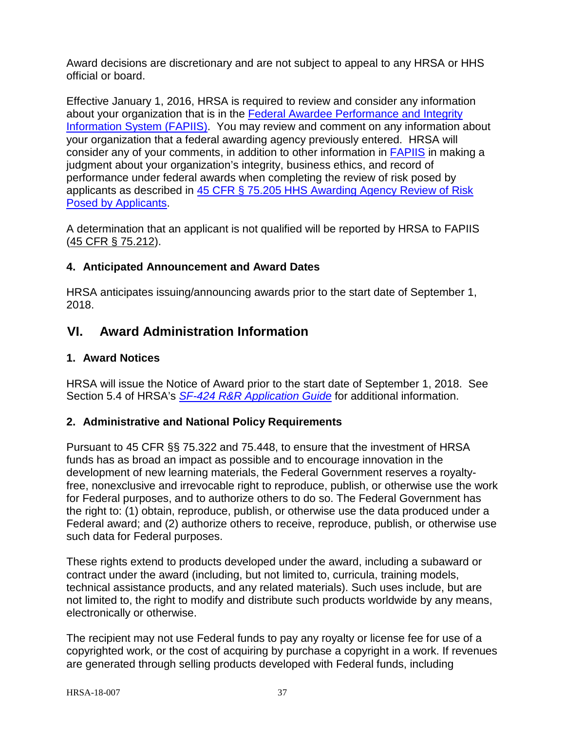Award decisions are discretionary and are not subject to appeal to any HRSA or HHS official or board.

Effective January 1, 2016, HRSA is required to review and consider any information about your organization that is in the Federal Awardee Performance and Integrity Information System (FAPIIS). You may review and comment on any information about your organization that a federal awarding agency previously entered. HRSA will consider any of your comments, in addition to other information in FAPIIS in making a judgment about your organization's integrity, business ethics, and record of performance under federal awards when completing the review of risk posed by applicants as described in 45 CFR § 75.205 HHS Awarding Agency Review of Risk Posed by Applicants.

A determination that an applicant is not qualified will be reported by HRSA to FAPIIS (45 CFR § 75.212).

### 4. Anticipated Announcement and Award Dates

HRSA anticipates issuing/announcing awards prior to the start date of September 1, 2018.

## VI. Award Administration Information

### 1. Award Notices

HRSA will issue the Notice of Award prior to the start date of September 1, 2018. See Section 5.4 of HRSA's *SF-424 R&R Application Guide* for additional information.

### 2. Administrative and National Policy Requirements

Pursuant to 45 CFR §§ 75.322 and 75.448, to ensure that the investment of HRSA funds has as broad an impact as possible and to encourage innovation in the development of new learning materials, the Federal Government reserves a royalty-free, nonexclusive and irrevocable right to reproduce, publish, or otherwise use the work for Federal purposes, and to authorize others to do so. The Federal Government has the right to: (1) obtain, reproduce, publish, or otherwise use the data produced under a Federal award; and (2) authorize others to receive, reproduce, publish, or otherwise use such data for Federal purposes.

These rights extend to products developed under the award, including a subaward or contract under the award (including, but not limited to, curricula, training models, technical assistance products, and any related materials). Such uses include, but are not limited to, the right to modify and distribute such products worldwide by any means, electronically or otherwise.

The recipient may not use Federal funds to pay any royalty or license fee for use of a copyrighted work, or the cost of acquiring by purchase a copyright in a work. If revenues are generated through selling products developed with Federal funds, including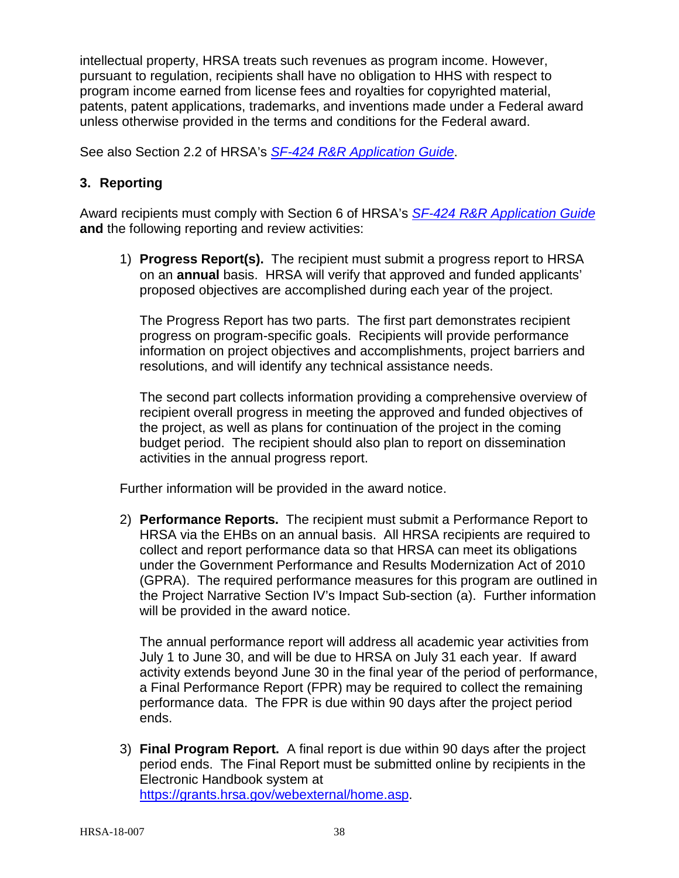intellectual property, HRSA treats such revenues as program income. However, pursuant to regulation, recipients shall have no obligation to HHS with respect to program income earned from license fees and royalties for copyrighted material, patents, patent applications, trademarks, and inventions made under a Federal award unless otherwise provided in the terms and conditions for the Federal award.

See also Section 2.2 of HRSA's *SF-424 R&R Application Guide*.

### 3. Reporting

Award recipients must comply with Section 6 of HRSA's *SF-424 R&R Application Guide* **and** the following reporting and review activities:

1) **Progress Report(s).** The recipient must submit a progress report to HRSA on an **annual** basis. HRSA will verify that approved and funded applicants' proposed objectives are accomplished during each year of the project.

   The Progress Report has two parts. The first part demonstrates recipient progress on program-specific goals. Recipients will provide performance information on project objectives and accomplishments, project barriers and resolutions, and will identify any technical assistance needs.

   The second part collects information providing a comprehensive overview of recipient overall progress in meeting the approved and funded objectives of the project, as well as plans for continuation of the project in the coming budget period. The recipient should also plan to report on dissemination activities in the annual progress report.

Further information will be provided in the award notice.

2) **Performance Reports.** The recipient must submit a Performance Report to HRSA via the EHBs on an annual basis. All HRSA recipients are required to collect and report performance data so that HRSA can meet its obligations under the Government Performance and Results Modernization Act of 2010 (GPRA). The required performance measures for this program are outlined in the Project Narrative Section IV's Impact Sub-section (a). Further information will be provided in the award notice.

   The annual performance report will address all academic year activities from July 1 to June 30, and will be due to HRSA on July 31 each year. If award activity extends beyond June 30 in the final year of the period of performance, a Final Performance Report (FPR) may be required to collect the remaining performance data. The FPR is due within 90 days after the project period ends.

3) **Final Program Report.** A final report is due within 90 days after the project period ends. The Final Report must be submitted online by recipients in the Electronic Handbook system at https://grants.hrsa.gov/webexternal/home.asp.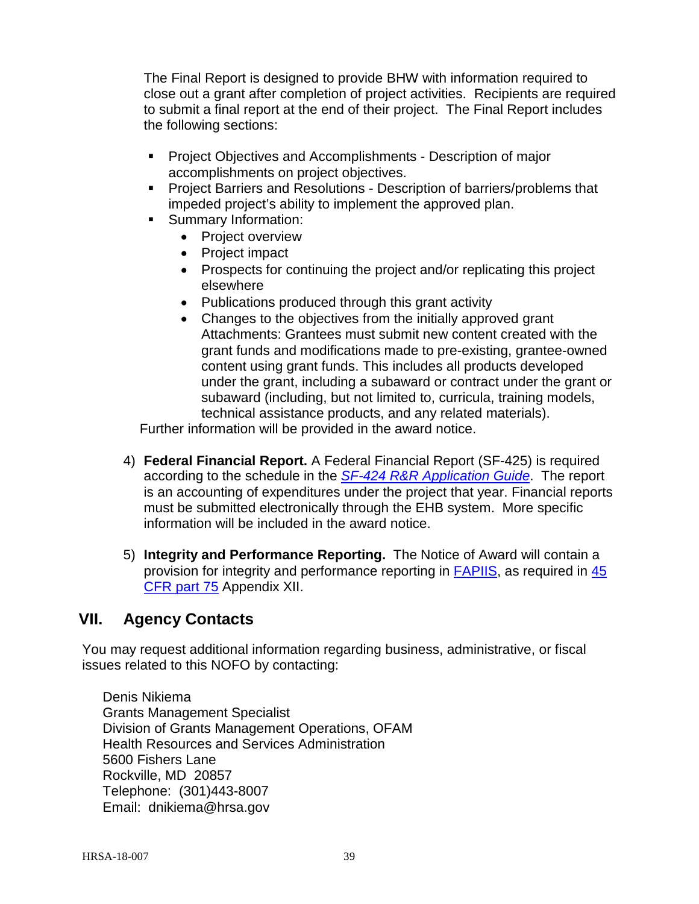The Final Report is designed to provide BHW with information required to close out a grant after completion of project activities. Recipients are required to submit a final report at the end of their project. The Final Report includes the following sections:

- Project Objectives and Accomplishments - Description of major accomplishments on project objectives.
- Project Barriers and Resolutions - Description of barriers/problems that impeded project's ability to implement the approved plan.
- Summary Information:
  - Project overview
  - Project impact
  - Prospects for continuing the project and/or replicating this project elsewhere
  - Publications produced through this grant activity
  - Changes to the objectives from the initially approved grant Attachments: Grantees must submit new content created with the grant funds and modifications made to pre-existing, grantee-owned content using grant funds. This includes all products developed under the grant, including a subaward or contract under the grant or subaward (including, but not limited to, curricula, training models, technical assistance products, and any related materials).

Further information will be provided in the award notice.

4) **Federal Financial Report.** A Federal Financial Report (SF-425) is required according to the schedule in the *SF-424 R&R Application Guide*. The report is an accounting of expenditures under the project that year. Financial reports must be submitted electronically through the EHB system. More specific information will be included in the award notice.

5) **Integrity and Performance Reporting.** The Notice of Award will contain a provision for integrity and performance reporting in FAPIIS, as required in 45 CFR part 75 Appendix XII.

## VII. Agency Contacts

You may request additional information regarding business, administrative, or fiscal issues related to this NOFO by contacting:

Denis Nikiema
Grants Management Specialist
Division of Grants Management Operations, OFAM
Health Resources and Services Administration
5600 Fishers Lane
Rockville, MD 20857
Telephone: (301)443-8007
Email: dnikiema@hrsa.gov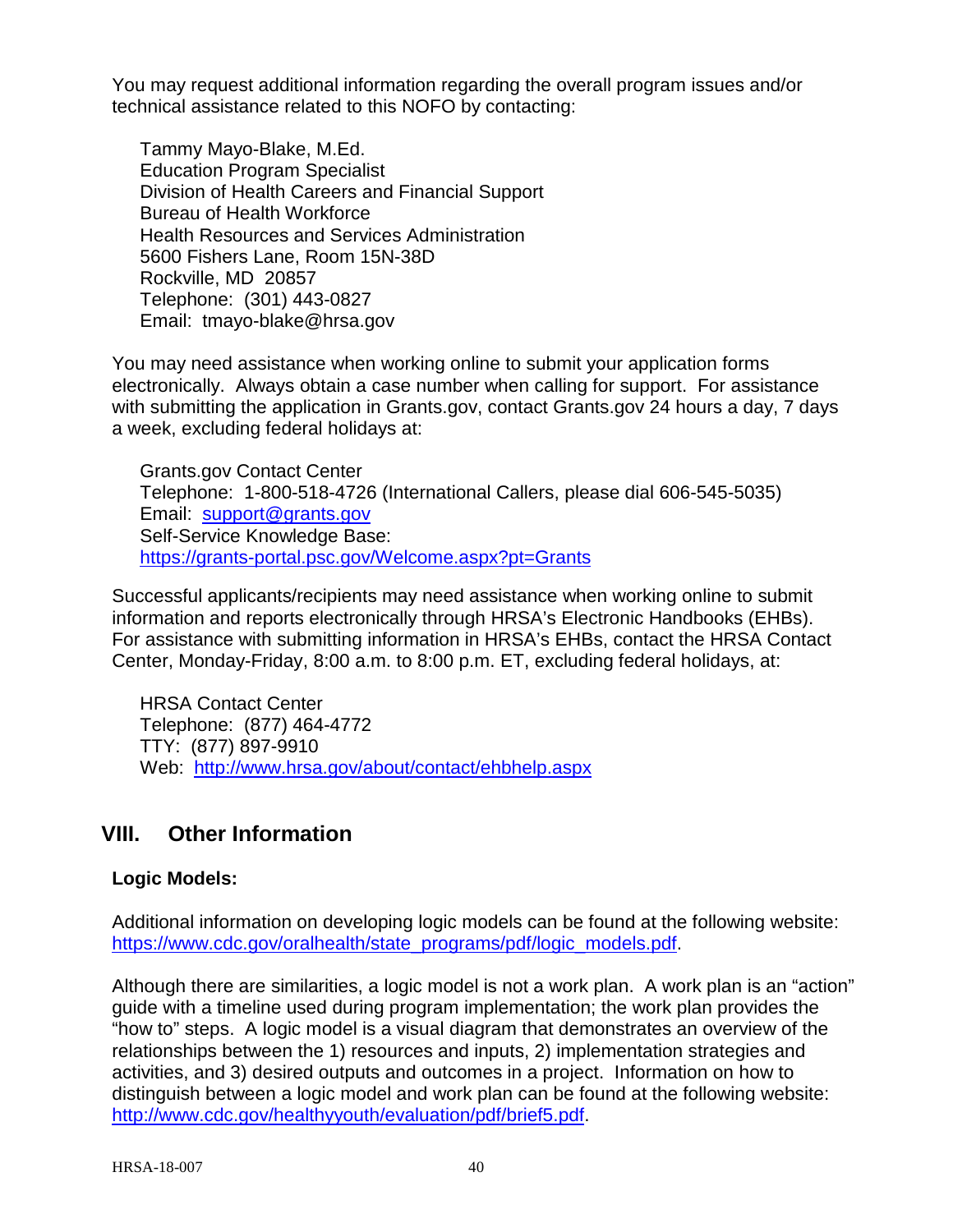You may request additional information regarding the overall program issues and/or technical assistance related to this NOFO by contacting:

Tammy Mayo-Blake, M.Ed.
Education Program Specialist
Division of Health Careers and Financial Support
Bureau of Health Workforce
Health Resources and Services Administration
5600 Fishers Lane, Room 15N-38D
Rockville, MD 20857
Telephone: (301) 443-0827
Email: tmayo-blake@hrsa.gov

You may need assistance when working online to submit your application forms electronically. Always obtain a case number when calling for support. For assistance with submitting the application in Grants.gov, contact Grants.gov 24 hours a day, 7 days a week, excluding federal holidays at:

Grants.gov Contact Center
Telephone: 1-800-518-4726 (International Callers, please dial 606-545-5035)
Email: support@grants.gov
Self-Service Knowledge Base:
https://grants-portal.psc.gov/Welcome.aspx?pt=Grants

Successful applicants/recipients may need assistance when working online to submit information and reports electronically through HRSA's Electronic Handbooks (EHBs). For assistance with submitting information in HRSA's EHBs, contact the HRSA Contact Center, Monday-Friday, 8:00 a.m. to 8:00 p.m. ET, excluding federal holidays, at:

HRSA Contact Center
Telephone: (877) 464-4772
TTY: (877) 897-9910
Web: http://www.hrsa.gov/about/contact/ehbhelp.aspx

## VIII. Other Information

**Logic Models:**

Additional information on developing logic models can be found at the following website: https://www.cdc.gov/oralhealth/state_programs/pdf/logic_models.pdf.

Although there are similarities, a logic model is not a work plan. A work plan is an "action" guide with a timeline used during program implementation; the work plan provides the "how to" steps. A logic model is a visual diagram that demonstrates an overview of the relationships between the 1) resources and inputs, 2) implementation strategies and activities, and 3) desired outputs and outcomes in a project. Information on how to distinguish between a logic model and work plan can be found at the following website: http://www.cdc.gov/healthyyouth/evaluation/pdf/brief5.pdf.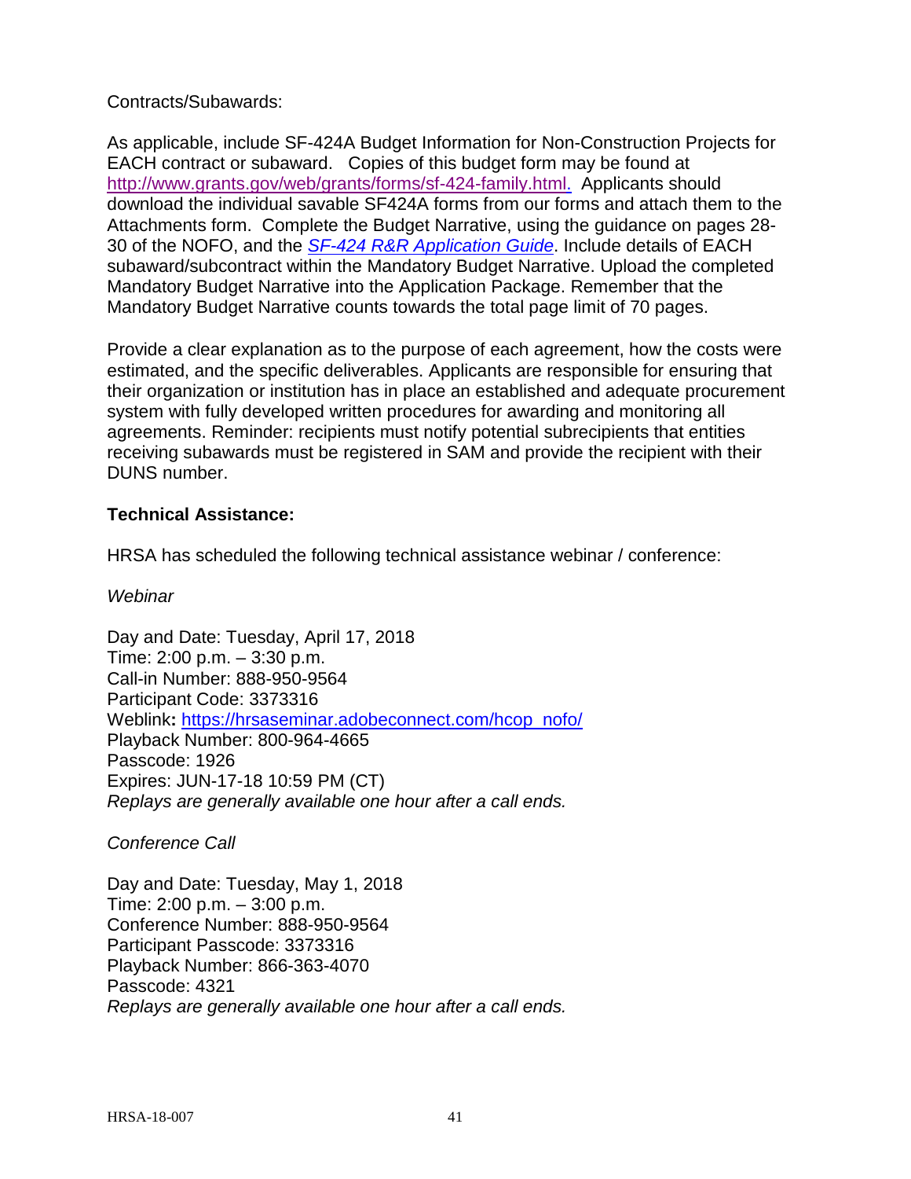Contracts/Subawards:

As applicable, include SF-424A Budget Information for Non-Construction Projects for EACH contract or subaward. Copies of this budget form may be found at [http://www.grants.gov/web/grants/forms/sf-424-family.html.](http://www.grants.gov/web/grants/forms/sf-424-family.html) Applicants should download the individual savable SF424A forms from our forms and attach them to the Attachments form. Complete the Budget Narrative, using the guidance on pages 28-30 of the NOFO, and the *SF-424 R&R Application Guide*. Include details of EACH subaward/subcontract within the Mandatory Budget Narrative. Upload the completed Mandatory Budget Narrative into the Application Package. Remember that the Mandatory Budget Narrative counts towards the total page limit of 70 pages.

Provide a clear explanation as to the purpose of each agreement, how the costs were estimated, and the specific deliverables. Applicants are responsible for ensuring that their organization or institution has in place an established and adequate procurement system with fully developed written procedures for awarding and monitoring all agreements. Reminder: recipients must notify potential subrecipients that entities receiving subawards must be registered in SAM and provide the recipient with their DUNS number.

**Technical Assistance:**

HRSA has scheduled the following technical assistance webinar / conference:

*Webinar*

Day and Date: Tuesday, April 17, 2018
Time: 2:00 p.m. – 3:30 p.m.
Call-in Number: 888-950-9564
Participant Code: 3373316
Weblink**:** https://hrsaseminar.adobeconnect.com/hcop_nofo/
Playback Number: 800-964-4665
Passcode: 1926
Expires: JUN-17-18 10:59 PM (CT)
*Replays are generally available one hour after a call ends.*

*Conference Call*

Day and Date: Tuesday, May 1, 2018
Time: 2:00 p.m. – 3:00 p.m.
Conference Number: 888-950-9564
Participant Passcode: 3373316
Playback Number: 866-363-4070
Passcode: 4321
*Replays are generally available one hour after a call ends.*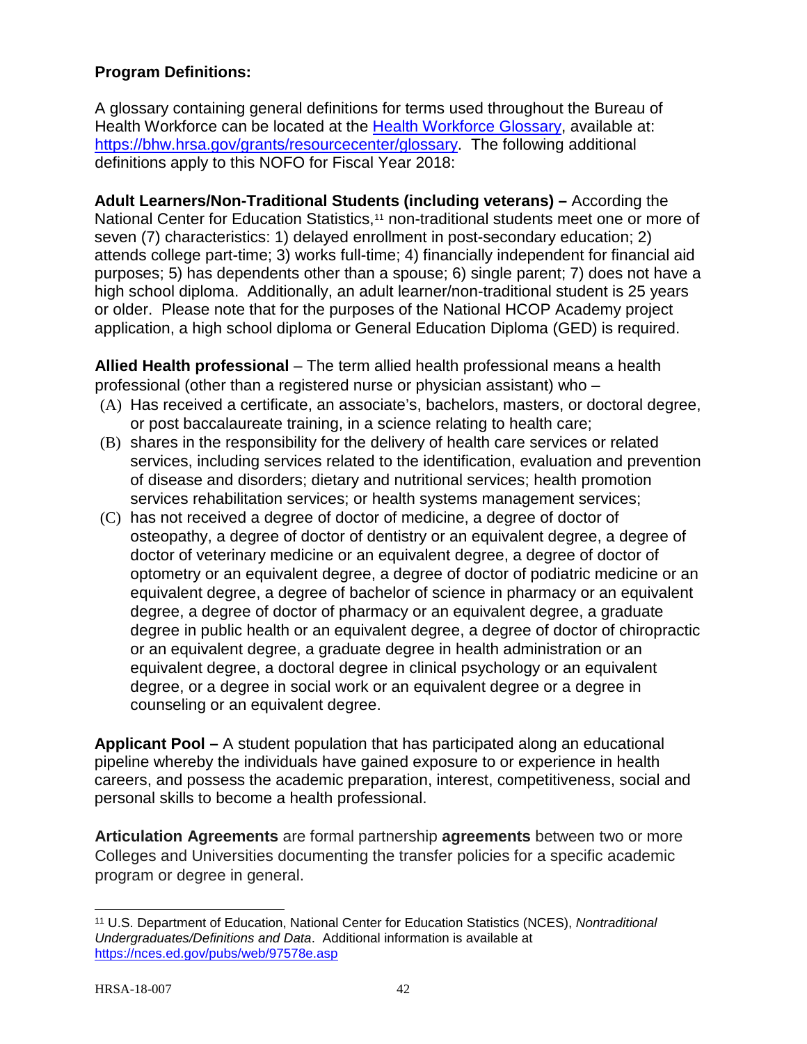**Program Definitions:**

A glossary containing general definitions for terms used throughout the Bureau of Health Workforce can be located at the [Health Workforce Glossary](https://bhw.hrsa.gov/grants/resourcecenter/glossary), available at: https://bhw.hrsa.gov/grants/resourcecenter/glossary. The following additional definitions apply to this NOFO for Fiscal Year 2018:

**Adult Learners/Non-Traditional Students (including veterans) –** According the National Center for Education Statistics,[11] non-traditional students meet one or more of seven (7) characteristics: 1) delayed enrollment in post-secondary education; 2) attends college part-time; 3) works full-time; 4) financially independent for financial aid purposes; 5) has dependents other than a spouse; 6) single parent; 7) does not have a high school diploma. Additionally, an adult learner/non-traditional student is 25 years or older. Please note that for the purposes of the National HCOP Academy project application, a high school diploma or General Education Diploma (GED) is required.

**Allied Health professional** – The term allied health professional means a health professional (other than a registered nurse or physician assistant) who –

(A) Has received a certificate, an associate's, bachelors, masters, or doctoral degree, or post baccalaureate training, in a science relating to health care;

(B) shares in the responsibility for the delivery of health care services or related services, including services related to the identification, evaluation and prevention of disease and disorders; dietary and nutritional services; health promotion services rehabilitation services; or health systems management services;

(C) has not received a degree of doctor of medicine, a degree of doctor of osteopathy, a degree of doctor of dentistry or an equivalent degree, a degree of doctor of veterinary medicine or an equivalent degree, a degree of doctor of optometry or an equivalent degree, a degree of doctor of podiatric medicine or an equivalent degree, a degree of bachelor of science in pharmacy or an equivalent degree, a degree of doctor of pharmacy or an equivalent degree, a graduate degree in public health or an equivalent degree, a degree of doctor of chiropractic or an equivalent degree, a graduate degree in health administration or an equivalent degree, a doctoral degree in clinical psychology or an equivalent degree, or a degree in social work or an equivalent degree or a degree in counseling or an equivalent degree.

**Applicant Pool –** A student population that has participated along an educational pipeline whereby the individuals have gained exposure to or experience in health careers, and possess the academic preparation, interest, competitiveness, social and personal skills to become a health professional.

**Articulation Agreements** are formal partnership **agreements** between two or more Colleges and Universities documenting the transfer policies for a specific academic program or degree in general.

---

[11] U.S. Department of Education, National Center for Education Statistics (NCES), *Nontraditional Undergraduates/Definitions and Data*. Additional information is available at https://nces.ed.gov/pubs/web/97578e.asp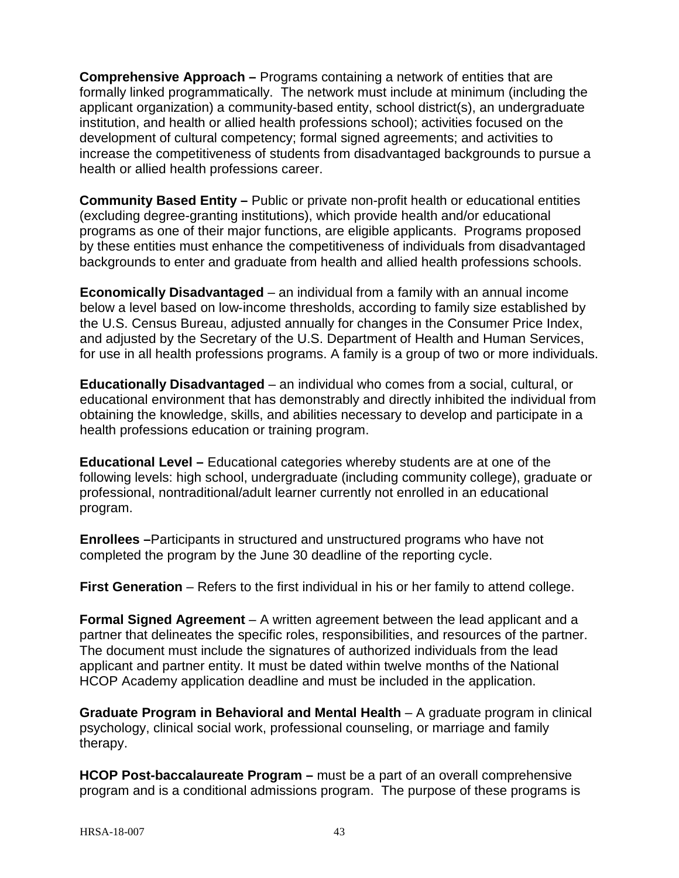**Comprehensive Approach –** Programs containing a network of entities that are formally linked programmatically. The network must include at minimum (including the applicant organization) a community-based entity, school district(s), an undergraduate institution, and health or allied health professions school); activities focused on the development of cultural competency; formal signed agreements; and activities to increase the competitiveness of students from disadvantaged backgrounds to pursue a health or allied health professions career.

**Community Based Entity –** Public or private non-profit health or educational entities (excluding degree-granting institutions), which provide health and/or educational programs as one of their major functions, are eligible applicants. Programs proposed by these entities must enhance the competitiveness of individuals from disadvantaged backgrounds to enter and graduate from health and allied health professions schools.

**Economically Disadvantaged** – an individual from a family with an annual income below a level based on low-income thresholds, according to family size established by the U.S. Census Bureau, adjusted annually for changes in the Consumer Price Index, and adjusted by the Secretary of the U.S. Department of Health and Human Services, for use in all health professions programs. A family is a group of two or more individuals.

**Educationally Disadvantaged** – an individual who comes from a social, cultural, or educational environment that has demonstrably and directly inhibited the individual from obtaining the knowledge, skills, and abilities necessary to develop and participate in a health professions education or training program.

**Educational Level –** Educational categories whereby students are at one of the following levels: high school, undergraduate (including community college), graduate or professional, nontraditional/adult learner currently not enrolled in an educational program.

**Enrollees –**Participants in structured and unstructured programs who have not completed the program by the June 30 deadline of the reporting cycle.

**First Generation** – Refers to the first individual in his or her family to attend college.

**Formal Signed Agreement** – A written agreement between the lead applicant and a partner that delineates the specific roles, responsibilities, and resources of the partner. The document must include the signatures of authorized individuals from the lead applicant and partner entity. It must be dated within twelve months of the National HCOP Academy application deadline and must be included in the application.

**Graduate Program in Behavioral and Mental Health** – A graduate program in clinical psychology, clinical social work, professional counseling, or marriage and family therapy.

**HCOP Post-baccalaureate Program –** must be a part of an overall comprehensive program and is a conditional admissions program. The purpose of these programs is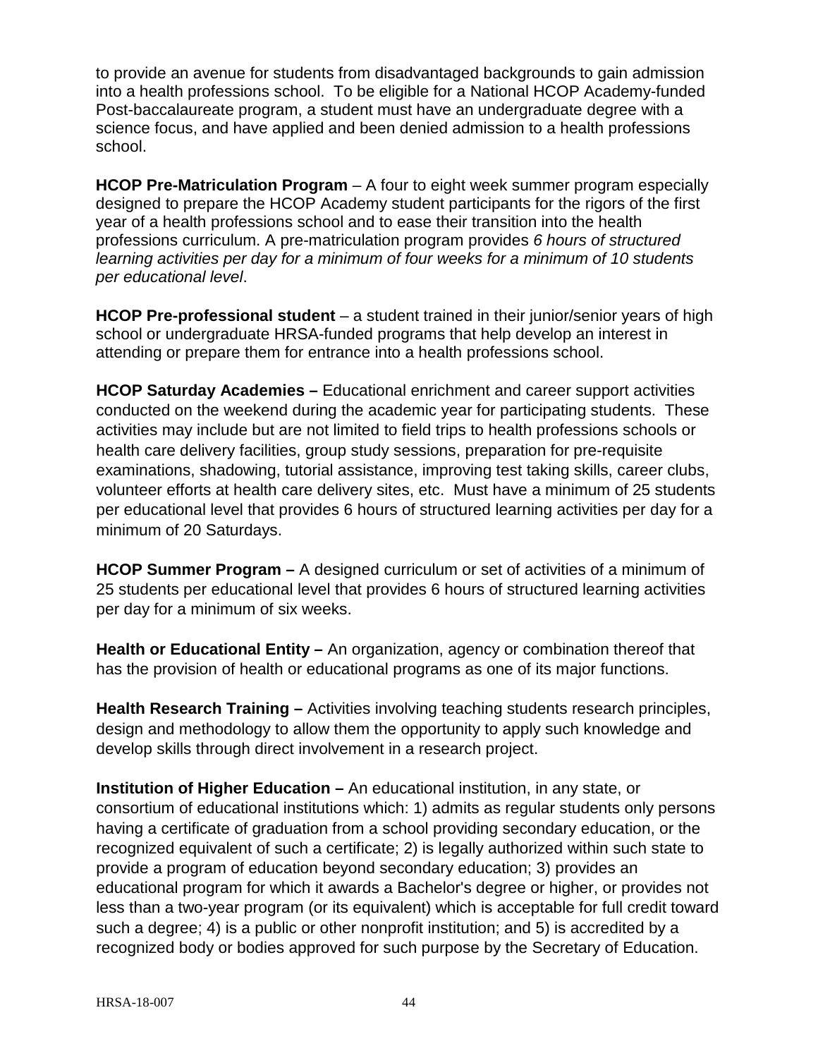to provide an avenue for students from disadvantaged backgrounds to gain admission into a health professions school. To be eligible for a National HCOP Academy-funded Post-baccalaureate program, a student must have an undergraduate degree with a science focus, and have applied and been denied admission to a health professions school.

**HCOP Pre-Matriculation Program** – A four to eight week summer program especially designed to prepare the HCOP Academy student participants for the rigors of the first year of a health professions school and to ease their transition into the health professions curriculum. A pre-matriculation program provides *6 hours of structured learning activities per day for a minimum of four weeks for a minimum of 10 students per educational level*.

**HCOP Pre-professional student** – a student trained in their junior/senior years of high school or undergraduate HRSA-funded programs that help develop an interest in attending or prepare them for entrance into a health professions school.

**HCOP Saturday Academies –** Educational enrichment and career support activities conducted on the weekend during the academic year for participating students. These activities may include but are not limited to field trips to health professions schools or health care delivery facilities, group study sessions, preparation for pre-requisite examinations, shadowing, tutorial assistance, improving test taking skills, career clubs, volunteer efforts at health care delivery sites, etc. Must have a minimum of 25 students per educational level that provides 6 hours of structured learning activities per day for a minimum of 20 Saturdays.

**HCOP Summer Program –** A designed curriculum or set of activities of a minimum of 25 students per educational level that provides 6 hours of structured learning activities per day for a minimum of six weeks.

**Health or Educational Entity –** An organization, agency or combination thereof that has the provision of health or educational programs as one of its major functions.

**Health Research Training –** Activities involving teaching students research principles, design and methodology to allow them the opportunity to apply such knowledge and develop skills through direct involvement in a research project.

**Institution of Higher Education –** An educational institution, in any state, or consortium of educational institutions which: 1) admits as regular students only persons having a certificate of graduation from a school providing secondary education, or the recognized equivalent of such a certificate; 2) is legally authorized within such state to provide a program of education beyond secondary education; 3) provides an educational program for which it awards a Bachelor's degree or higher, or provides not less than a two-year program (or its equivalent) which is acceptable for full credit toward such a degree; 4) is a public or other nonprofit institution; and 5) is accredited by a recognized body or bodies approved for such purpose by the Secretary of Education.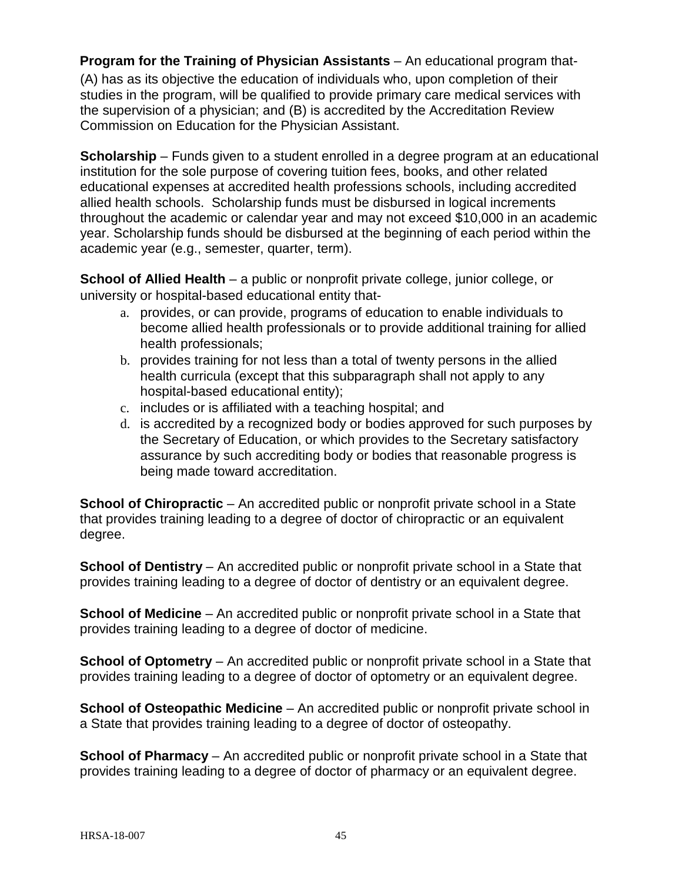**Program for the Training of Physician Assistants** – An educational program that-

(A) has as its objective the education of individuals who, upon completion of their studies in the program, will be qualified to provide primary care medical services with the supervision of a physician; and (B) is accredited by the Accreditation Review Commission on Education for the Physician Assistant.

**Scholarship** – Funds given to a student enrolled in a degree program at an educational institution for the sole purpose of covering tuition fees, books, and other related educational expenses at accredited health professions schools, including accredited allied health schools. Scholarship funds must be disbursed in logical increments throughout the academic or calendar year and may not exceed $10,000 in an academic year. Scholarship funds should be disbursed at the beginning of each period within the academic year (e.g., semester, quarter, term).

**School of Allied Health** – a public or nonprofit private college, junior college, or university or hospital-based educational entity that-

a. provides, or can provide, programs of education to enable individuals to become allied health professionals or to provide additional training for allied health professionals;
b. provides training for not less than a total of twenty persons in the allied health curricula (except that this subparagraph shall not apply to any hospital-based educational entity);
c. includes or is affiliated with a teaching hospital; and
d. is accredited by a recognized body or bodies approved for such purposes by the Secretary of Education, or which provides to the Secretary satisfactory assurance by such accrediting body or bodies that reasonable progress is being made toward accreditation.

**School of Chiropractic** – An accredited public or nonprofit private school in a State that provides training leading to a degree of doctor of chiropractic or an equivalent degree.

**School of Dentistry** – An accredited public or nonprofit private school in a State that provides training leading to a degree of doctor of dentistry or an equivalent degree.

**School of Medicine** – An accredited public or nonprofit private school in a State that provides training leading to a degree of doctor of medicine.

**School of Optometry** – An accredited public or nonprofit private school in a State that provides training leading to a degree of doctor of optometry or an equivalent degree.

**School of Osteopathic Medicine** – An accredited public or nonprofit private school in a State that provides training leading to a degree of doctor of osteopathy.

**School of Pharmacy** – An accredited public or nonprofit private school in a State that provides training leading to a degree of doctor of pharmacy or an equivalent degree.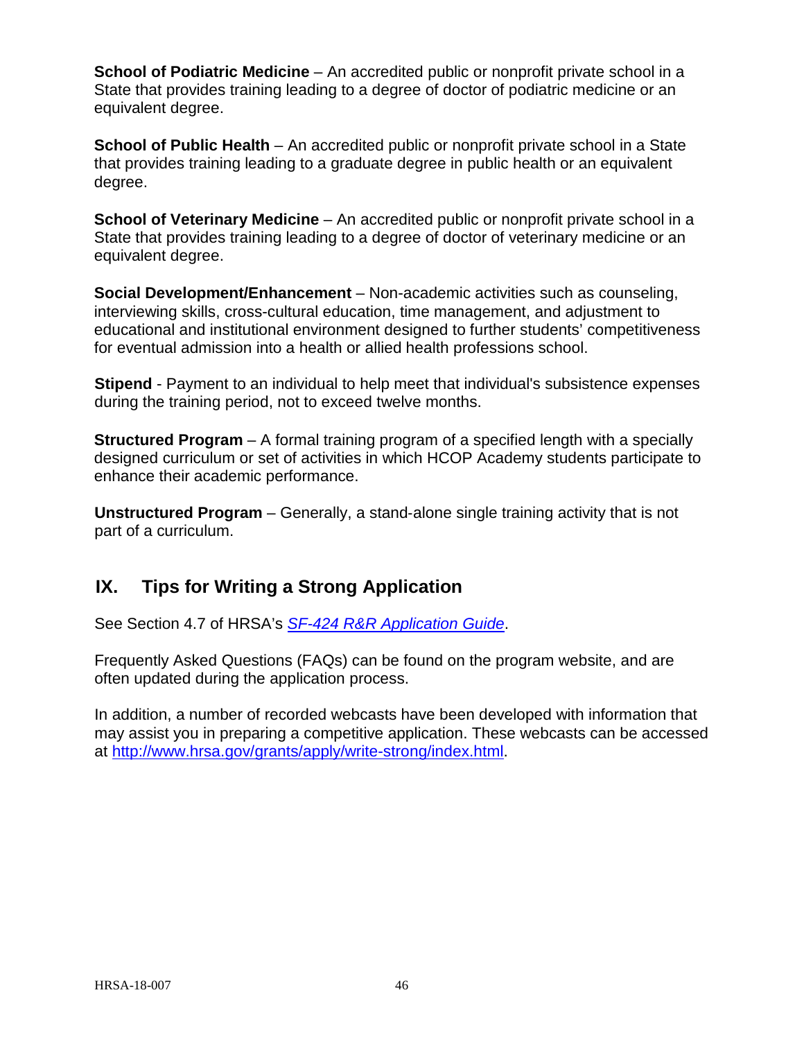**School of Podiatric Medicine** – An accredited public or nonprofit private school in a State that provides training leading to a degree of doctor of podiatric medicine or an equivalent degree.

**School of Public Health** – An accredited public or nonprofit private school in a State that provides training leading to a graduate degree in public health or an equivalent degree.

**School of Veterinary Medicine** – An accredited public or nonprofit private school in a State that provides training leading to a degree of doctor of veterinary medicine or an equivalent degree.

**Social Development/Enhancement** – Non-academic activities such as counseling, interviewing skills, cross-cultural education, time management, and adjustment to educational and institutional environment designed to further students' competitiveness for eventual admission into a health or allied health professions school.

**Stipend** - Payment to an individual to help meet that individual's subsistence expenses during the training period, not to exceed twelve months.

**Structured Program** – A formal training program of a specified length with a specially designed curriculum or set of activities in which HCOP Academy students participate to enhance their academic performance.

**Unstructured Program** – Generally, a stand-alone single training activity that is not part of a curriculum.

## IX. Tips for Writing a Strong Application

See Section 4.7 of HRSA's *SF-424 R&R Application Guide*.

Frequently Asked Questions (FAQs) can be found on the program website, and are often updated during the application process.

In addition, a number of recorded webcasts have been developed with information that may assist you in preparing a competitive application. These webcasts can be accessed at http://www.hrsa.gov/grants/apply/write-strong/index.html.